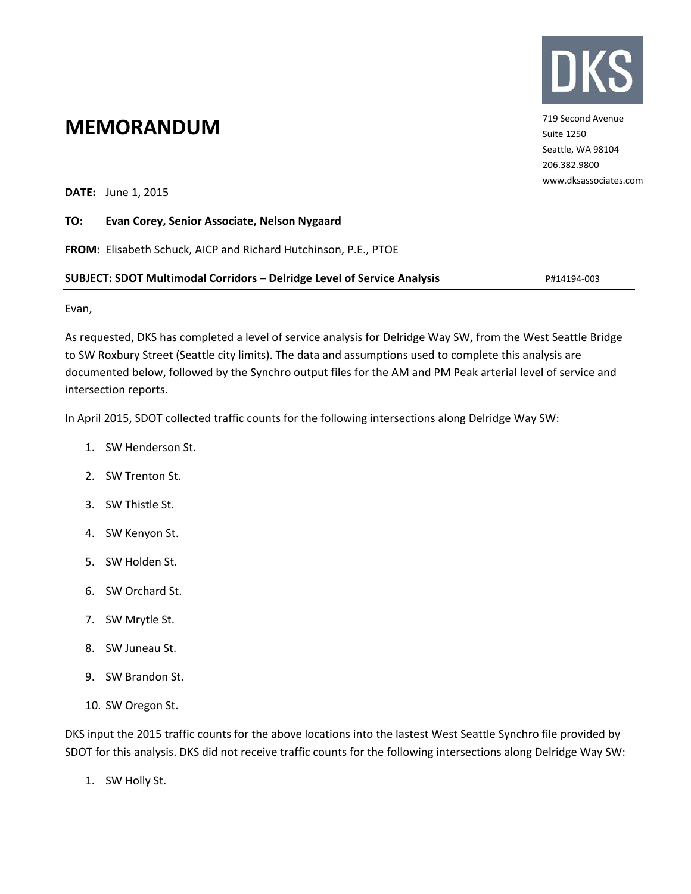DKS

719 Second Avenue
Suite 1250
Seattle, WA 98104
206.382.9800
www.dksassociates.com

# MEMORANDUM

**DATE:** June 1, 2015

**TO:** **Evan Corey, Senior Associate, Nelson Nygaard**

**FROM:** Elisabeth Schuck, AICP and Richard Hutchinson, P.E., PTOE

**SUBJECT: SDOT Multimodal Corridors – Delridge Level of Service Analysis** P#14194-003

Evan,

As requested, DKS has completed a level of service analysis for Delridge Way SW, from the West Seattle Bridge to SW Roxbury Street (Seattle city limits). The data and assumptions used to complete this analysis are documented below, followed by the Synchro output files for the AM and PM Peak arterial level of service and intersection reports.

In April 2015, SDOT collected traffic counts for the following intersections along Delridge Way SW:

1. SW Henderson St.
2. SW Trenton St.
3. SW Thistle St.
4. SW Kenyon St.
5. SW Holden St.
6. SW Orchard St.
7. SW Mrytle St.
8. SW Juneau St.
9. SW Brandon St.
10. SW Oregon St.

DKS input the 2015 traffic counts for the above locations into the lastest West Seattle Synchro file provided by SDOT for this analysis. DKS did not receive traffic counts for the following intersections along Delridge Way SW:

1. SW Holly St.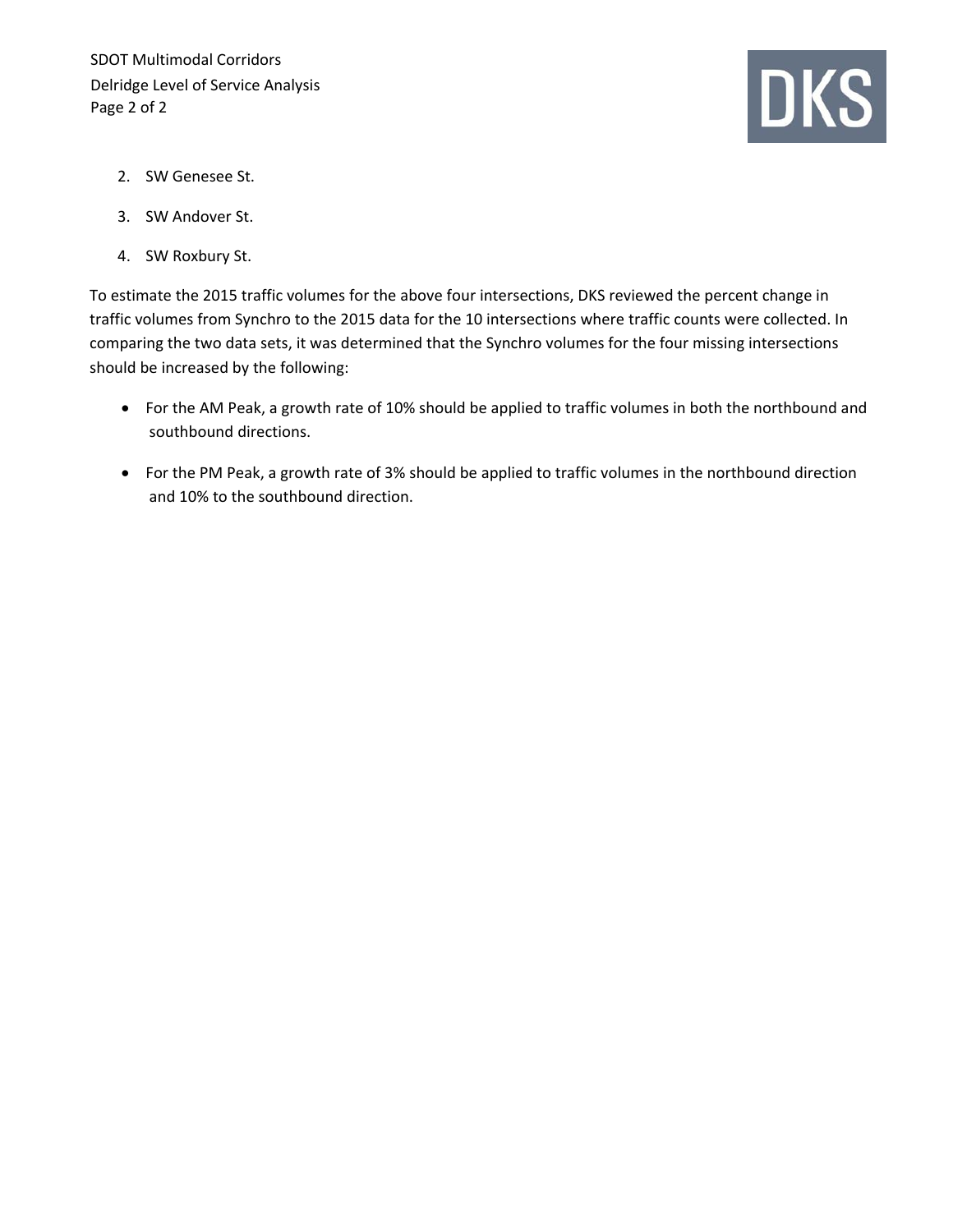2. SW Genesee St.
3. SW Andover St.
4. SW Roxbury St.

To estimate the 2015 traffic volumes for the above four intersections, DKS reviewed the percent change in traffic volumes from Synchro to the 2015 data for the 10 intersections where traffic counts were collected. In comparing the two data sets, it was determined that the Synchro volumes for the four missing intersections should be increased by the following:

- For the AM Peak, a growth rate of 10% should be applied to traffic volumes in both the northbound and southbound directions.
- For the PM Peak, a growth rate of 3% should be applied to traffic volumes in the northbound direction and 10% to the southbound direction.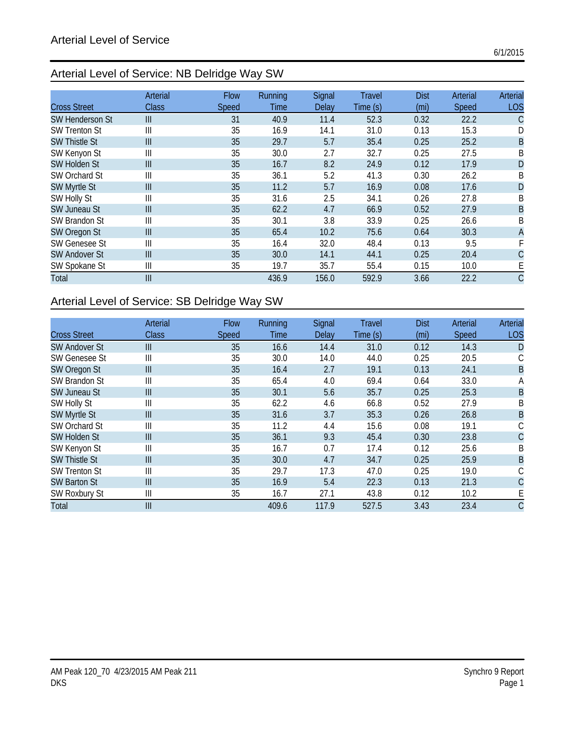# Arterial Level of Service

6/1/2015

## Arterial Level of Service: NB Delridge Way SW

| Cross Street | Arterial Class | Flow Speed | Running Time | Signal Delay | Travel Time (s) | Dist (mi) | Arterial Speed | Arterial LOS |
|---|---|---|---|---|---|---|---|---|
| SW Henderson St | III | 31 | 40.9 | 11.4 | 52.3 | 0.32 | 22.2 | C |
| SW Trenton St | III | 35 | 16.9 | 14.1 | 31.0 | 0.13 | 15.3 | D |
| SW Thistle St | III | 35 | 29.7 | 5.7 | 35.4 | 0.25 | 25.2 | B |
| SW Kenyon St | III | 35 | 30.0 | 2.7 | 32.7 | 0.25 | 27.5 | B |
| SW Holden St | III | 35 | 16.7 | 8.2 | 24.9 | 0.12 | 17.9 | D |
| SW Orchard St | III | 35 | 36.1 | 5.2 | 41.3 | 0.30 | 26.2 | B |
| SW Myrtle St | III | 35 | 11.2 | 5.7 | 16.9 | 0.08 | 17.6 | D |
| SW Holly St | III | 35 | 31.6 | 2.5 | 34.1 | 0.26 | 27.8 | B |
| SW Juneau St | III | 35 | 62.2 | 4.7 | 66.9 | 0.52 | 27.9 | B |
| SW Brandon St | III | 35 | 30.1 | 3.8 | 33.9 | 0.25 | 26.6 | B |
| SW Oregon St | III | 35 | 65.4 | 10.2 | 75.6 | 0.64 | 30.3 | A |
| SW Genesee St | III | 35 | 16.4 | 32.0 | 48.4 | 0.13 | 9.5 | F |
| SW Andover St | III | 35 | 30.0 | 14.1 | 44.1 | 0.25 | 20.4 | C |
| SW Spokane St | III | 35 | 19.7 | 35.7 | 55.4 | 0.15 | 10.0 | E |
| Total | III | | 436.9 | 156.0 | 592.9 | 3.66 | 22.2 | C |

## Arterial Level of Service: SB Delridge Way SW

| Cross Street | Arterial Class | Flow Speed | Running Time | Signal Delay | Travel Time (s) | Dist (mi) | Arterial Speed | Arterial LOS |
|---|---|---|---|---|---|---|---|---|
| SW Andover St | III | 35 | 16.6 | 14.4 | 31.0 | 0.12 | 14.3 | D |
| SW Genesee St | III | 35 | 30.0 | 14.0 | 44.0 | 0.25 | 20.5 | C |
| SW Oregon St | III | 35 | 16.4 | 2.7 | 19.1 | 0.13 | 24.1 | B |
| SW Brandon St | III | 35 | 65.4 | 4.0 | 69.4 | 0.64 | 33.0 | A |
| SW Juneau St | III | 35 | 30.1 | 5.6 | 35.7 | 0.25 | 25.3 | B |
| SW Holly St | III | 35 | 62.2 | 4.6 | 66.8 | 0.52 | 27.9 | B |
| SW Myrtle St | III | 35 | 31.6 | 3.7 | 35.3 | 0.26 | 26.8 | B |
| SW Orchard St | III | 35 | 11.2 | 4.4 | 15.6 | 0.08 | 19.1 | C |
| SW Holden St | III | 35 | 36.1 | 9.3 | 45.4 | 0.30 | 23.8 | C |
| SW Kenyon St | III | 35 | 16.7 | 0.7 | 17.4 | 0.12 | 25.6 | B |
| SW Thistle St | III | 35 | 30.0 | 4.7 | 34.7 | 0.25 | 25.9 | B |
| SW Trenton St | III | 35 | 29.7 | 17.3 | 47.0 | 0.25 | 19.0 | C |
| SW Barton St | III | 35 | 16.9 | 5.4 | 22.3 | 0.13 | 21.3 | C |
| SW Roxbury St | III | 35 | 16.7 | 27.1 | 43.8 | 0.12 | 10.2 | E |
| Total | III | | 409.6 | 117.9 | 527.5 | 3.43 | 23.4 | C |

AM Peak 120_70 4/23/2015 AM Peak 211
DKS

Synchro 9 Report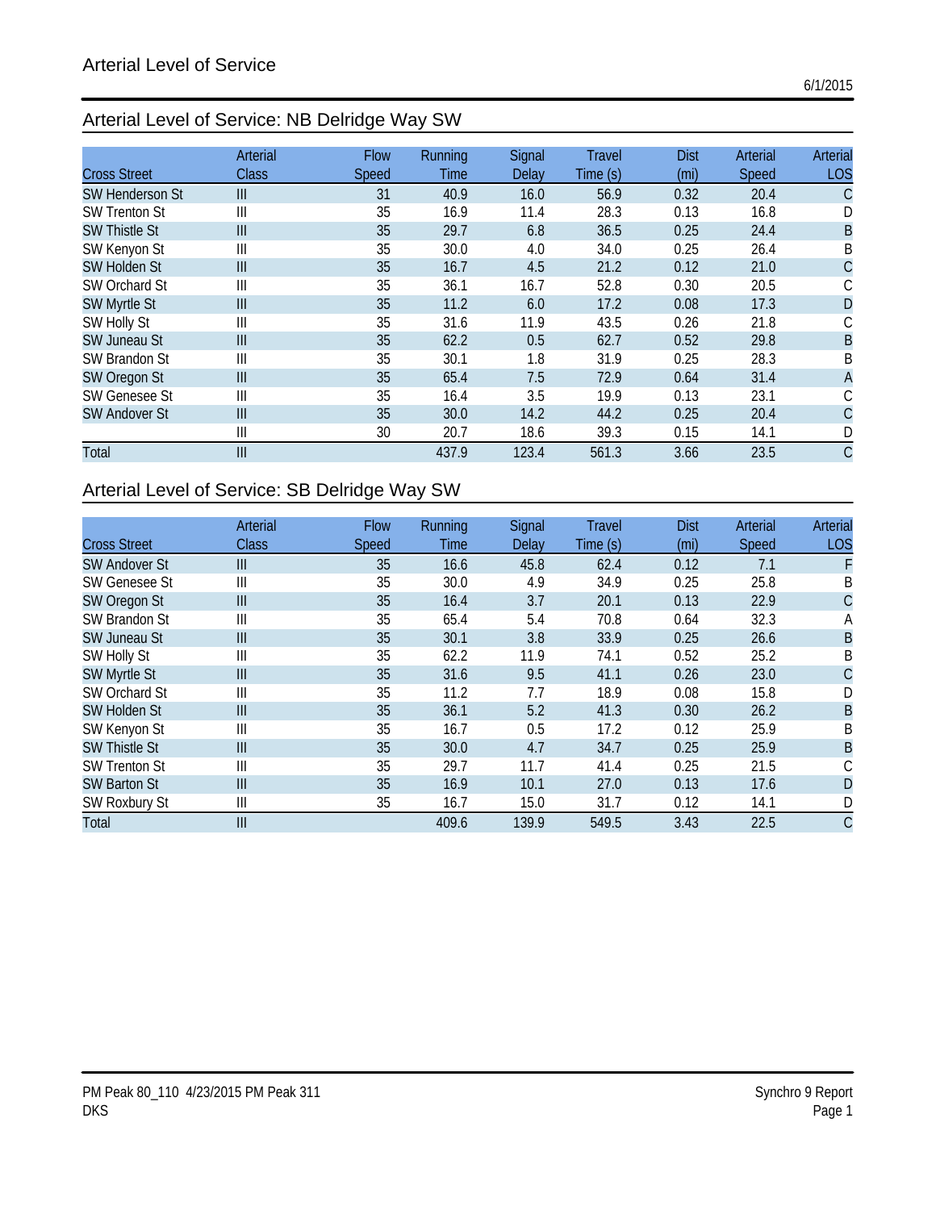# Arterial Level of Service

6/1/2015

## Arterial Level of Service: NB Delridge Way SW

| Cross Street | Arterial Class | Flow Speed | Running Time | Signal Delay | Travel Time (s) | Dist (mi) | Arterial Speed | Arterial LOS |
|---|---|---|---|---|---|---|---|---|
| SW Henderson St | III | 31 | 40.9 | 16.0 | 56.9 | 0.32 | 20.4 | C |
| SW Trenton St | III | 35 | 16.9 | 11.4 | 28.3 | 0.13 | 16.8 | D |
| SW Thistle St | III | 35 | 29.7 | 6.8 | 36.5 | 0.25 | 24.4 | B |
| SW Kenyon St | III | 35 | 30.0 | 4.0 | 34.0 | 0.25 | 26.4 | B |
| SW Holden St | III | 35 | 16.7 | 4.5 | 21.2 | 0.12 | 21.0 | C |
| SW Orchard St | III | 35 | 36.1 | 16.7 | 52.8 | 0.30 | 20.5 | C |
| SW Myrtle St | III | 35 | 11.2 | 6.0 | 17.2 | 0.08 | 17.3 | D |
| SW Holly St | III | 35 | 31.6 | 11.9 | 43.5 | 0.26 | 21.8 | C |
| SW Juneau St | III | 35 | 62.2 | 0.5 | 62.7 | 0.52 | 29.8 | B |
| SW Brandon St | III | 35 | 30.1 | 1.8 | 31.9 | 0.25 | 28.3 | B |
| SW Oregon St | III | 35 | 65.4 | 7.5 | 72.9 | 0.64 | 31.4 | A |
| SW Genesee St | III | 35 | 16.4 | 3.5 | 19.9 | 0.13 | 23.1 | C |
| SW Andover St | III | 35 | 30.0 | 14.2 | 44.2 | 0.25 | 20.4 | C |
| | III | 30 | 20.7 | 18.6 | 39.3 | 0.15 | 14.1 | D |
| Total | III | | 437.9 | 123.4 | 561.3 | 3.66 | 23.5 | C |

## Arterial Level of Service: SB Delridge Way SW

| Cross Street | Arterial Class | Flow Speed | Running Time | Signal Delay | Travel Time (s) | Dist (mi) | Arterial Speed | Arterial LOS |
|---|---|---|---|---|---|---|---|---|
| SW Andover St | III | 35 | 16.6 | 45.8 | 62.4 | 0.12 | 7.1 | F |
| SW Genesee St | III | 35 | 30.0 | 4.9 | 34.9 | 0.25 | 25.8 | B |
| SW Oregon St | III | 35 | 16.4 | 3.7 | 20.1 | 0.13 | 22.9 | C |
| SW Brandon St | III | 35 | 65.4 | 5.4 | 70.8 | 0.64 | 32.3 | A |
| SW Juneau St | III | 35 | 30.1 | 3.8 | 33.9 | 0.25 | 26.6 | B |
| SW Holly St | III | 35 | 62.2 | 11.9 | 74.1 | 0.52 | 25.2 | B |
| SW Myrtle St | III | 35 | 31.6 | 9.5 | 41.1 | 0.26 | 23.0 | C |
| SW Orchard St | III | 35 | 11.2 | 7.7 | 18.9 | 0.08 | 15.8 | D |
| SW Holden St | III | 35 | 36.1 | 5.2 | 41.3 | 0.30 | 26.2 | B |
| SW Kenyon St | III | 35 | 16.7 | 0.5 | 17.2 | 0.12 | 25.9 | B |
| SW Thistle St | III | 35 | 30.0 | 4.7 | 34.7 | 0.25 | 25.9 | B |
| SW Trenton St | III | 35 | 29.7 | 11.7 | 41.4 | 0.25 | 21.5 | C |
| SW Barton St | III | 35 | 16.9 | 10.1 | 27.0 | 0.13 | 17.6 | D |
| SW Roxbury St | III | 35 | 16.7 | 15.0 | 31.7 | 0.12 | 14.1 | D |
| Total | III | | 409.6 | 139.9 | 549.5 | 3.43 | 22.5 | C |

PM Peak 80_110 4/23/2015 PM Peak 311
DKS

Synchro 9 Report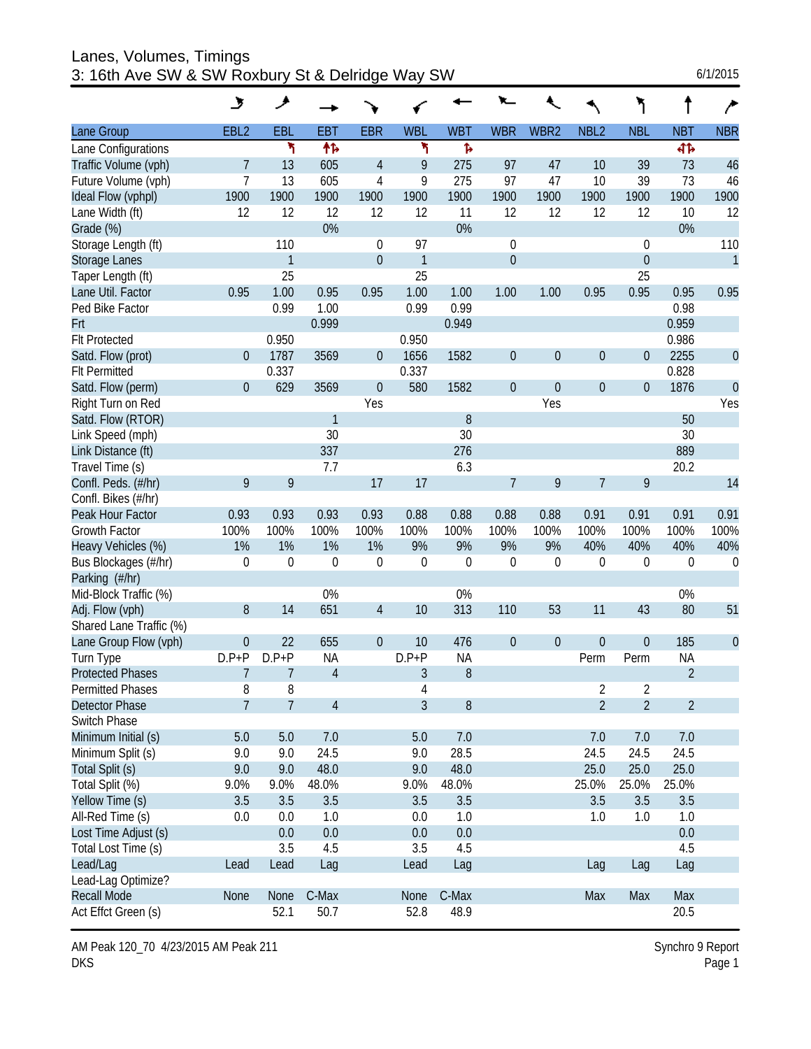# Lanes, Volumes, Timings
## 3: 16th Ave SW & SW Roxbury St & Delridge Way SW

6/1/2015

| Lane Group | EBL2 | EBL | EBT | EBR | WBL | WBT | WBR | WBR2 | NBL2 | NBL | NBT | NBR |
|---|---|---|---|---|---|---|---|---|---|---|---|---|
| Lane Configurations | | ↰ | ↑↱ | | ↰ | ↱ | | | | | ↰↑↱ | |
| Traffic Volume (vph) | 7 | 13 | 605 | 4 | 9 | 275 | 97 | 47 | 10 | 39 | 73 | 46 |
| Future Volume (vph) | 7 | 13 | 605 | 4 | 9 | 275 | 97 | 47 | 10 | 39 | 73 | 46 |
| Ideal Flow (vphpl) | 1900 | 1900 | 1900 | 1900 | 1900 | 1900 | 1900 | 1900 | 1900 | 1900 | 1900 | 1900 |
| Lane Width (ft) | 12 | 12 | 12 | 12 | 12 | 11 | 12 | 12 | 12 | 12 | 10 | 12 |
| Grade (%) | | | 0% | | | 0% | | | | | 0% | |
| Storage Length (ft) | | 110 | | 0 | 97 | | 0 | | | 0 | | 110 |
| Storage Lanes | | 1 | | 0 | 1 | | 0 | | | 0 | | 1 |
| Taper Length (ft) | | 25 | | | 25 | | | | | 25 | | |
| Lane Util. Factor | 0.95 | 1.00 | 0.95 | 0.95 | 1.00 | 1.00 | 1.00 | 1.00 | 0.95 | 0.95 | 0.95 | 0.95 |
| Ped Bike Factor | | 0.99 | 1.00 | | 0.99 | 0.99 | | | | | 0.98 | |
| Frt | | | 0.999 | | | 0.949 | | | | | 0.959 | |
| Flt Protected | | 0.950 | | | 0.950 | | | | | | 0.986 | |
| Satd. Flow (prot) | 0 | 1787 | 3569 | 0 | 1656 | 1582 | 0 | 0 | 0 | 0 | 2255 | 0 |
| Flt Permitted | | 0.337 | | | 0.337 | | | | | | 0.828 | |
| Satd. Flow (perm) | 0 | 629 | 3569 | 0 | 580 | 1582 | 0 | 0 | 0 | 0 | 1876 | 0 |
| Right Turn on Red | | | | Yes | | | | Yes | | | | Yes |
| Satd. Flow (RTOR) | | | 1 | | | 8 | | | | | 50 | |
| Link Speed (mph) | | | 30 | | | 30 | | | | | 30 | |
| Link Distance (ft) | | | 337 | | | 276 | | | | | 889 | |
| Travel Time (s) | | | 7.7 | | | 6.3 | | | | | 20.2 | |
| Confl. Peds. (#/hr) | 9 | 9 | | 17 | 17 | | 7 | 9 | 7 | 9 | | 14 |
| Confl. Bikes (#/hr) | | | | | | | | | | | | |
| Peak Hour Factor | 0.93 | 0.93 | 0.93 | 0.93 | 0.88 | 0.88 | 0.88 | 0.88 | 0.91 | 0.91 | 0.91 | 0.91 |
| Growth Factor | 100% | 100% | 100% | 100% | 100% | 100% | 100% | 100% | 100% | 100% | 100% | 100% |
| Heavy Vehicles (%) | 1% | 1% | 1% | 1% | 9% | 9% | 9% | 9% | 40% | 40% | 40% | 40% |
| Bus Blockages (#/hr) | 0 | 0 | 0 | 0 | 0 | 0 | 0 | 0 | 0 | 0 | 0 | 0 |
| Parking (#/hr) | | | | | | | | | | | | |
| Mid-Block Traffic (%) | | | 0% | | | 0% | | | | | 0% | |
| Adj. Flow (vph) | 8 | 14 | 651 | 4 | 10 | 313 | 110 | 53 | 11 | 43 | 80 | 51 |
| Shared Lane Traffic (%) | | | | | | | | | | | | |
| Lane Group Flow (vph) | 0 | 22 | 655 | 0 | 10 | 476 | 0 | 0 | 0 | 0 | 185 | 0 |
| Turn Type | D.P+P | D.P+P | NA | | D.P+P | NA | | | Perm | Perm | NA | |
| Protected Phases | 7 | 7 | 4 | | 3 | 8 | | | | | 2 | |
| Permitted Phases | 8 | 8 | | | 4 | | | | 2 | 2 | | |
| Detector Phase | 7 | 7 | 4 | | 3 | 8 | | | 2 | 2 | 2 | |
| Switch Phase | | | | | | | | | | | | |
| Minimum Initial (s) | 5.0 | 5.0 | 7.0 | | 5.0 | 7.0 | | | 7.0 | 7.0 | 7.0 | |
| Minimum Split (s) | 9.0 | 9.0 | 24.5 | | 9.0 | 28.5 | | | 24.5 | 24.5 | 24.5 | |
| Total Split (s) | 9.0 | 9.0 | 48.0 | | 9.0 | 48.0 | | | 25.0 | 25.0 | 25.0 | |
| Total Split (%) | 9.0% | 9.0% | 48.0% | | 9.0% | 48.0% | | | 25.0% | 25.0% | 25.0% | |
| Yellow Time (s) | 3.5 | 3.5 | 3.5 | | 3.5 | 3.5 | | | 3.5 | 3.5 | 3.5 | |
| All-Red Time (s) | 0.0 | 0.0 | 1.0 | | 0.0 | 1.0 | | | 1.0 | 1.0 | 1.0 | |
| Lost Time Adjust (s) | | 0.0 | 0.0 | | 0.0 | 0.0 | | | | | 0.0 | |
| Total Lost Time (s) | | 3.5 | 4.5 | | 3.5 | 4.5 | | | | | 4.5 | |
| Lead/Lag | Lead | Lead | Lag | | Lead | Lag | | | Lag | Lag | Lag | |
| Lead-Lag Optimize? | | | | | | | | | | | | |
| Recall Mode | None | None | C-Max | | None | C-Max | | | Max | Max | Max | |
| Act Effct Green (s) | | 52.1 | 50.7 | | 52.8 | 48.9 | | | | | 20.5 | |

AM Peak 120_70 4/23/2015 AM Peak 211
DKS

Synchro 9 Report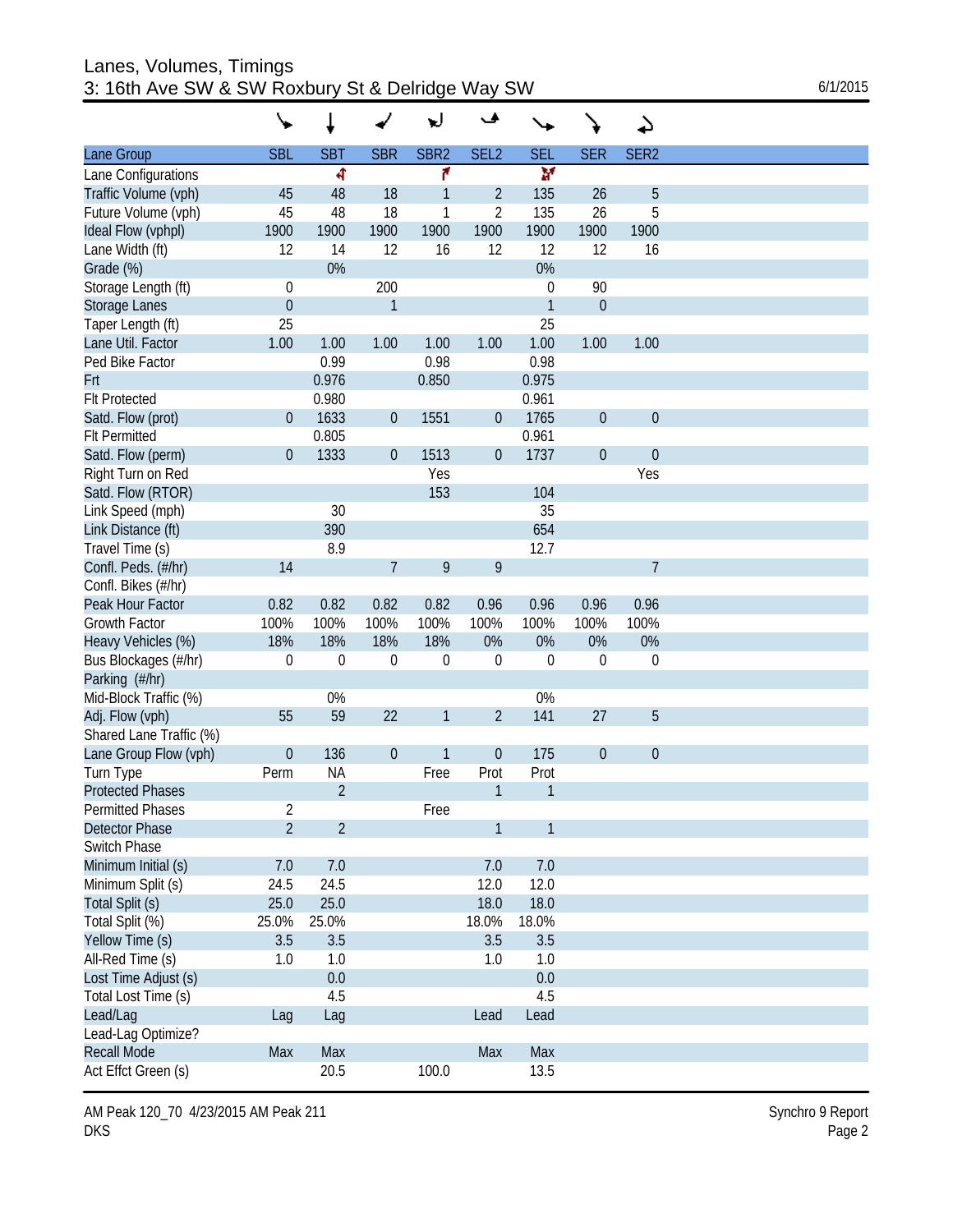# Lanes, Volumes, Timings
## 3: 16th Ave SW & SW Roxbury St & Delridge Way SW

6/1/2015

| Lane Group | SBL | SBT | SBR | SBR2 | SEL2 | SEL | SER | SER2 |
|---|---|---|---|---|---|---|---|---|
| Lane Configurations | | ↰ | | ↱ | | ↰ | | |
| Traffic Volume (vph) | 45 | 48 | 18 | 1 | 2 | 135 | 26 | 5 |
| Future Volume (vph) | 45 | 48 | 18 | 1 | 2 | 135 | 26 | 5 |
| Ideal Flow (vphpl) | 1900 | 1900 | 1900 | 1900 | 1900 | 1900 | 1900 | 1900 |
| Lane Width (ft) | 12 | 14 | 12 | 16 | 12 | 12 | 12 | 16 |
| Grade (%) | | 0% | | | | 0% | | |
| Storage Length (ft) | 0 | | 200 | | | 0 | 90 | |
| Storage Lanes | 0 | | 1 | | | 1 | 0 | |
| Taper Length (ft) | 25 | | | | | 25 | | |
| Lane Util. Factor | 1.00 | 1.00 | 1.00 | 1.00 | 1.00 | 1.00 | 1.00 | 1.00 |
| Ped Bike Factor | | 0.99 | | 0.98 | | 0.98 | | |
| Frt | | 0.976 | | 0.850 | | 0.975 | | |
| Flt Protected | | 0.980 | | | | 0.961 | | |
| Satd. Flow (prot) | 0 | 1633 | 0 | 1551 | 0 | 1765 | 0 | 0 |
| Flt Permitted | | 0.805 | | | | 0.961 | | |
| Satd. Flow (perm) | 0 | 1333 | 0 | 1513 | 0 | 1737 | 0 | 0 |
| Right Turn on Red | | | | Yes | | | | Yes |
| Satd. Flow (RTOR) | | | | 153 | | 104 | | |
| Link Speed (mph) | | 30 | | | | 35 | | |
| Link Distance (ft) | | 390 | | | | 654 | | |
| Travel Time (s) | | 8.9 | | | | 12.7 | | |
| Confl. Peds. (#/hr) | 14 | | 7 | 9 | 9 | | | 7 |
| Confl. Bikes (#/hr) | | | | | | | | |
| Peak Hour Factor | 0.82 | 0.82 | 0.82 | 0.82 | 0.96 | 0.96 | 0.96 | 0.96 |
| Growth Factor | 100% | 100% | 100% | 100% | 100% | 100% | 100% | 100% |
| Heavy Vehicles (%) | 18% | 18% | 18% | 18% | 0% | 0% | 0% | 0% |
| Bus Blockages (#/hr) | 0 | 0 | 0 | 0 | 0 | 0 | 0 | 0 |
| Parking (#/hr) | | | | | | | | |
| Mid-Block Traffic (%) | | 0% | | | | 0% | | |
| Adj. Flow (vph) | 55 | 59 | 22 | 1 | 2 | 141 | 27 | 5 |
| Shared Lane Traffic (%) | | | | | | | | |
| Lane Group Flow (vph) | 0 | 136 | 0 | 1 | 0 | 175 | 0 | 0 |
| Turn Type | Perm | NA | | Free | Prot | Prot | | |
| Protected Phases | | 2 | | | 1 | 1 | | |
| Permitted Phases | 2 | | | Free | | | | |
| Detector Phase | 2 | 2 | | | 1 | 1 | | |
| Switch Phase | | | | | | | | |
| Minimum Initial (s) | 7.0 | 7.0 | | | 7.0 | 7.0 | | |
| Minimum Split (s) | 24.5 | 24.5 | | | 12.0 | 12.0 | | |
| Total Split (s) | 25.0 | 25.0 | | | 18.0 | 18.0 | | |
| Total Split (%) | 25.0% | 25.0% | | | 18.0% | 18.0% | | |
| Yellow Time (s) | 3.5 | 3.5 | | | 3.5 | 3.5 | | |
| All-Red Time (s) | 1.0 | 1.0 | | | 1.0 | 1.0 | | |
| Lost Time Adjust (s) | | 0.0 | | | | 0.0 | | |
| Total Lost Time (s) | | 4.5 | | | | 4.5 | | |
| Lead/Lag | Lag | Lag | | | Lead | Lead | | |
| Lead-Lag Optimize? | | | | | | | | |
| Recall Mode | Max | Max | | | Max | Max | | |
| Act Effct Green (s) | | 20.5 | | 100.0 | | 13.5 | | |

AM Peak 120_70 4/23/2015 AM Peak 211
DKS

Synchro 9 Report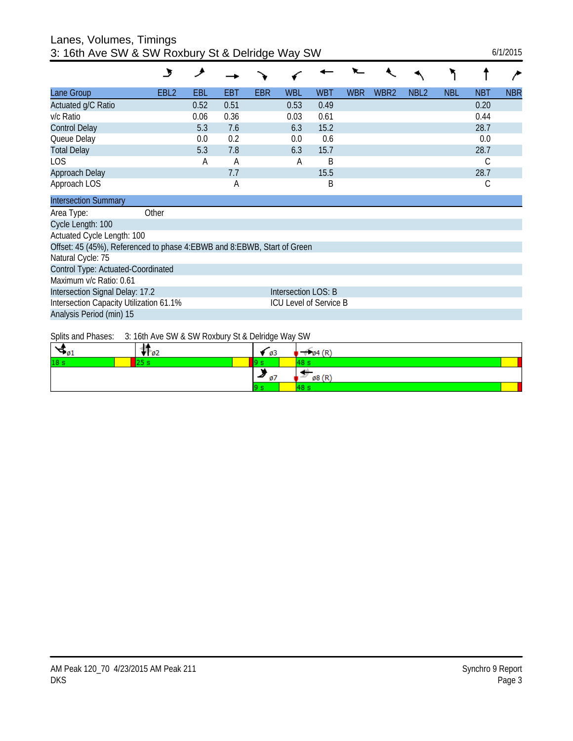# Lanes, Volumes, Timings
## 3: 16th Ave SW & SW Roxbury St & Delridge Way SW

6/1/2015

| Lane Group | EBL2 | EBL | EBT | EBR | WBL | WBT | WBR | WBR2 | NBL2 | NBL | NBT | NBR |
|---|---|---|---|---|---|---|---|---|---|---|---|---|
| Actuated g/C Ratio | | 0.52 | 0.51 | | 0.53 | 0.49 | | | | | 0.20 | |
| v/c Ratio | | 0.06 | 0.36 | | 0.03 | 0.61 | | | | | 0.44 | |
| Control Delay | | 5.3 | 7.6 | | 6.3 | 15.2 | | | | | 28.7 | |
| Queue Delay | | 0.0 | 0.2 | | 0.0 | 0.6 | | | | | 0.0 | |
| Total Delay | | 5.3 | 7.8 | | 6.3 | 15.7 | | | | | 28.7 | |
| LOS | | A | A | | A | B | | | | | C | |
| Approach Delay | | | 7.7 | | | 15.5 | | | | | 28.7 | |
| Approach LOS | | | A | | | B | | | | | C | |

**Intersection Summary**

Area Type: Other
Cycle Length: 100
Actuated Cycle Length: 100
Offset: 45 (45%), Referenced to phase 4:EBWB and 8:EBWB, Start of Green
Natural Cycle: 75
Control Type: Actuated-Coordinated
Maximum v/c Ratio: 0.61
Intersection Signal Delay: 17.2 — Intersection LOS: B
Intersection Capacity Utilization 61.1% — ICU Level of Service B
Analysis Period (min) 15

Splits and Phases: 3: 16th Ave SW & SW Roxbury St & Delridge Way SW

| ø1 | ø2 | ø3 | ø4 (R) |
|---|---|---|---|
| 18 s | 25 s | 9 s | 48 s |
| | | ø7 | ø8 (R) |
| | | 9 s | 48 s |

AM Peak 120_70 4/23/2015 AM Peak 211
DKS

Synchro 9 Report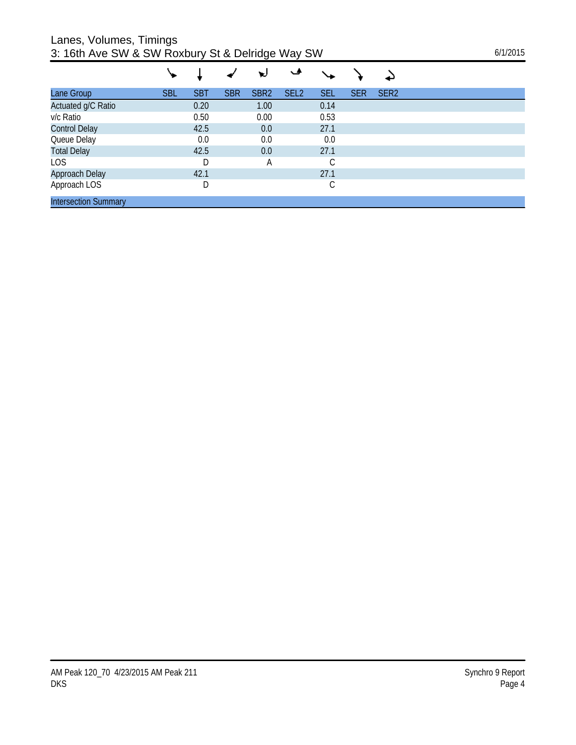# Lanes, Volumes, Timings
## 3: 16th Ave SW & SW Roxbury St & Delridge Way SW

| Lane Group | SBL | SBT | SBR | SBR2 | SEL2 | SEL | SER | SER2 |
|---|---|---|---|---|---|---|---|---|
| Actuated g/C Ratio | | 0.20 | | 1.00 | | 0.14 | | |
| v/c Ratio | | 0.50 | | 0.00 | | 0.53 | | |
| Control Delay | | 42.5 | | 0.0 | | 27.1 | | |
| Queue Delay | | 0.0 | | 0.0 | | 0.0 | | |
| Total Delay | | 42.5 | | 0.0 | | 27.1 | | |
| LOS | | D | | A | | C | | |
| Approach Delay | | 42.1 | | | | 27.1 | | |
| Approach LOS | | D | | | | C | | |

Intersection Summary

AM Peak 120_70 4/23/2015 AM Peak 211
DKS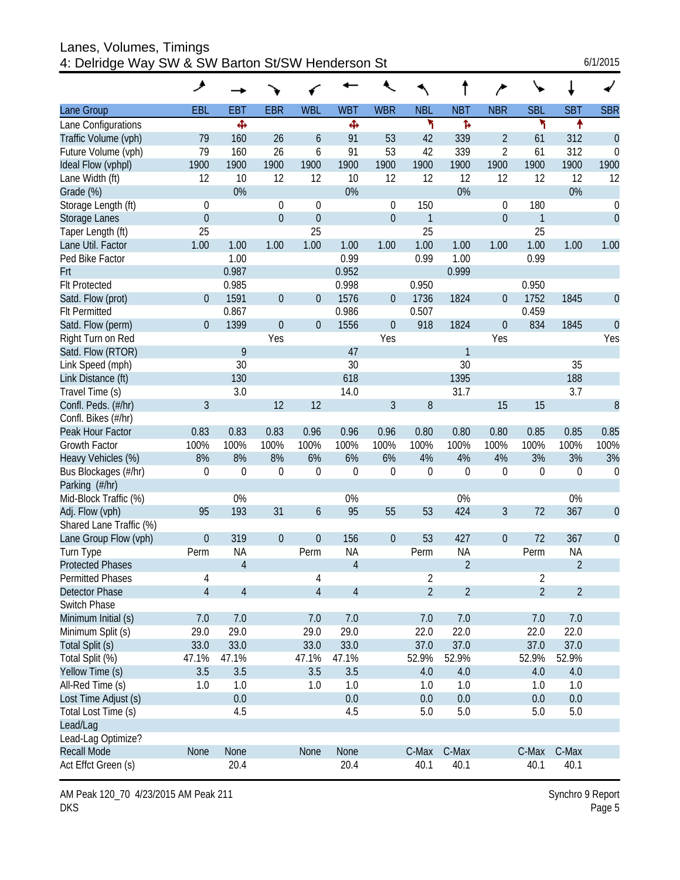# Lanes, Volumes, Timings
## 4: Delridge Way SW & SW Barton St/SW Henderson St

6/1/2015

| Lane Group | EBL | EBT | EBR | WBL | WBT | WBR | NBL | NBT | NBR | SBL | SBT | SBR |
|---|---|---|---|---|---|---|---|---|---|---|---|---|
| Lane Configurations | | ✥ | | | ✥ | | ↰ | ↱ | | ↰ | ↑ | |
| Traffic Volume (vph) | 79 | 160 | 26 | 6 | 91 | 53 | 42 | 339 | 2 | 61 | 312 | 0 |
| Future Volume (vph) | 79 | 160 | 26 | 6 | 91 | 53 | 42 | 339 | 2 | 61 | 312 | 0 |
| Ideal Flow (vphpl) | 1900 | 1900 | 1900 | 1900 | 1900 | 1900 | 1900 | 1900 | 1900 | 1900 | 1900 | 1900 |
| Lane Width (ft) | 12 | 10 | 12 | 12 | 10 | 12 | 12 | 12 | 12 | 12 | 12 | 12 |
| Grade (%) | | 0% | | | 0% | | | 0% | | | 0% | |
| Storage Length (ft) | 0 | | 0 | 0 | | 0 | 150 | | 0 | 180 | | 0 |
| Storage Lanes | 0 | | 0 | 0 | | 0 | 1 | | 0 | 1 | | 0 |
| Taper Length (ft) | 25 | | | 25 | | | 25 | | | 25 | | |
| Lane Util. Factor | 1.00 | 1.00 | 1.00 | 1.00 | 1.00 | 1.00 | 1.00 | 1.00 | 1.00 | 1.00 | 1.00 | 1.00 |
| Ped Bike Factor | | 1.00 | | | 0.99 | | 0.99 | 1.00 | | 0.99 | | |
| Frt | | 0.987 | | | 0.952 | | | 0.999 | | | | |
| Flt Protected | | 0.985 | | | 0.998 | | 0.950 | | | 0.950 | | |
| Satd. Flow (prot) | 0 | 1591 | 0 | 0 | 1576 | 0 | 1736 | 1824 | 0 | 1752 | 1845 | 0 |
| Flt Permitted | | 0.867 | | | 0.986 | | 0.507 | | | 0.459 | | |
| Satd. Flow (perm) | 0 | 1399 | 0 | 0 | 1556 | 0 | 918 | 1824 | 0 | 834 | 1845 | 0 |
| Right Turn on Red | | | Yes | | | Yes | | | Yes | | | Yes |
| Satd. Flow (RTOR) | | 9 | | | 47 | | | 1 | | | | |
| Link Speed (mph) | | 30 | | | 30 | | | 30 | | | 35 | |
| Link Distance (ft) | | 130 | | | 618 | | | 1395 | | | 188 | |
| Travel Time (s) | | 3.0 | | | 14.0 | | | 31.7 | | | 3.7 | |
| Confl. Peds. (#/hr) | 3 | | 12 | 12 | | 3 | 8 | | 15 | 15 | | 8 |
| Confl. Bikes (#/hr) | | | | | | | | | | | | |
| Peak Hour Factor | 0.83 | 0.83 | 0.83 | 0.96 | 0.96 | 0.96 | 0.80 | 0.80 | 0.80 | 0.85 | 0.85 | 0.85 |
| Growth Factor | 100% | 100% | 100% | 100% | 100% | 100% | 100% | 100% | 100% | 100% | 100% | 100% |
| Heavy Vehicles (%) | 8% | 8% | 8% | 6% | 6% | 6% | 4% | 4% | 4% | 3% | 3% | 3% |
| Bus Blockages (#/hr) | 0 | 0 | 0 | 0 | 0 | 0 | 0 | 0 | 0 | 0 | 0 | 0 |
| Parking (#/hr) | | | | | | | | | | | | |
| Mid-Block Traffic (%) | | 0% | | | 0% | | | 0% | | | 0% | |
| Adj. Flow (vph) | 95 | 193 | 31 | 6 | 95 | 55 | 53 | 424 | 3 | 72 | 367 | 0 |
| Shared Lane Traffic (%) | | | | | | | | | | | | |
| Lane Group Flow (vph) | 0 | 319 | 0 | 0 | 156 | 0 | 53 | 427 | 0 | 72 | 367 | 0 |
| Turn Type | Perm | NA | | Perm | NA | | Perm | NA | | Perm | NA | |
| Protected Phases | | 4 | | | 4 | | | 2 | | | 2 | |
| Permitted Phases | 4 | | | 4 | | | 2 | | | 2 | | |
| Detector Phase | 4 | 4 | | 4 | 4 | | 2 | 2 | | 2 | 2 | |
| Switch Phase | | | | | | | | | | | | |
| Minimum Initial (s) | 7.0 | 7.0 | | 7.0 | 7.0 | | 7.0 | 7.0 | | 7.0 | 7.0 | |
| Minimum Split (s) | 29.0 | 29.0 | | 29.0 | 29.0 | | 22.0 | 22.0 | | 22.0 | 22.0 | |
| Total Split (s) | 33.0 | 33.0 | | 33.0 | 33.0 | | 37.0 | 37.0 | | 37.0 | 37.0 | |
| Total Split (%) | 47.1% | 47.1% | | 47.1% | 47.1% | | 52.9% | 52.9% | | 52.9% | 52.9% | |
| Yellow Time (s) | 3.5 | 3.5 | | 3.5 | 3.5 | | 4.0 | 4.0 | | 4.0 | 4.0 | |
| All-Red Time (s) | 1.0 | 1.0 | | 1.0 | 1.0 | | 1.0 | 1.0 | | 1.0 | 1.0 | |
| Lost Time Adjust (s) | | 0.0 | | | 0.0 | | 0.0 | 0.0 | | 0.0 | 0.0 | |
| Total Lost Time (s) | | 4.5 | | | 4.5 | | 5.0 | 5.0 | | 5.0 | 5.0 | |
| Lead/Lag | | | | | | | | | | | | |
| Lead-Lag Optimize? | | | | | | | | | | | | |
| Recall Mode | None | None | | None | None | | C-Max | C-Max | | C-Max | C-Max | |
| Act Effct Green (s) | | 20.4 | | | 20.4 | | 40.1 | 40.1 | | 40.1 | 40.1 | |

AM Peak 120_70 4/23/2015 AM Peak 211
DKS

Synchro 9 Report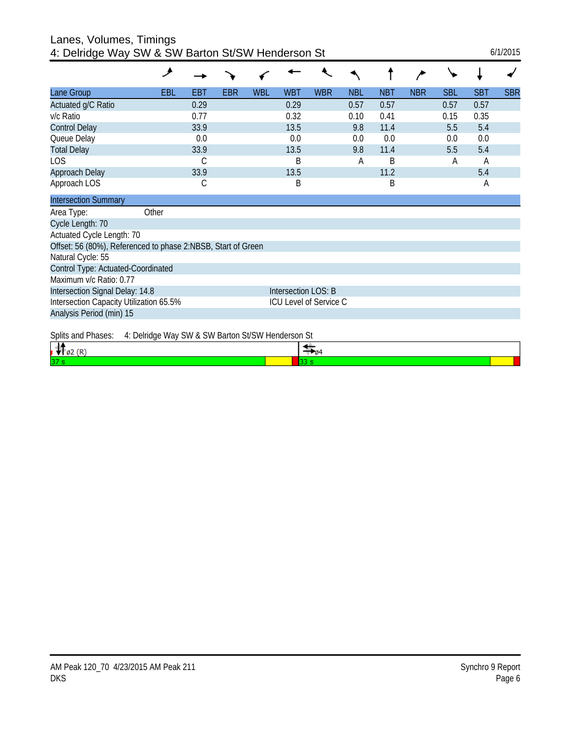# Lanes, Volumes, Timings
## 4: Delridge Way SW & SW Barton St/SW Henderson St

6/1/2015

| Lane Group | EBL | EBT | EBR | WBL | WBT | WBR | NBL | NBT | NBR | SBL | SBT | SBR |
|---|---|---|---|---|---|---|---|---|---|---|---|---|
| Actuated g/C Ratio | | 0.29 | | | 0.29 | | 0.57 | 0.57 | | 0.57 | 0.57 | |
| v/c Ratio | | 0.77 | | | 0.32 | | 0.10 | 0.41 | | 0.15 | 0.35 | |
| Control Delay | | 33.9 | | | 13.5 | | 9.8 | 11.4 | | 5.5 | 5.4 | |
| Queue Delay | | 0.0 | | | 0.0 | | 0.0 | 0.0 | | 0.0 | 0.0 | |
| Total Delay | | 33.9 | | | 13.5 | | 9.8 | 11.4 | | 5.5 | 5.4 | |
| LOS | | C | | | B | | A | B | | A | A | |
| Approach Delay | | 33.9 | | | 13.5 | | | 11.2 | | | 5.4 | |
| Approach LOS | | C | | | B | | | B | | | A | |

**Intersection Summary**

Area Type: Other

Cycle Length: 70

Actuated Cycle Length: 70

Offset: 56 (80%), Referenced to phase 2:NBSB, Start of Green

Natural Cycle: 55

Control Type: Actuated-Coordinated

Maximum v/c Ratio: 0.77

Intersection Signal Delay: 14.8 — Intersection LOS: B

Intersection Capacity Utilization 65.5% — ICU Level of Service C

Analysis Period (min) 15

Splits and Phases: 4: Delridge Way SW & SW Barton St/SW Henderson St

| ø2 (R) | ø4 |
|---|---|
| 37 s | 33 s |

AM Peak 120_70 4/23/2015 AM Peak 211
DKS

Synchro 9 Report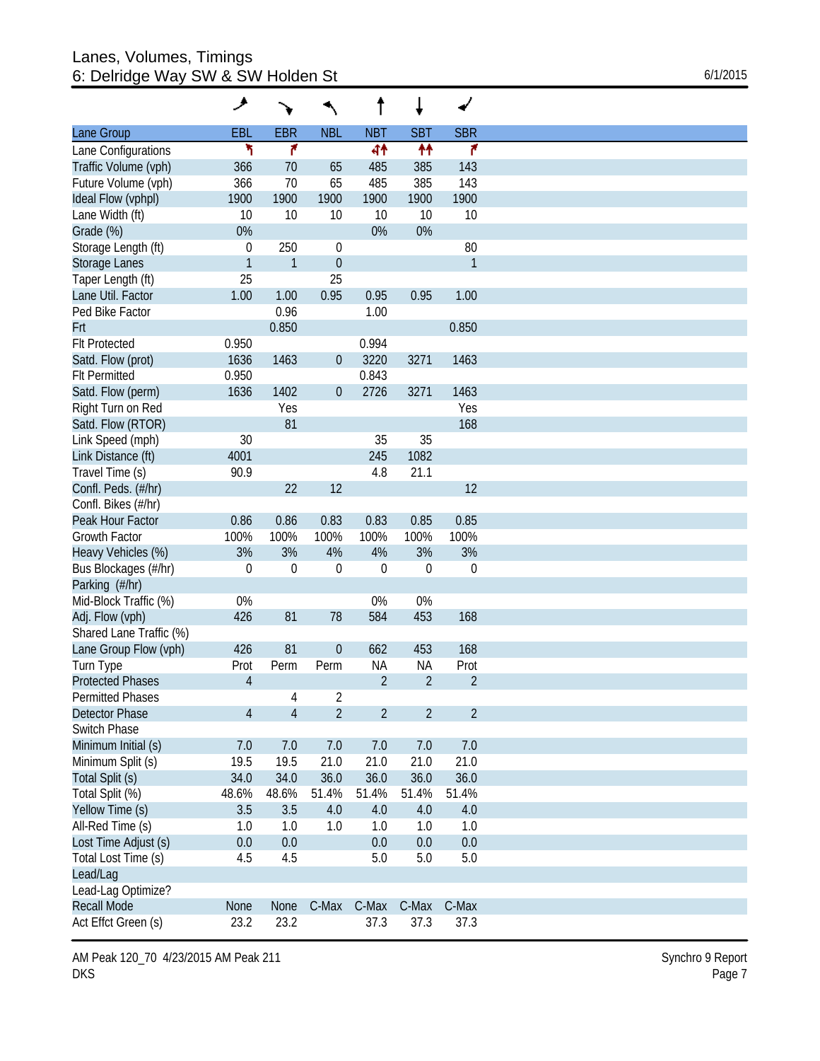# Lanes, Volumes, Timings
## 6: Delridge Way SW & SW Holden St

6/1/2015

| Lane Group | EBL | EBR | NBL | NBT | SBT | SBR |
|---|---|---|---|---|---|---|
| Lane Configurations | ↰ | ↱ | | ↰↑ | ↑↑ | ↱ |
| Traffic Volume (vph) | 366 | 70 | 65 | 485 | 385 | 143 |
| Future Volume (vph) | 366 | 70 | 65 | 485 | 385 | 143 |
| Ideal Flow (vphpl) | 1900 | 1900 | 1900 | 1900 | 1900 | 1900 |
| Lane Width (ft) | 10 | 10 | 10 | 10 | 10 | 10 |
| Grade (%) | 0% | | | 0% | 0% | |
| Storage Length (ft) | 0 | 250 | 0 | | | 80 |
| Storage Lanes | 1 | 1 | 0 | | | 1 |
| Taper Length (ft) | 25 | | 25 | | | |
| Lane Util. Factor | 1.00 | 1.00 | 0.95 | 0.95 | 0.95 | 1.00 |
| Ped Bike Factor | | 0.96 | | 1.00 | | |
| Frt | | 0.850 | | | | 0.850 |
| Flt Protected | 0.950 | | | 0.994 | | |
| Satd. Flow (prot) | 1636 | 1463 | 0 | 3220 | 3271 | 1463 |
| Flt Permitted | 0.950 | | | 0.843 | | |
| Satd. Flow (perm) | 1636 | 1402 | 0 | 2726 | 3271 | 1463 |
| Right Turn on Red | | Yes | | | | Yes |
| Satd. Flow (RTOR) | | 81 | | | | 168 |
| Link Speed (mph) | 30 | | | 35 | 35 | |
| Link Distance (ft) | 4001 | | | 245 | 1082 | |
| Travel Time (s) | 90.9 | | | 4.8 | 21.1 | |
| Confl. Peds. (#/hr) | | 22 | 12 | | | 12 |
| Confl. Bikes (#/hr) | | | | | | |
| Peak Hour Factor | 0.86 | 0.86 | 0.83 | 0.83 | 0.85 | 0.85 |
| Growth Factor | 100% | 100% | 100% | 100% | 100% | 100% |
| Heavy Vehicles (%) | 3% | 3% | 4% | 4% | 3% | 3% |
| Bus Blockages (#/hr) | 0 | 0 | 0 | 0 | 0 | 0 |
| Parking (#/hr) | | | | | | |
| Mid-Block Traffic (%) | 0% | | | 0% | 0% | |
| Adj. Flow (vph) | 426 | 81 | 78 | 584 | 453 | 168 |
| Shared Lane Traffic (%) | | | | | | |
| Lane Group Flow (vph) | 426 | 81 | 0 | 662 | 453 | 168 |
| Turn Type | Prot | Perm | Perm | NA | NA | Prot |
| Protected Phases | 4 | | | 2 | 2 | 2 |
| Permitted Phases | | 4 | 2 | | | |
| Detector Phase | 4 | 4 | 2 | 2 | 2 | 2 |
| Switch Phase | | | | | | |
| Minimum Initial (s) | 7.0 | 7.0 | 7.0 | 7.0 | 7.0 | 7.0 |
| Minimum Split (s) | 19.5 | 19.5 | 21.0 | 21.0 | 21.0 | 21.0 |
| Total Split (s) | 34.0 | 34.0 | 36.0 | 36.0 | 36.0 | 36.0 |
| Total Split (%) | 48.6% | 48.6% | 51.4% | 51.4% | 51.4% | 51.4% |
| Yellow Time (s) | 3.5 | 3.5 | 4.0 | 4.0 | 4.0 | 4.0 |
| All-Red Time (s) | 1.0 | 1.0 | 1.0 | 1.0 | 1.0 | 1.0 |
| Lost Time Adjust (s) | 0.0 | 0.0 | | 0.0 | 0.0 | 0.0 |
| Total Lost Time (s) | 4.5 | 4.5 | | 5.0 | 5.0 | 5.0 |
| Lead/Lag | | | | | | |
| Lead-Lag Optimize? | | | | | | |
| Recall Mode | None | None | C-Max | C-Max | C-Max | C-Max |
| Act Effct Green (s) | 23.2 | 23.2 | | 37.3 | 37.3 | 37.3 |

AM Peak 120_70 4/23/2015 AM Peak 211
DKS

Synchro 9 Report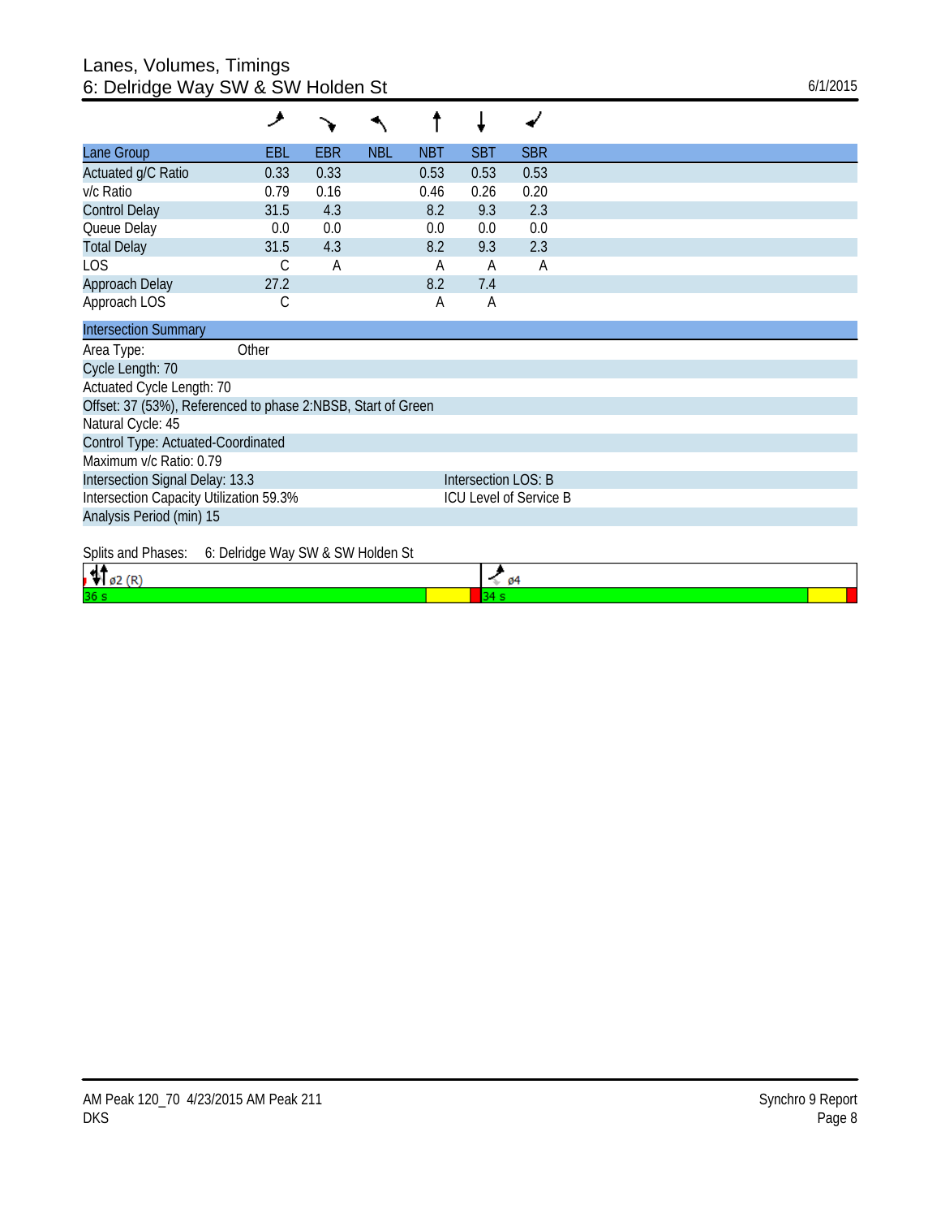# Lanes, Volumes, Timings
## 6: Delridge Way SW & SW Holden St

6/1/2015

| Lane Group | EBL | EBR | NBL | NBT | SBT | SBR |
|---|---|---|---|---|---|---|
| Actuated g/C Ratio | 0.33 | 0.33 | | 0.53 | 0.53 | 0.53 |
| v/c Ratio | 0.79 | 0.16 | | 0.46 | 0.26 | 0.20 |
| Control Delay | 31.5 | 4.3 | | 8.2 | 9.3 | 2.3 |
| Queue Delay | 0.0 | 0.0 | | 0.0 | 0.0 | 0.0 |
| Total Delay | 31.5 | 4.3 | | 8.2 | 9.3 | 2.3 |
| LOS | C | A | | A | A | A |
| Approach Delay | 27.2 | | | 8.2 | 7.4 | |
| Approach LOS | C | | | A | A | |

### Intersection Summary

Area Type: Other

Cycle Length: 70

Actuated Cycle Length: 70

Offset: 37 (53%), Referenced to phase 2:NBSB, Start of Green

Natural Cycle: 45

Control Type: Actuated-Coordinated

Maximum v/c Ratio: 0.79

Intersection Signal Delay: 13.3 — Intersection LOS: B

Intersection Capacity Utilization 59.3% — ICU Level of Service B

Analysis Period (min) 15

Splits and Phases: 6: Delridge Way SW & SW Holden St

| ø2 (R) | ø4 |
|---|---|
| 36 s | 34 s |

AM Peak 120_70 4/23/2015 AM Peak 211
DKS

Synchro 9 Report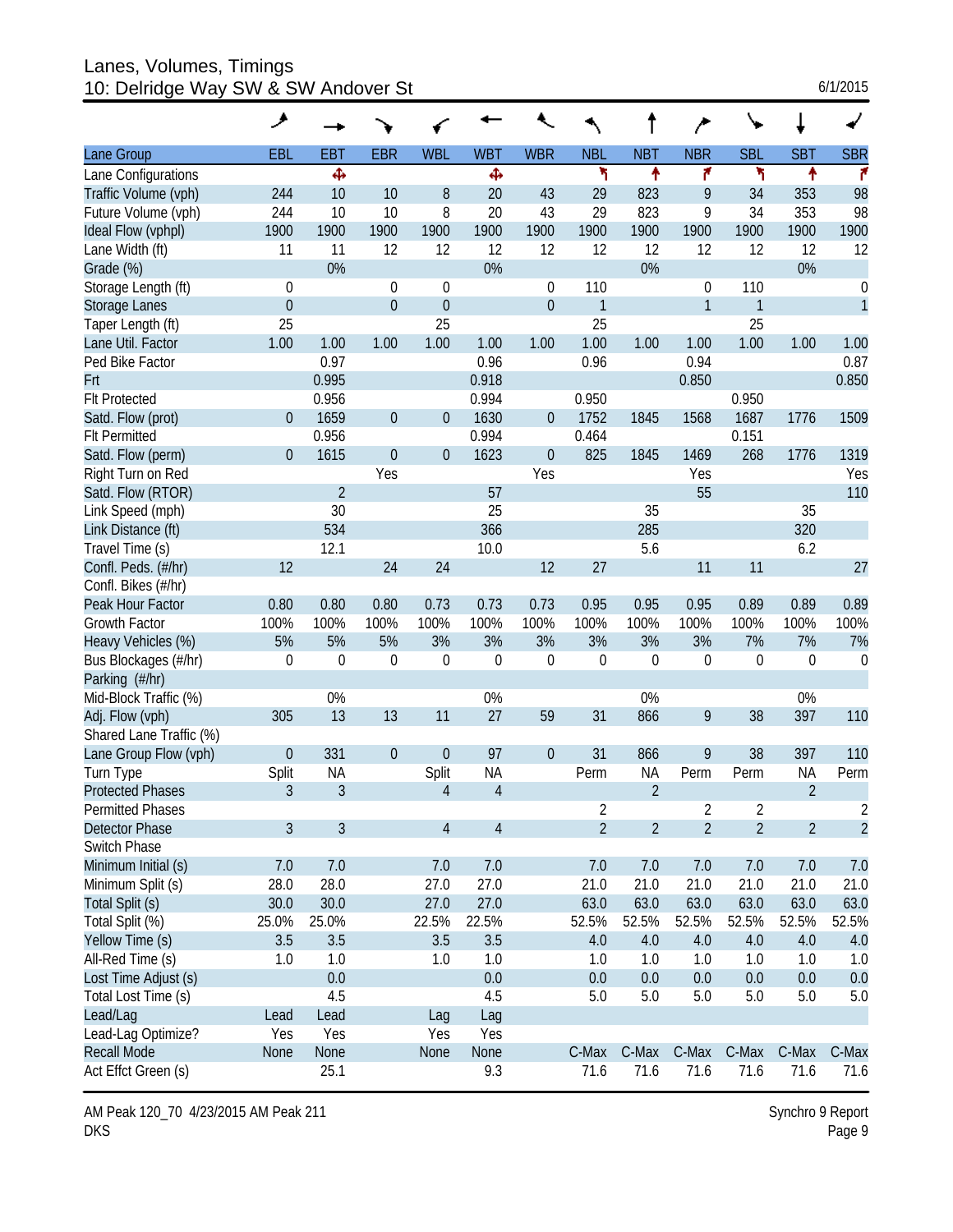# Lanes, Volumes, Timings
## 10: Delridge Way SW & SW Andover St

6/1/2015

| Lane Group | EBL | EBT | EBR | WBL | WBT | WBR | NBL | NBT | NBR | SBL | SBT | SBR |
|---|---|---|---|---|---|---|---|---|---|---|---|---|
| Lane Configurations | | ✥ | | | ✥ | | ↰ | ↑ | ↱ | ↰ | ↑ | ↱ |
| Traffic Volume (vph) | 244 | 10 | 10 | 8 | 20 | 43 | 29 | 823 | 9 | 34 | 353 | 98 |
| Future Volume (vph) | 244 | 10 | 10 | 8 | 20 | 43 | 29 | 823 | 9 | 34 | 353 | 98 |
| Ideal Flow (vphpl) | 1900 | 1900 | 1900 | 1900 | 1900 | 1900 | 1900 | 1900 | 1900 | 1900 | 1900 | 1900 |
| Lane Width (ft) | 11 | 11 | 12 | 12 | 12 | 12 | 12 | 12 | 12 | 12 | 12 | 12 |
| Grade (%) | | 0% | | | 0% | | | 0% | | | 0% | |
| Storage Length (ft) | 0 | | 0 | 0 | | 0 | 110 | | 0 | 110 | | 0 |
| Storage Lanes | 0 | | 0 | 0 | | 0 | 1 | | 1 | 1 | | 1 |
| Taper Length (ft) | 25 | | | 25 | | | 25 | | | 25 | | |
| Lane Util. Factor | 1.00 | 1.00 | 1.00 | 1.00 | 1.00 | 1.00 | 1.00 | 1.00 | 1.00 | 1.00 | 1.00 | 1.00 |
| Ped Bike Factor | | 0.97 | | | 0.96 | | 0.96 | | 0.94 | | | 0.87 |
| Frt | | 0.995 | | | 0.918 | | | | 0.850 | | | 0.850 |
| Flt Protected | | 0.956 | | | 0.994 | | 0.950 | | | 0.950 | | |
| Satd. Flow (prot) | 0 | 1659 | 0 | 0 | 1630 | 0 | 1752 | 1845 | 1568 | 1687 | 1776 | 1509 |
| Flt Permitted | | 0.956 | | | 0.994 | | 0.464 | | | 0.151 | | |
| Satd. Flow (perm) | 0 | 1615 | 0 | 0 | 1623 | 0 | 825 | 1845 | 1469 | 268 | 1776 | 1319 |
| Right Turn on Red | | | Yes | | | Yes | | | Yes | | | Yes |
| Satd. Flow (RTOR) | | 2 | | | 57 | | | | 55 | | | 110 |
| Link Speed (mph) | | 30 | | | 25 | | | 35 | | | 35 | |
| Link Distance (ft) | | 534 | | | 366 | | | 285 | | | 320 | |
| Travel Time (s) | | 12.1 | | | 10.0 | | | 5.6 | | | 6.2 | |
| Confl. Peds. (#/hr) | 12 | | 24 | 24 | | 12 | 27 | | 11 | 11 | | 27 |
| Confl. Bikes (#/hr) | | | | | | | | | | | | |
| Peak Hour Factor | 0.80 | 0.80 | 0.80 | 0.73 | 0.73 | 0.73 | 0.95 | 0.95 | 0.95 | 0.89 | 0.89 | 0.89 |
| Growth Factor | 100% | 100% | 100% | 100% | 100% | 100% | 100% | 100% | 100% | 100% | 100% | 100% |
| Heavy Vehicles (%) | 5% | 5% | 5% | 3% | 3% | 3% | 3% | 3% | 3% | 7% | 7% | 7% |
| Bus Blockages (#/hr) | 0 | 0 | 0 | 0 | 0 | 0 | 0 | 0 | 0 | 0 | 0 | 0 |
| Parking (#/hr) | | | | | | | | | | | | |
| Mid-Block Traffic (%) | | 0% | | | 0% | | | 0% | | | 0% | |
| Adj. Flow (vph) | 305 | 13 | 13 | 11 | 27 | 59 | 31 | 866 | 9 | 38 | 397 | 110 |
| Shared Lane Traffic (%) | | | | | | | | | | | | |
| Lane Group Flow (vph) | 0 | 331 | 0 | 0 | 97 | 0 | 31 | 866 | 9 | 38 | 397 | 110 |
| Turn Type | Split | NA | | Split | NA | | Perm | NA | Perm | Perm | NA | Perm |
| Protected Phases | 3 | 3 | | 4 | 4 | | | 2 | | | 2 | |
| Permitted Phases | | | | | | | 2 | | 2 | 2 | | 2 |
| Detector Phase | 3 | 3 | | 4 | 4 | | 2 | 2 | 2 | 2 | 2 | 2 |
| Switch Phase | | | | | | | | | | | | |
| Minimum Initial (s) | 7.0 | 7.0 | | 7.0 | 7.0 | | 7.0 | 7.0 | 7.0 | 7.0 | 7.0 | 7.0 |
| Minimum Split (s) | 28.0 | 28.0 | | 27.0 | 27.0 | | 21.0 | 21.0 | 21.0 | 21.0 | 21.0 | 21.0 |
| Total Split (s) | 30.0 | 30.0 | | 27.0 | 27.0 | | 63.0 | 63.0 | 63.0 | 63.0 | 63.0 | 63.0 |
| Total Split (%) | 25.0% | 25.0% | | 22.5% | 22.5% | | 52.5% | 52.5% | 52.5% | 52.5% | 52.5% | 52.5% |
| Yellow Time (s) | 3.5 | 3.5 | | 3.5 | 3.5 | | 4.0 | 4.0 | 4.0 | 4.0 | 4.0 | 4.0 |
| All-Red Time (s) | 1.0 | 1.0 | | 1.0 | 1.0 | | 1.0 | 1.0 | 1.0 | 1.0 | 1.0 | 1.0 |
| Lost Time Adjust (s) | | 0.0 | | | 0.0 | | 0.0 | 0.0 | 0.0 | 0.0 | 0.0 | 0.0 |
| Total Lost Time (s) | | 4.5 | | | 4.5 | | 5.0 | 5.0 | 5.0 | 5.0 | 5.0 | 5.0 |
| Lead/Lag | Lead | Lead | | Lag | Lag | | | | | | | |
| Lead-Lag Optimize? | Yes | Yes | | Yes | Yes | | | | | | | |
| Recall Mode | None | None | | None | None | | C-Max | C-Max | C-Max | C-Max | C-Max | C-Max |
| Act Effct Green (s) | | 25.1 | | | 9.3 | | 71.6 | 71.6 | 71.6 | 71.6 | 71.6 | 71.6 |

AM Peak 120_70 4/23/2015 AM Peak 211
DKS

Synchro 9 Report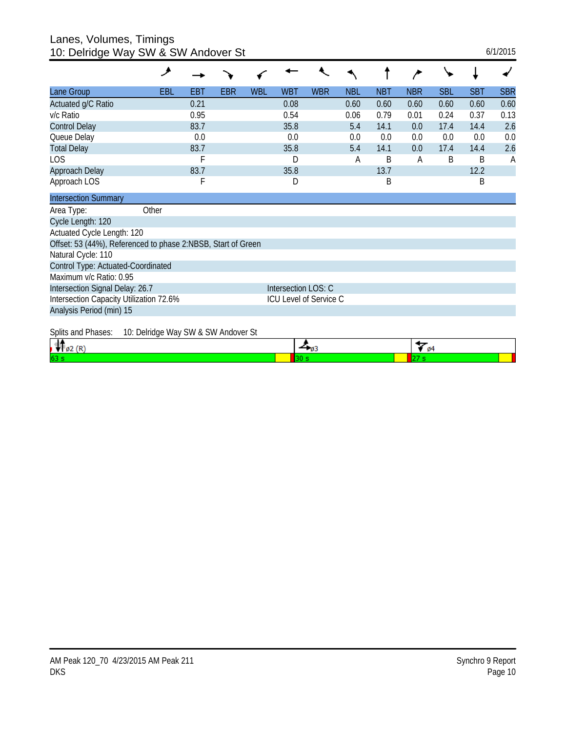# Lanes, Volumes, Timings
## 10: Delridge Way SW & SW Andover St

6/1/2015

| Lane Group | EBL | EBT | EBR | WBL | WBT | WBR | NBL | NBT | NBR | SBL | SBT | SBR |
|---|---|---|---|---|---|---|---|---|---|---|---|---|
| Actuated g/C Ratio | | 0.21 | | | 0.08 | | 0.60 | 0.60 | 0.60 | 0.60 | 0.60 | 0.60 |
| v/c Ratio | | 0.95 | | | 0.54 | | 0.06 | 0.79 | 0.01 | 0.24 | 0.37 | 0.13 |
| Control Delay | | 83.7 | | | 35.8 | | 5.4 | 14.1 | 0.0 | 17.4 | 14.4 | 2.6 |
| Queue Delay | | 0.0 | | | 0.0 | | 0.0 | 0.0 | 0.0 | 0.0 | 0.0 | 0.0 |
| Total Delay | | 83.7 | | | 35.8 | | 5.4 | 14.1 | 0.0 | 17.4 | 14.4 | 2.6 |
| LOS | | F | | | D | | A | B | A | B | B | A |
| Approach Delay | | 83.7 | | | 35.8 | | | 13.7 | | | 12.2 | |
| Approach LOS | | F | | | D | | | B | | | B | |

**Intersection Summary**

Area Type: Other
Cycle Length: 120
Actuated Cycle Length: 120
Offset: 53 (44%), Referenced to phase 2:NBSB, Start of Green
Natural Cycle: 110
Control Type: Actuated-Coordinated
Maximum v/c Ratio: 0.95
Intersection Signal Delay: 26.7 — Intersection LOS: C
Intersection Capacity Utilization 72.6% — ICU Level of Service C
Analysis Period (min) 15

Splits and Phases: 10: Delridge Way SW & SW Andover St

| ø2 (R) | ø3 | ø4 |
|---|---|---|
| 63 s | 30 s | 27 s |

AM Peak 120_70 4/23/2015 AM Peak 211
DKS

Synchro 9 Report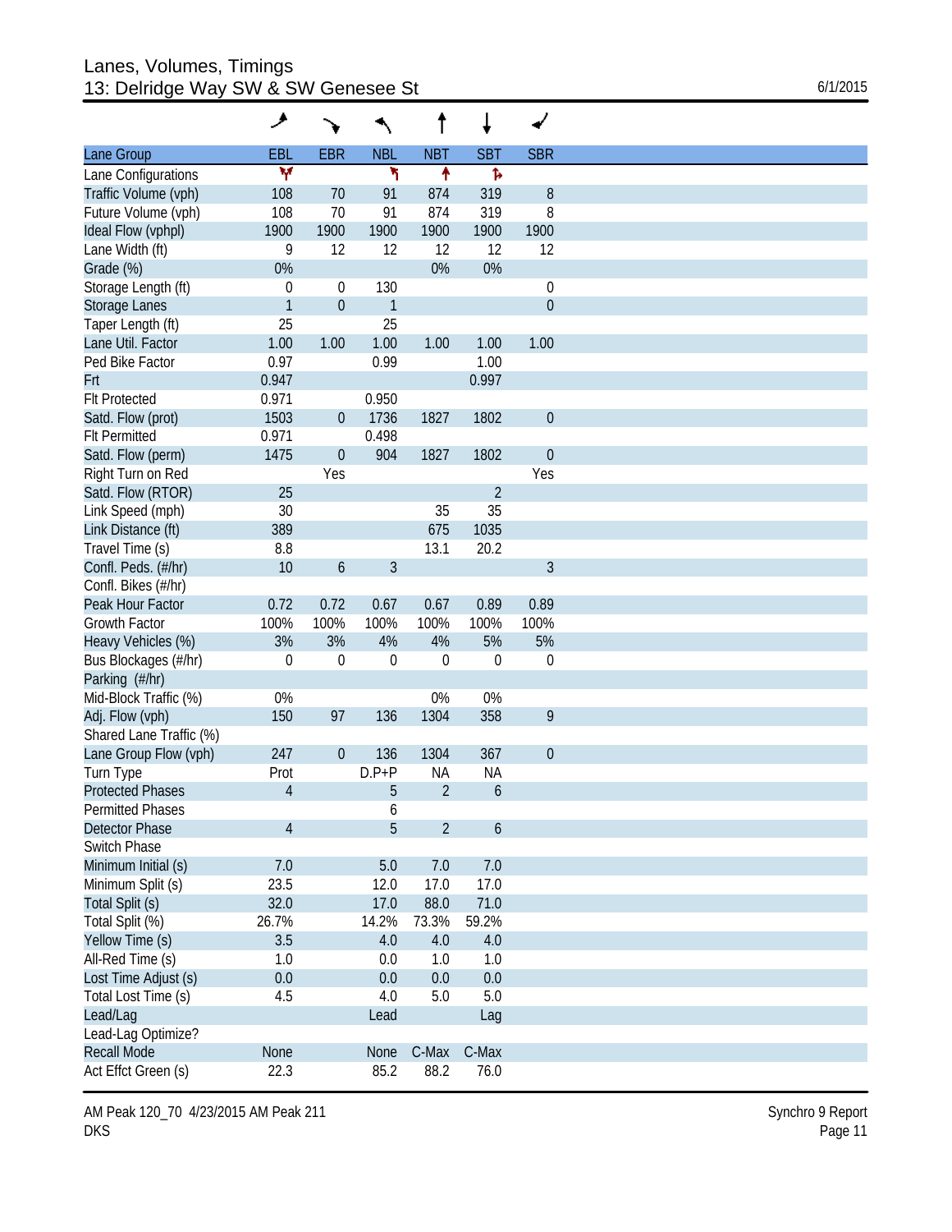# Lanes, Volumes, Timings
## 13: Delridge Way SW & SW Genesee St

6/1/2015

| Lane Group | EBL | EBR | NBL | NBT | SBT | SBR |
|---|---|---|---|---|---|---|
| Lane Configurations | | | | | | |
| Traffic Volume (vph) | 108 | 70 | 91 | 874 | 319 | 8 |
| Future Volume (vph) | 108 | 70 | 91 | 874 | 319 | 8 |
| Ideal Flow (vphpl) | 1900 | 1900 | 1900 | 1900 | 1900 | 1900 |
| Lane Width (ft) | 9 | 12 | 12 | 12 | 12 | 12 |
| Grade (%) | 0% | | | 0% | 0% | |
| Storage Length (ft) | 0 | 0 | 130 | | | 0 |
| Storage Lanes | 1 | 0 | 1 | | | 0 |
| Taper Length (ft) | 25 | | 25 | | | |
| Lane Util. Factor | 1.00 | 1.00 | 1.00 | 1.00 | 1.00 | 1.00 |
| Ped Bike Factor | 0.97 | | 0.99 | | 1.00 | |
| Frt | 0.947 | | | | 0.997 | |
| Flt Protected | 0.971 | | 0.950 | | | |
| Satd. Flow (prot) | 1503 | 0 | 1736 | 1827 | 1802 | 0 |
| Flt Permitted | 0.971 | | 0.498 | | | |
| Satd. Flow (perm) | 1475 | 0 | 904 | 1827 | 1802 | 0 |
| Right Turn on Red | | Yes | | | | Yes |
| Satd. Flow (RTOR) | 25 | | | | 2 | |
| Link Speed (mph) | 30 | | | 35 | 35 | |
| Link Distance (ft) | 389 | | | 675 | 1035 | |
| Travel Time (s) | 8.8 | | | 13.1 | 20.2 | |
| Confl. Peds. (#/hr) | 10 | 6 | 3 | | | 3 |
| Confl. Bikes (#/hr) | | | | | | |
| Peak Hour Factor | 0.72 | 0.72 | 0.67 | 0.67 | 0.89 | 0.89 |
| Growth Factor | 100% | 100% | 100% | 100% | 100% | 100% |
| Heavy Vehicles (%) | 3% | 3% | 4% | 4% | 5% | 5% |
| Bus Blockages (#/hr) | 0 | 0 | 0 | 0 | 0 | 0 |
| Parking (#/hr) | | | | | | |
| Mid-Block Traffic (%) | 0% | | | 0% | 0% | |
| Adj. Flow (vph) | 150 | 97 | 136 | 1304 | 358 | 9 |
| Shared Lane Traffic (%) | | | | | | |
| Lane Group Flow (vph) | 247 | 0 | 136 | 1304 | 367 | 0 |
| Turn Type | Prot | | D.P+P | NA | NA | |
| Protected Phases | 4 | | 5 | 2 | 6 | |
| Permitted Phases | | | 6 | | | |
| Detector Phase | 4 | | 5 | 2 | 6 | |
| Switch Phase | | | | | | |
| Minimum Initial (s) | 7.0 | | 5.0 | 7.0 | 7.0 | |
| Minimum Split (s) | 23.5 | | 12.0 | 17.0 | 17.0 | |
| Total Split (s) | 32.0 | | 17.0 | 88.0 | 71.0 | |
| Total Split (%) | 26.7% | | 14.2% | 73.3% | 59.2% | |
| Yellow Time (s) | 3.5 | | 4.0 | 4.0 | 4.0 | |
| All-Red Time (s) | 1.0 | | 0.0 | 1.0 | 1.0 | |
| Lost Time Adjust (s) | 0.0 | | 0.0 | 0.0 | 0.0 | |
| Total Lost Time (s) | 4.5 | | 4.0 | 5.0 | 5.0 | |
| Lead/Lag | | | Lead | | Lag | |
| Lead-Lag Optimize? | | | | | | |
| Recall Mode | None | | None | C-Max | C-Max | |
| Act Effct Green (s) | 22.3 | | 85.2 | 88.2 | 76.0 | |

AM Peak 120_70 4/23/2015 AM Peak 211
DKS

Synchro 9 Report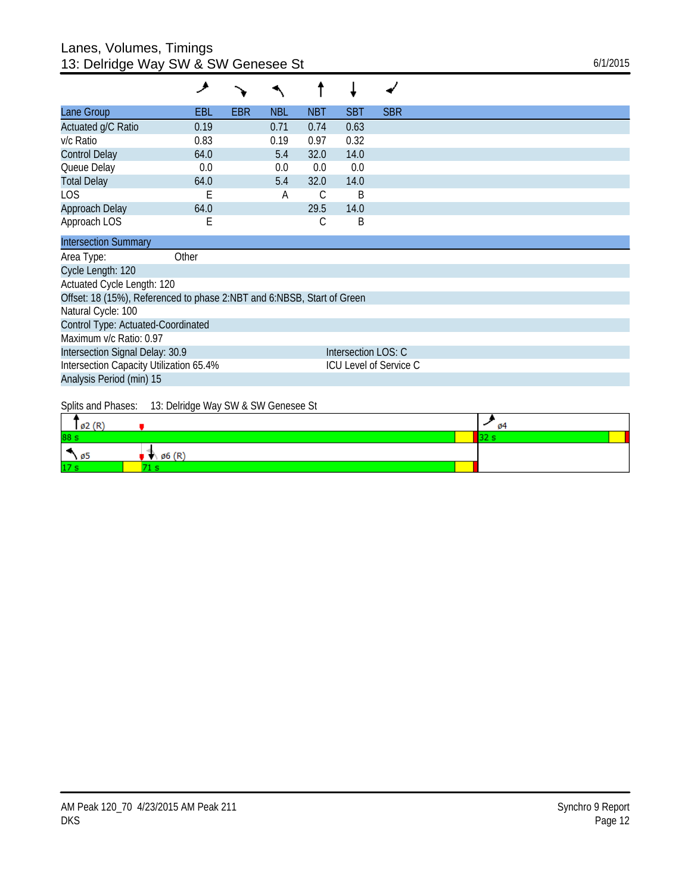# Lanes, Volumes, Timings
## 13: Delridge Way SW & SW Genesee St

6/1/2015

| Lane Group | EBL | EBR | NBL | NBT | SBT | SBR |
|---|---|---|---|---|---|---|
| Actuated g/C Ratio | 0.19 | | 0.71 | 0.74 | 0.63 | |
| v/c Ratio | 0.83 | | 0.19 | 0.97 | 0.32 | |
| Control Delay | 64.0 | | 5.4 | 32.0 | 14.0 | |
| Queue Delay | 0.0 | | 0.0 | 0.0 | 0.0 | |
| Total Delay | 64.0 | | 5.4 | 32.0 | 14.0 | |
| LOS | E | | A | C | B | |
| Approach Delay | 64.0 | | | 29.5 | 14.0 | |
| Approach LOS | E | | | C | B | |

**Intersection Summary**

Area Type: Other

Cycle Length: 120

Actuated Cycle Length: 120

Offset: 18 (15%), Referenced to phase 2:NBT and 6:NBSB, Start of Green

Natural Cycle: 100

Control Type: Actuated-Coordinated

Maximum v/c Ratio: 0.97

Intersection Signal Delay: 30.9 — Intersection LOS: C

Intersection Capacity Utilization 65.4% — ICU Level of Service C

Analysis Period (min) 15

Splits and Phases: 13: Delridge Way SW & SW Genesee St

| Phase | Split |
|---|---|
| ø2 (R) | 88 s |
| ø4 | 32 s |
| ø5 | 17 s |
| ø6 (R) | 71 s |

AM Peak 120_70 4/23/2015 AM Peak 211
DKS

Synchro 9 Report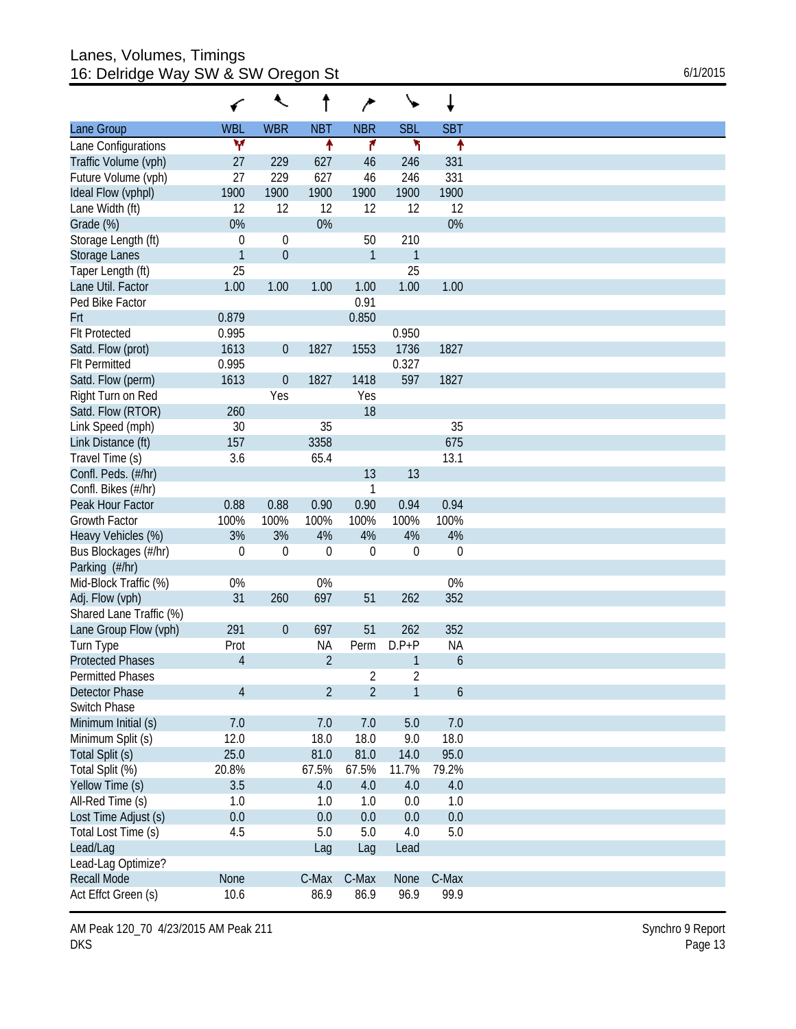# Lanes, Volumes, Timings
## 16: Delridge Way SW & SW Oregon St

6/1/2015

| Lane Group | WBL | WBR | NBT | NBR | SBL | SBT |
|---|---|---|---|---|---|---|
| Lane Configurations | | | | | | |
| Traffic Volume (vph) | 27 | 229 | 627 | 46 | 246 | 331 |
| Future Volume (vph) | 27 | 229 | 627 | 46 | 246 | 331 |
| Ideal Flow (vphpl) | 1900 | 1900 | 1900 | 1900 | 1900 | 1900 |
| Lane Width (ft) | 12 | 12 | 12 | 12 | 12 | 12 |
| Grade (%) | 0% | | 0% | | | 0% |
| Storage Length (ft) | 0 | 0 | | 50 | 210 | |
| Storage Lanes | 1 | 0 | | 1 | 1 | |
| Taper Length (ft) | 25 | | | | 25 | |
| Lane Util. Factor | 1.00 | 1.00 | 1.00 | 1.00 | 1.00 | 1.00 |
| Ped Bike Factor | | | | 0.91 | | |
| Frt | 0.879 | | | 0.850 | | |
| Flt Protected | 0.995 | | | | 0.950 | |
| Satd. Flow (prot) | 1613 | 0 | 1827 | 1553 | 1736 | 1827 |
| Flt Permitted | 0.995 | | | | 0.327 | |
| Satd. Flow (perm) | 1613 | 0 | 1827 | 1418 | 597 | 1827 |
| Right Turn on Red | | Yes | | Yes | | |
| Satd. Flow (RTOR) | 260 | | | 18 | | |
| Link Speed (mph) | 30 | | 35 | | | 35 |
| Link Distance (ft) | 157 | | 3358 | | | 675 |
| Travel Time (s) | 3.6 | | 65.4 | | | 13.1 |
| Confl. Peds. (#/hr) | | | | 13 | 13 | |
| Confl. Bikes (#/hr) | | | | 1 | | |
| Peak Hour Factor | 0.88 | 0.88 | 0.90 | 0.90 | 0.94 | 0.94 |
| Growth Factor | 100% | 100% | 100% | 100% | 100% | 100% |
| Heavy Vehicles (%) | 3% | 3% | 4% | 4% | 4% | 4% |
| Bus Blockages (#/hr) | 0 | 0 | 0 | 0 | 0 | 0 |
| Parking (#/hr) | | | | | | |
| Mid-Block Traffic (%) | 0% | | 0% | | | 0% |
| Adj. Flow (vph) | 31 | 260 | 697 | 51 | 262 | 352 |
| Shared Lane Traffic (%) | | | | | | |
| Lane Group Flow (vph) | 291 | 0 | 697 | 51 | 262 | 352 |
| Turn Type | Prot | | NA | Perm | D.P+P | NA |
| Protected Phases | 4 | | 2 | | 1 | 6 |
| Permitted Phases | | | | 2 | 2 | |
| Detector Phase | 4 | | 2 | 2 | 1 | 6 |
| Switch Phase | | | | | | |
| Minimum Initial (s) | 7.0 | | 7.0 | 7.0 | 5.0 | 7.0 |
| Minimum Split (s) | 12.0 | | 18.0 | 18.0 | 9.0 | 18.0 |
| Total Split (s) | 25.0 | | 81.0 | 81.0 | 14.0 | 95.0 |
| Total Split (%) | 20.8% | | 67.5% | 67.5% | 11.7% | 79.2% |
| Yellow Time (s) | 3.5 | | 4.0 | 4.0 | 4.0 | 4.0 |
| All-Red Time (s) | 1.0 | | 1.0 | 1.0 | 0.0 | 1.0 |
| Lost Time Adjust (s) | 0.0 | | 0.0 | 0.0 | 0.0 | 0.0 |
| Total Lost Time (s) | 4.5 | | 5.0 | 5.0 | 4.0 | 5.0 |
| Lead/Lag | | | Lag | Lag | Lead | |
| Lead-Lag Optimize? | | | | | | |
| Recall Mode | None | | C-Max | C-Max | None | C-Max |
| Act Effct Green (s) | 10.6 | | 86.9 | 86.9 | 96.9 | 99.9 |

AM Peak 120_70 4/23/2015 AM Peak 211
DKS

Synchro 9 Report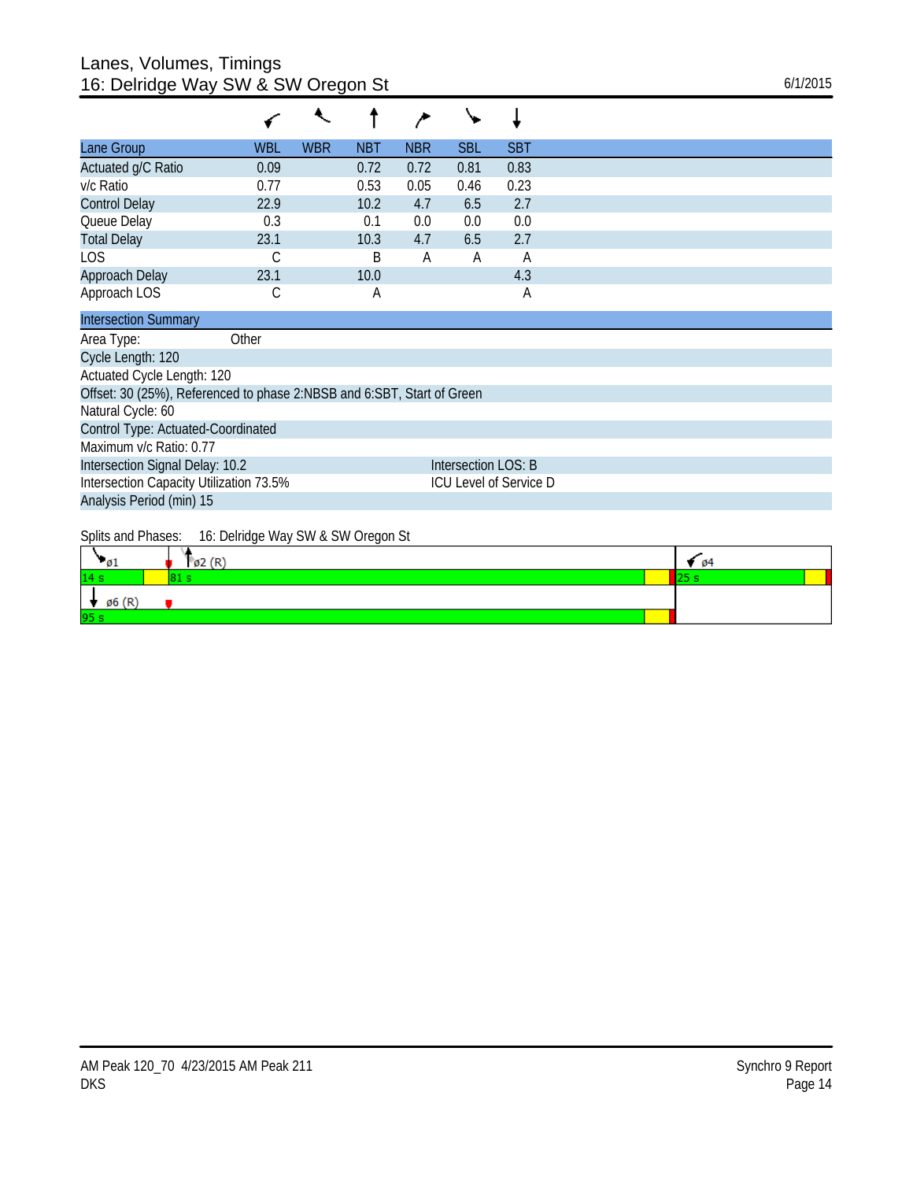# Lanes, Volumes, Timings
## 16: Delridge Way SW & SW Oregon St

6/1/2015

| Lane Group | WBL | WBR | NBT | NBR | SBL | SBT |
|---|---|---|---|---|---|---|
| Actuated g/C Ratio | 0.09 | | 0.72 | 0.72 | 0.81 | 0.83 |
| v/c Ratio | 0.77 | | 0.53 | 0.05 | 0.46 | 0.23 |
| Control Delay | 22.9 | | 10.2 | 4.7 | 6.5 | 2.7 |
| Queue Delay | 0.3 | | 0.1 | 0.0 | 0.0 | 0.0 |
| Total Delay | 23.1 | | 10.3 | 4.7 | 6.5 | 2.7 |
| LOS | C | | B | A | A | A |
| Approach Delay | 23.1 | | 10.0 | | | 4.3 |
| Approach LOS | C | | A | | | A |

| Intersection Summary | |
|---|---|
| Area Type: Other | |
| Cycle Length: 120 | |
| Actuated Cycle Length: 120 | |
| Offset: 30 (25%), Referenced to phase 2:NBSB and 6:SBT, Start of Green | |
| Natural Cycle: 60 | |
| Control Type: Actuated-Coordinated | |
| Maximum v/c Ratio: 0.77 | |
| Intersection Signal Delay: 10.2 | Intersection LOS: B |
| Intersection Capacity Utilization 73.5% | ICU Level of Service D |
| Analysis Period (min) 15 | |

Splits and Phases: 16: Delridge Way SW & SW Oregon St

| ø1 | ø2 (R) | ø4 |
|---|---|---|
| 14 s | 81 s | 25 s |
| ø6 (R) | | |
| 95 s | | |

AM Peak 120_70 4/23/2015 AM Peak 211
DKS

Synchro 9 Report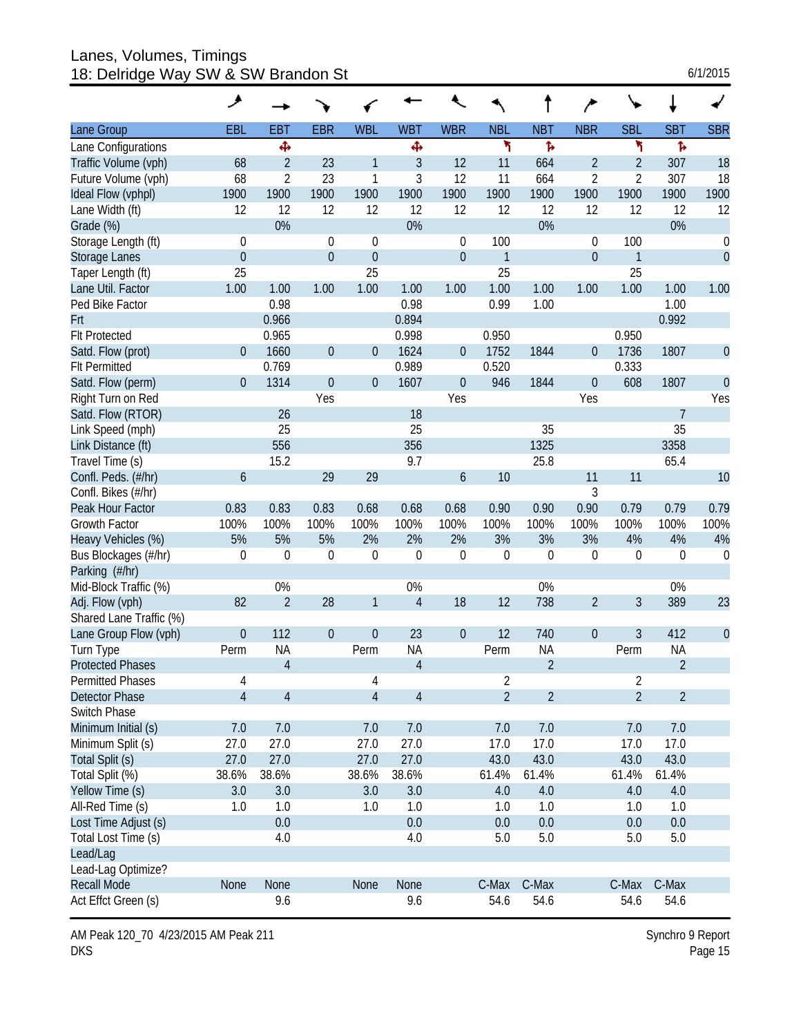# Lanes, Volumes, Timings
## 18: Delridge Way SW & SW Brandon St

6/1/2015

| Lane Group | EBL | EBT | EBR | WBL | WBT | WBR | NBL | NBT | NBR | SBL | SBT | SBR |
|---|---|---|---|---|---|---|---|---|---|---|---|---|
| Lane Configurations | | ✣ | | | ✣ | | ↰ | ↱ | | ↰ | ↱ | |
| Traffic Volume (vph) | 68 | 2 | 23 | 1 | 3 | 12 | 11 | 664 | 2 | 2 | 307 | 18 |
| Future Volume (vph) | 68 | 2 | 23 | 1 | 3 | 12 | 11 | 664 | 2 | 2 | 307 | 18 |
| Ideal Flow (vphpl) | 1900 | 1900 | 1900 | 1900 | 1900 | 1900 | 1900 | 1900 | 1900 | 1900 | 1900 | 1900 |
| Lane Width (ft) | 12 | 12 | 12 | 12 | 12 | 12 | 12 | 12 | 12 | 12 | 12 | 12 |
| Grade (%) | | 0% | | | 0% | | | 0% | | | 0% | |
| Storage Length (ft) | 0 | | 0 | 0 | | 0 | 100 | | 0 | 100 | | 0 |
| Storage Lanes | 0 | | 0 | 0 | | 0 | 1 | | 0 | 1 | | 0 |
| Taper Length (ft) | 25 | | | 25 | | | 25 | | | 25 | | |
| Lane Util. Factor | 1.00 | 1.00 | 1.00 | 1.00 | 1.00 | 1.00 | 1.00 | 1.00 | 1.00 | 1.00 | 1.00 | 1.00 |
| Ped Bike Factor | | 0.98 | | | 0.98 | | 0.99 | 1.00 | | | 1.00 | |
| Frt | | 0.966 | | | 0.894 | | | | | | 0.992 | |
| Flt Protected | | 0.965 | | | 0.998 | | 0.950 | | | 0.950 | | |
| Satd. Flow (prot) | 0 | 1660 | 0 | 0 | 1624 | 0 | 1752 | 1844 | 0 | 1736 | 1807 | 0 |
| Flt Permitted | | 0.769 | | | 0.989 | | 0.520 | | | 0.333 | | |
| Satd. Flow (perm) | 0 | 1314 | 0 | 0 | 1607 | 0 | 946 | 1844 | 0 | 608 | 1807 | 0 |
| Right Turn on Red | | | Yes | | | Yes | | | Yes | | | Yes |
| Satd. Flow (RTOR) | | 26 | | | 18 | | | | | | 7 | |
| Link Speed (mph) | | 25 | | | 25 | | | 35 | | | 35 | |
| Link Distance (ft) | | 556 | | | 356 | | | 1325 | | | 3358 | |
| Travel Time (s) | | 15.2 | | | 9.7 | | | 25.8 | | | 65.4 | |
| Confl. Peds. (#/hr) | 6 | | 29 | 29 | | 6 | 10 | | 11 | 11 | | 10 |
| Confl. Bikes (#/hr) | | | | | | | | | 3 | | | |
| Peak Hour Factor | 0.83 | 0.83 | 0.83 | 0.68 | 0.68 | 0.68 | 0.90 | 0.90 | 0.90 | 0.79 | 0.79 | 0.79 |
| Growth Factor | 100% | 100% | 100% | 100% | 100% | 100% | 100% | 100% | 100% | 100% | 100% | 100% |
| Heavy Vehicles (%) | 5% | 5% | 5% | 2% | 2% | 2% | 3% | 3% | 3% | 4% | 4% | 4% |
| Bus Blockages (#/hr) | 0 | 0 | 0 | 0 | 0 | 0 | 0 | 0 | 0 | 0 | 0 | 0 |
| Parking (#/hr) | | | | | | | | | | | | |
| Mid-Block Traffic (%) | | 0% | | | 0% | | | 0% | | | 0% | |
| Adj. Flow (vph) | 82 | 2 | 28 | 1 | 4 | 18 | 12 | 738 | 2 | 3 | 389 | 23 |
| Shared Lane Traffic (%) | | | | | | | | | | | | |
| Lane Group Flow (vph) | 0 | 112 | 0 | 0 | 23 | 0 | 12 | 740 | 0 | 3 | 412 | 0 |
| Turn Type | Perm | NA | | Perm | NA | | Perm | NA | | Perm | NA | |
| Protected Phases | | 4 | | | 4 | | | 2 | | | 2 | |
| Permitted Phases | 4 | | | 4 | | | 2 | | | 2 | | |
| Detector Phase | 4 | 4 | | 4 | 4 | | 2 | 2 | | 2 | 2 | |
| Switch Phase | | | | | | | | | | | | |
| Minimum Initial (s) | 7.0 | 7.0 | | 7.0 | 7.0 | | 7.0 | 7.0 | | 7.0 | 7.0 | |
| Minimum Split (s) | 27.0 | 27.0 | | 27.0 | 27.0 | | 17.0 | 17.0 | | 17.0 | 17.0 | |
| Total Split (s) | 27.0 | 27.0 | | 27.0 | 27.0 | | 43.0 | 43.0 | | 43.0 | 43.0 | |
| Total Split (%) | 38.6% | 38.6% | | 38.6% | 38.6% | | 61.4% | 61.4% | | 61.4% | 61.4% | |
| Yellow Time (s) | 3.0 | 3.0 | | 3.0 | 3.0 | | 4.0 | 4.0 | | 4.0 | 4.0 | |
| All-Red Time (s) | 1.0 | 1.0 | | 1.0 | 1.0 | | 1.0 | 1.0 | | 1.0 | 1.0 | |
| Lost Time Adjust (s) | | 0.0 | | | 0.0 | | 0.0 | 0.0 | | 0.0 | 0.0 | |
| Total Lost Time (s) | | 4.0 | | | 4.0 | | 5.0 | 5.0 | | 5.0 | 5.0 | |
| Lead/Lag | | | | | | | | | | | | |
| Lead-Lag Optimize? | | | | | | | | | | | | |
| Recall Mode | None | None | | None | None | | C-Max | C-Max | | C-Max | C-Max | |
| Act Effct Green (s) | | 9.6 | | | 9.6 | | 54.6 | 54.6 | | 54.6 | 54.6 | |

AM Peak 120_70 4/23/2015 AM Peak 211
DKS

Synchro 9 Report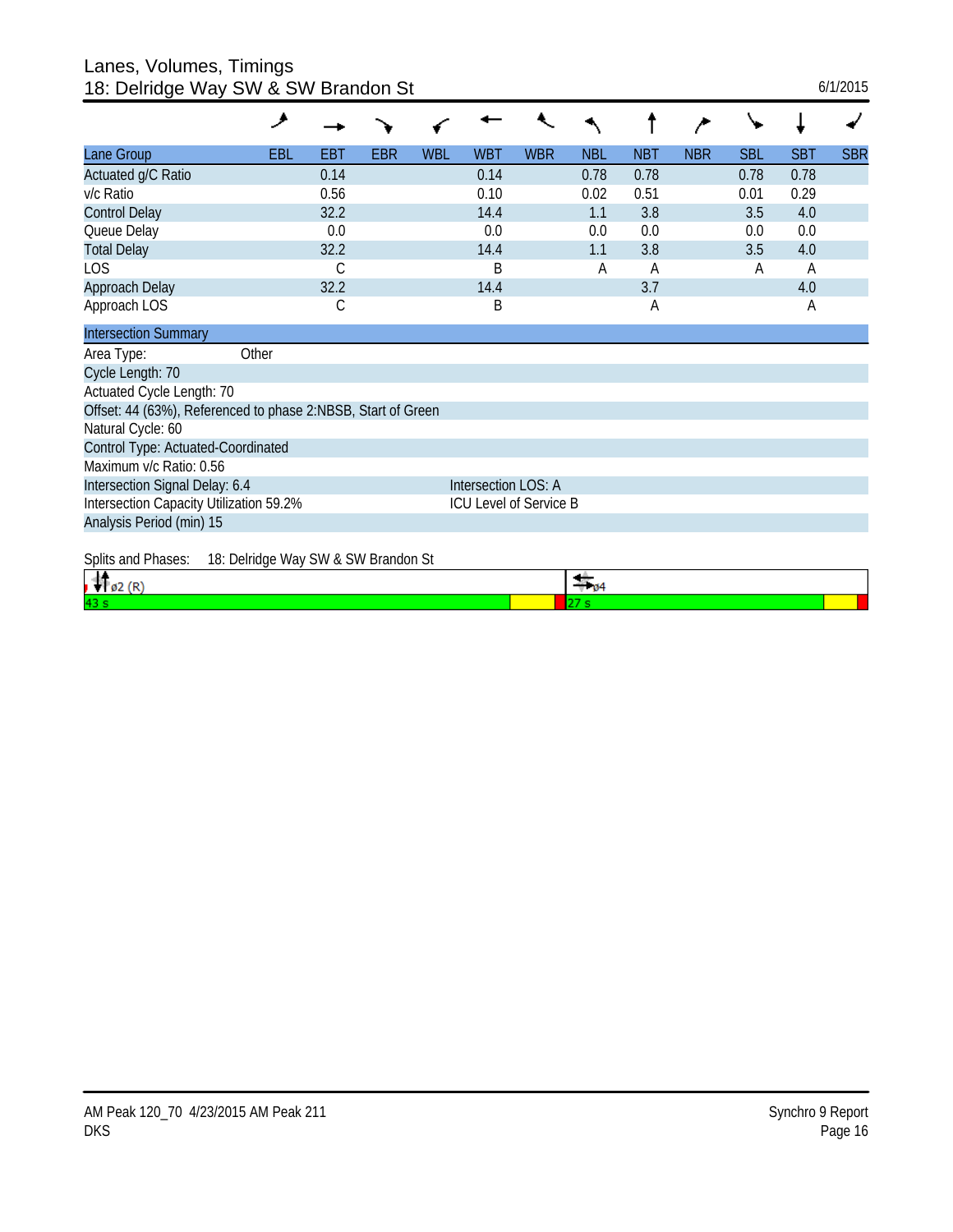# Lanes, Volumes, Timings
## 18: Delridge Way SW & SW Brandon St

6/1/2015

| Lane Group | EBL | EBT | EBR | WBL | WBT | WBR | NBL | NBT | NBR | SBL | SBT | SBR |
|---|---|---|---|---|---|---|---|---|---|---|---|---|
| Actuated g/C Ratio | | 0.14 | | | 0.14 | | 0.78 | 0.78 | | 0.78 | 0.78 | |
| v/c Ratio | | 0.56 | | | 0.10 | | 0.02 | 0.51 | | 0.01 | 0.29 | |
| Control Delay | | 32.2 | | | 14.4 | | 1.1 | 3.8 | | 3.5 | 4.0 | |
| Queue Delay | | 0.0 | | | 0.0 | | 0.0 | 0.0 | | 0.0 | 0.0 | |
| Total Delay | | 32.2 | | | 14.4 | | 1.1 | 3.8 | | 3.5 | 4.0 | |
| LOS | | C | | | B | | A | A | | A | A | |
| Approach Delay | | 32.2 | | | 14.4 | | | 3.7 | | | 4.0 | |
| Approach LOS | | C | | | B | | | A | | | A | |

**Intersection Summary**

Area Type: Other
Cycle Length: 70
Actuated Cycle Length: 70
Offset: 44 (63%), Referenced to phase 2:NBSB, Start of Green
Natural Cycle: 60
Control Type: Actuated-Coordinated
Maximum v/c Ratio: 0.56
Intersection Signal Delay: 6.4 — Intersection LOS: A
Intersection Capacity Utilization 59.2% — ICU Level of Service B
Analysis Period (min) 15

Splits and Phases: 18: Delridge Way SW & SW Brandon St

| ø2 (R) | ø4 |
|---|---|
| 43 s | 27 s |

AM Peak 120_70 4/23/2015 AM Peak 211
DKS

Synchro 9 Report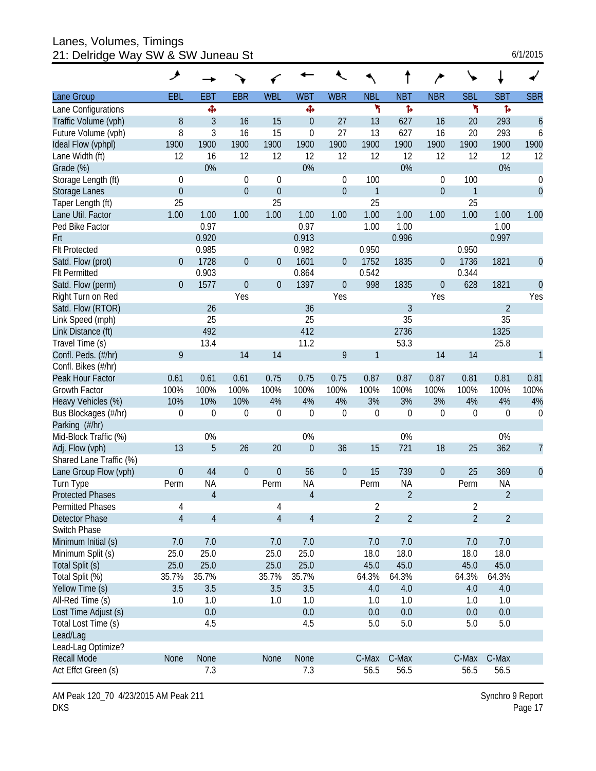# Lanes, Volumes, Timings
## 21: Delridge Way SW & SW Juneau St

6/1/2015

| Lane Group | EBL | EBT | EBR | WBL | WBT | WBR | NBL | NBT | NBR | SBL | SBT | SBR |
|---|---|---|---|---|---|---|---|---|---|---|---|---|
| Lane Configurations | | ✣ | | | ✣ | | ↰ | ↱ | | ↰ | ↱ | |
| Traffic Volume (vph) | 8 | 3 | 16 | 15 | 0 | 27 | 13 | 627 | 16 | 20 | 293 | 6 |
| Future Volume (vph) | 8 | 3 | 16 | 15 | 0 | 27 | 13 | 627 | 16 | 20 | 293 | 6 |
| Ideal Flow (vphpl) | 1900 | 1900 | 1900 | 1900 | 1900 | 1900 | 1900 | 1900 | 1900 | 1900 | 1900 | 1900 |
| Lane Width (ft) | 12 | 16 | 12 | 12 | 12 | 12 | 12 | 12 | 12 | 12 | 12 | 12 |
| Grade (%) | | 0% | | | 0% | | | 0% | | | 0% | |
| Storage Length (ft) | 0 | | 0 | 0 | | 0 | 100 | | 0 | 100 | | 0 |
| Storage Lanes | 0 | | 0 | 0 | | 0 | 1 | | 0 | 1 | | 0 |
| Taper Length (ft) | 25 | | | 25 | | | 25 | | | 25 | | |
| Lane Util. Factor | 1.00 | 1.00 | 1.00 | 1.00 | 1.00 | 1.00 | 1.00 | 1.00 | 1.00 | 1.00 | 1.00 | 1.00 |
| Ped Bike Factor | | 0.97 | | | 0.97 | | 1.00 | 1.00 | | | 1.00 | |
| Frt | | 0.920 | | | 0.913 | | | 0.996 | | | 0.997 | |
| Flt Protected | | 0.985 | | | 0.982 | | 0.950 | | | 0.950 | | |
| Satd. Flow (prot) | 0 | 1728 | 0 | 0 | 1601 | 0 | 1752 | 1835 | 0 | 1736 | 1821 | 0 |
| Flt Permitted | | 0.903 | | | 0.864 | | 0.542 | | | 0.344 | | |
| Satd. Flow (perm) | 0 | 1577 | 0 | 0 | 1397 | 0 | 998 | 1835 | 0 | 628 | 1821 | 0 |
| Right Turn on Red | | | Yes | | | Yes | | | Yes | | | Yes |
| Satd. Flow (RTOR) | | 26 | | | 36 | | | 3 | | | 2 | |
| Link Speed (mph) | | 25 | | | 25 | | | 35 | | | 35 | |
| Link Distance (ft) | | 492 | | | 412 | | | 2736 | | | 1325 | |
| Travel Time (s) | | 13.4 | | | 11.2 | | | 53.3 | | | 25.8 | |
| Confl. Peds. (#/hr) | 9 | | 14 | 14 | | 9 | 1 | | 14 | 14 | | 1 |
| Confl. Bikes (#/hr) | | | | | | | | | | | | |
| Peak Hour Factor | 0.61 | 0.61 | 0.61 | 0.75 | 0.75 | 0.75 | 0.87 | 0.87 | 0.87 | 0.81 | 0.81 | 0.81 |
| Growth Factor | 100% | 100% | 100% | 100% | 100% | 100% | 100% | 100% | 100% | 100% | 100% | 100% |
| Heavy Vehicles (%) | 10% | 10% | 10% | 4% | 4% | 4% | 3% | 3% | 3% | 4% | 4% | 4% |
| Bus Blockages (#/hr) | 0 | 0 | 0 | 0 | 0 | 0 | 0 | 0 | 0 | 0 | 0 | 0 |
| Parking (#/hr) | | | | | | | | | | | | |
| Mid-Block Traffic (%) | | 0% | | | 0% | | | 0% | | | 0% | |
| Adj. Flow (vph) | 13 | 5 | 26 | 20 | 0 | 36 | 15 | 721 | 18 | 25 | 362 | 7 |
| Shared Lane Traffic (%) | | | | | | | | | | | | |
| Lane Group Flow (vph) | 0 | 44 | 0 | 0 | 56 | 0 | 15 | 739 | 0 | 25 | 369 | 0 |
| Turn Type | Perm | NA | | Perm | NA | | Perm | NA | | Perm | NA | |
| Protected Phases | | 4 | | | 4 | | | 2 | | | 2 | |
| Permitted Phases | 4 | | | 4 | | | 2 | | | 2 | | |
| Detector Phase | 4 | 4 | | 4 | 4 | | 2 | 2 | | 2 | 2 | |
| Switch Phase | | | | | | | | | | | | |
| Minimum Initial (s) | 7.0 | 7.0 | | 7.0 | 7.0 | | 7.0 | 7.0 | | 7.0 | 7.0 | |
| Minimum Split (s) | 25.0 | 25.0 | | 25.0 | 25.0 | | 18.0 | 18.0 | | 18.0 | 18.0 | |
| Total Split (s) | 25.0 | 25.0 | | 25.0 | 25.0 | | 45.0 | 45.0 | | 45.0 | 45.0 | |
| Total Split (%) | 35.7% | 35.7% | | 35.7% | 35.7% | | 64.3% | 64.3% | | 64.3% | 64.3% | |
| Yellow Time (s) | 3.5 | 3.5 | | 3.5 | 3.5 | | 4.0 | 4.0 | | 4.0 | 4.0 | |
| All-Red Time (s) | 1.0 | 1.0 | | 1.0 | 1.0 | | 1.0 | 1.0 | | 1.0 | 1.0 | |
| Lost Time Adjust (s) | | 0.0 | | | 0.0 | | 0.0 | 0.0 | | 0.0 | 0.0 | |
| Total Lost Time (s) | | 4.5 | | | 4.5 | | 5.0 | 5.0 | | 5.0 | 5.0 | |
| Lead/Lag | | | | | | | | | | | | |
| Lead-Lag Optimize? | | | | | | | | | | | | |
| Recall Mode | None | None | | None | None | | C-Max | C-Max | | C-Max | C-Max | |
| Act Effct Green (s) | | 7.3 | | | 7.3 | | 56.5 | 56.5 | | 56.5 | 56.5 | |

AM Peak 120_70 4/23/2015 AM Peak 211
DKS

Synchro 9 Report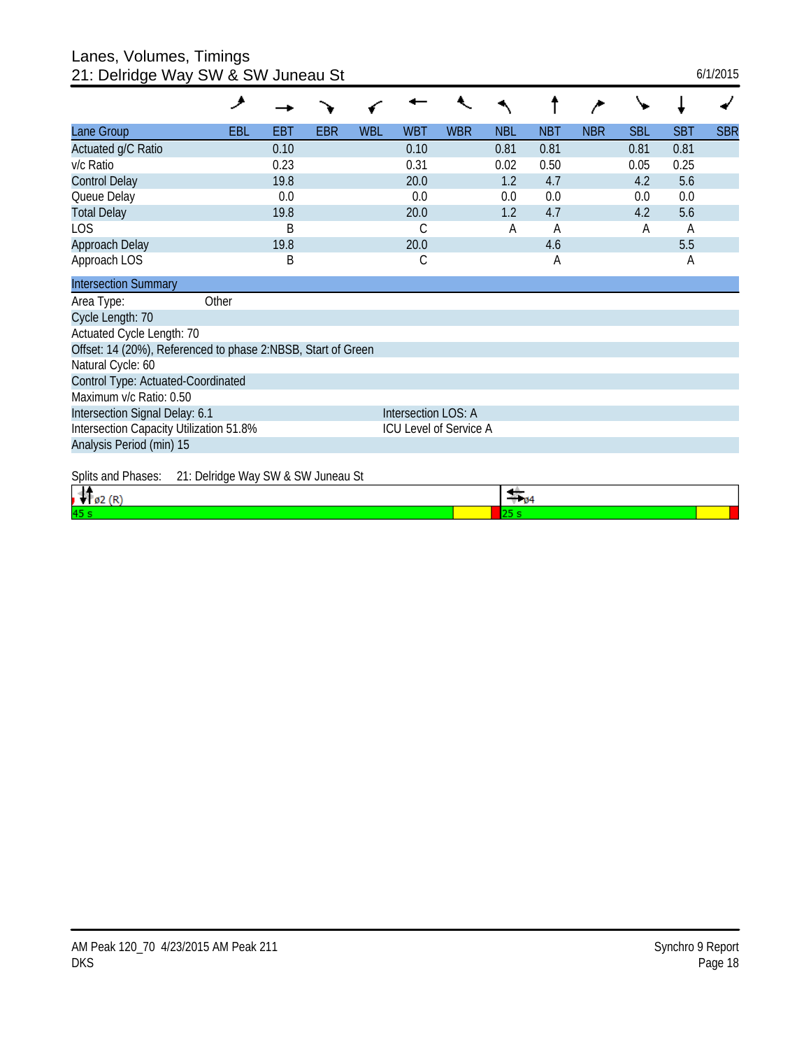# Lanes, Volumes, Timings
## 21: Delridge Way SW & SW Juneau St

6/1/2015

| Lane Group | EBL | EBT | EBR | WBL | WBT | WBR | NBL | NBT | NBR | SBL | SBT | SBR |
|---|---|---|---|---|---|---|---|---|---|---|---|---|
| Actuated g/C Ratio | | 0.10 | | | 0.10 | | 0.81 | 0.81 | | 0.81 | 0.81 | |
| v/c Ratio | | 0.23 | | | 0.31 | | 0.02 | 0.50 | | 0.05 | 0.25 | |
| Control Delay | | 19.8 | | | 20.0 | | 1.2 | 4.7 | | 4.2 | 5.6 | |
| Queue Delay | | 0.0 | | | 0.0 | | 0.0 | 0.0 | | 0.0 | 0.0 | |
| Total Delay | | 19.8 | | | 20.0 | | 1.2 | 4.7 | | 4.2 | 5.6 | |
| LOS | | B | | | C | | A | A | | A | A | |
| Approach Delay | | 19.8 | | | 20.0 | | | 4.6 | | | 5.5 | |
| Approach LOS | | B | | | C | | | A | | | A | |

**Intersection Summary**

Area Type: Other

Cycle Length: 70

Actuated Cycle Length: 70

Offset: 14 (20%), Referenced to phase 2:NBSB, Start of Green

Natural Cycle: 60

Control Type: Actuated-Coordinated

Maximum v/c Ratio: 0.50

Intersection Signal Delay: 6.1 — Intersection LOS: A

Intersection Capacity Utilization 51.8% — ICU Level of Service A

Analysis Period (min) 15

Splits and Phases: 21: Delridge Way SW & SW Juneau St

| ø2 (R) | ø4 |
|---|---|
| 45 s | 25 s |

AM Peak 120_70 4/23/2015 AM Peak 211
DKS

Synchro 9 Report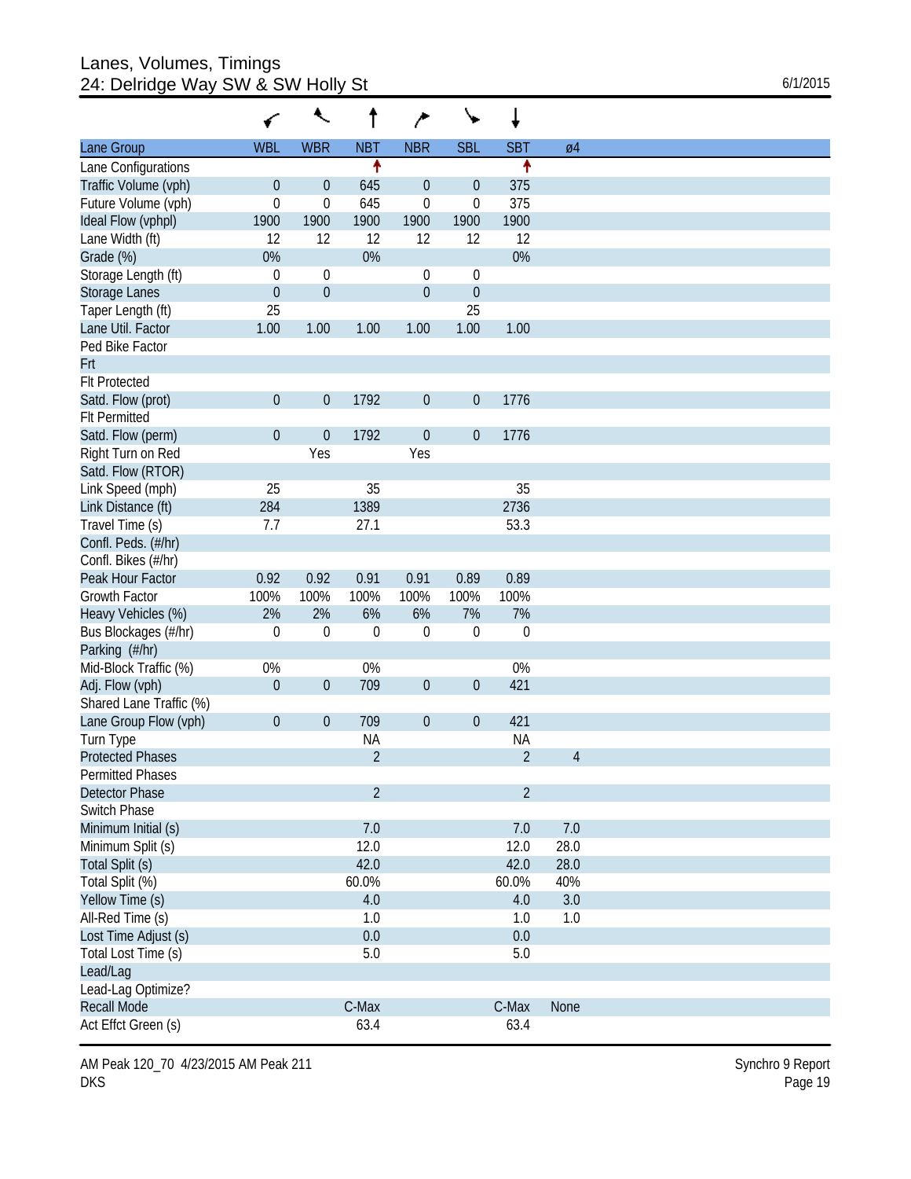# Lanes, Volumes, Timings
## 24: Delridge Way SW & SW Holly St

6/1/2015

| Lane Group | WBL | WBR | NBT | NBR | SBL | SBT | ø4 |
|---|---|---|---|---|---|---|---|
| Lane Configurations | | | ↑ | | | ↑ | |
| Traffic Volume (vph) | 0 | 0 | 645 | 0 | 0 | 375 | |
| Future Volume (vph) | 0 | 0 | 645 | 0 | 0 | 375 | |
| Ideal Flow (vphpl) | 1900 | 1900 | 1900 | 1900 | 1900 | 1900 | |
| Lane Width (ft) | 12 | 12 | 12 | 12 | 12 | 12 | |
| Grade (%) | 0% | | 0% | | | 0% | |
| Storage Length (ft) | 0 | 0 | | 0 | 0 | | |
| Storage Lanes | 0 | 0 | | 0 | 0 | | |
| Taper Length (ft) | 25 | | | | 25 | | |
| Lane Util. Factor | 1.00 | 1.00 | 1.00 | 1.00 | 1.00 | 1.00 | |
| Ped Bike Factor | | | | | | | |
| Frt | | | | | | | |
| Flt Protected | | | | | | | |
| Satd. Flow (prot) | 0 | 0 | 1792 | 0 | 0 | 1776 | |
| Flt Permitted | | | | | | | |
| Satd. Flow (perm) | 0 | 0 | 1792 | 0 | 0 | 1776 | |
| Right Turn on Red | | Yes | | Yes | | | |
| Satd. Flow (RTOR) | | | | | | | |
| Link Speed (mph) | 25 | | 35 | | | 35 | |
| Link Distance (ft) | 284 | | 1389 | | | 2736 | |
| Travel Time (s) | 7.7 | | 27.1 | | | 53.3 | |
| Confl. Peds. (#/hr) | | | | | | | |
| Confl. Bikes (#/hr) | | | | | | | |
| Peak Hour Factor | 0.92 | 0.92 | 0.91 | 0.91 | 0.89 | 0.89 | |
| Growth Factor | 100% | 100% | 100% | 100% | 100% | 100% | |
| Heavy Vehicles (%) | 2% | 2% | 6% | 6% | 7% | 7% | |
| Bus Blockages (#/hr) | 0 | 0 | 0 | 0 | 0 | 0 | |
| Parking (#/hr) | | | | | | | |
| Mid-Block Traffic (%) | 0% | | 0% | | | 0% | |
| Adj. Flow (vph) | 0 | 0 | 709 | 0 | 0 | 421 | |
| Shared Lane Traffic (%) | | | | | | | |
| Lane Group Flow (vph) | 0 | 0 | 709 | 0 | 0 | 421 | |
| Turn Type | | | NA | | | NA | |
| Protected Phases | | | 2 | | | 2 | 4 |
| Permitted Phases | | | | | | | |
| Detector Phase | | | 2 | | | 2 | |
| Switch Phase | | | | | | | |
| Minimum Initial (s) | | | 7.0 | | | 7.0 | 7.0 |
| Minimum Split (s) | | | 12.0 | | | 12.0 | 28.0 |
| Total Split (s) | | | 42.0 | | | 42.0 | 28.0 |
| Total Split (%) | | | 60.0% | | | 60.0% | 40% |
| Yellow Time (s) | | | 4.0 | | | 4.0 | 3.0 |
| All-Red Time (s) | | | 1.0 | | | 1.0 | 1.0 |
| Lost Time Adjust (s) | | | 0.0 | | | 0.0 | |
| Total Lost Time (s) | | | 5.0 | | | 5.0 | |
| Lead/Lag | | | | | | | |
| Lead-Lag Optimize? | | | | | | | |
| Recall Mode | | | C-Max | | | C-Max | None |
| Act Effct Green (s) | | | 63.4 | | | 63.4 | |

AM Peak 120_70 4/23/2015 AM Peak 211
DKS

Synchro 9 Report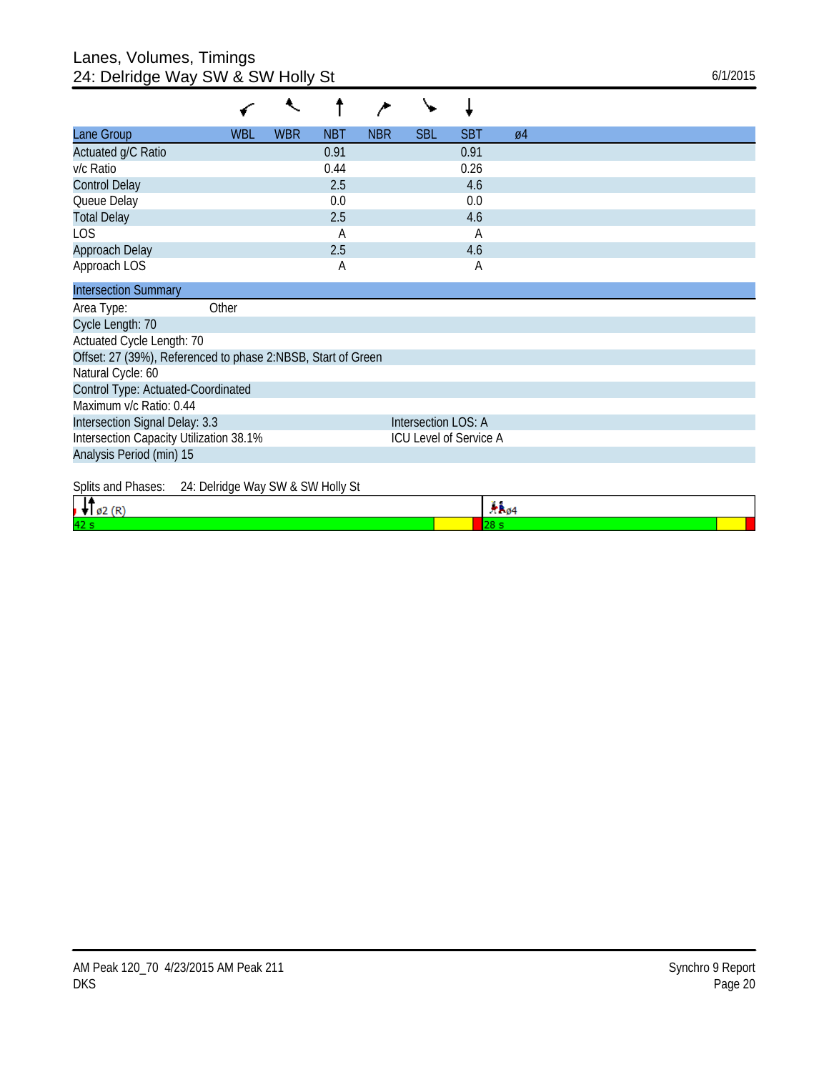# Lanes, Volumes, Timings
## 24: Delridge Way SW & SW Holly St

6/1/2015

| Lane Group | WBL | WBR | NBT | NBR | SBL | SBT | ø4 |
|---|---|---|---|---|---|---|---|
| Actuated g/C Ratio | | | 0.91 | | | 0.91 | |
| v/c Ratio | | | 0.44 | | | 0.26 | |
| Control Delay | | | 2.5 | | | 4.6 | |
| Queue Delay | | | 0.0 | | | 0.0 | |
| Total Delay | | | 2.5 | | | 4.6 | |
| LOS | | | A | | | A | |
| Approach Delay | | | 2.5 | | | 4.6 | |
| Approach LOS | | | A | | | A | |

| Intersection Summary | |
|---|---|
| Area Type: Other | |
| Cycle Length: 70 | |
| Actuated Cycle Length: 70 | |
| Offset: 27 (39%), Referenced to phase 2:NBSB, Start of Green | |
| Natural Cycle: 60 | |
| Control Type: Actuated-Coordinated | |
| Maximum v/c Ratio: 0.44 | |
| Intersection Signal Delay: 3.3 | Intersection LOS: A |
| Intersection Capacity Utilization 38.1% | ICU Level of Service A |
| Analysis Period (min) 15 | |

Splits and Phases: 24: Delridge Way SW & SW Holly St

| ø2 (R) | ø4 |
|---|---|
| 42 s | 28 s |

AM Peak 120_70 4/23/2015 AM Peak 211
DKS

Synchro 9 Report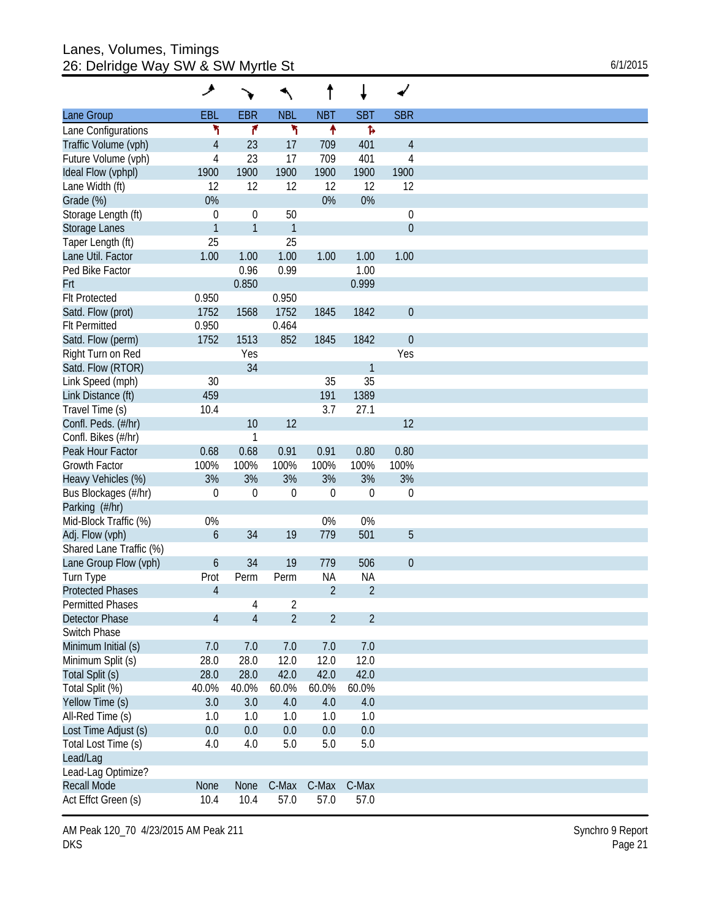# Lanes, Volumes, Timings
## 26: Delridge Way SW & SW Myrtle St

6/1/2015

| Lane Group | EBL | EBR | NBL | NBT | SBT | SBR |
|---|---|---|---|---|---|---|
| Lane Configurations | | | | | | |
| Traffic Volume (vph) | 4 | 23 | 17 | 709 | 401 | 4 |
| Future Volume (vph) | 4 | 23 | 17 | 709 | 401 | 4 |
| Ideal Flow (vphpl) | 1900 | 1900 | 1900 | 1900 | 1900 | 1900 |
| Lane Width (ft) | 12 | 12 | 12 | 12 | 12 | 12 |
| Grade (%) | 0% | | | 0% | 0% | |
| Storage Length (ft) | 0 | 0 | 50 | | | 0 |
| Storage Lanes | 1 | 1 | 1 | | | 0 |
| Taper Length (ft) | 25 | | 25 | | | |
| Lane Util. Factor | 1.00 | 1.00 | 1.00 | 1.00 | 1.00 | 1.00 |
| Ped Bike Factor | | 0.96 | 0.99 | | 1.00 | |
| Frt | | 0.850 | | | 0.999 | |
| Flt Protected | 0.950 | | 0.950 | | | |
| Satd. Flow (prot) | 1752 | 1568 | 1752 | 1845 | 1842 | 0 |
| Flt Permitted | 0.950 | | 0.464 | | | |
| Satd. Flow (perm) | 1752 | 1513 | 852 | 1845 | 1842 | 0 |
| Right Turn on Red | | Yes | | | | Yes |
| Satd. Flow (RTOR) | | 34 | | | 1 | |
| Link Speed (mph) | 30 | | | 35 | 35 | |
| Link Distance (ft) | 459 | | | 191 | 1389 | |
| Travel Time (s) | 10.4 | | | 3.7 | 27.1 | |
| Confl. Peds. (#/hr) | | 10 | 12 | | | 12 |
| Confl. Bikes (#/hr) | | 1 | | | | |
| Peak Hour Factor | 0.68 | 0.68 | 0.91 | 0.91 | 0.80 | 0.80 |
| Growth Factor | 100% | 100% | 100% | 100% | 100% | 100% |
| Heavy Vehicles (%) | 3% | 3% | 3% | 3% | 3% | 3% |
| Bus Blockages (#/hr) | 0 | 0 | 0 | 0 | 0 | 0 |
| Parking (#/hr) | | | | | | |
| Mid-Block Traffic (%) | 0% | | | 0% | 0% | |
| Adj. Flow (vph) | 6 | 34 | 19 | 779 | 501 | 5 |
| Shared Lane Traffic (%) | | | | | | |
| Lane Group Flow (vph) | 6 | 34 | 19 | 779 | 506 | 0 |
| Turn Type | Prot | Perm | Perm | NA | NA | |
| Protected Phases | 4 | | | 2 | 2 | |
| Permitted Phases | | 4 | 2 | | | |
| Detector Phase | 4 | 4 | 2 | 2 | 2 | |
| Switch Phase | | | | | | |
| Minimum Initial (s) | 7.0 | 7.0 | 7.0 | 7.0 | 7.0 | |
| Minimum Split (s) | 28.0 | 28.0 | 12.0 | 12.0 | 12.0 | |
| Total Split (s) | 28.0 | 28.0 | 42.0 | 42.0 | 42.0 | |
| Total Split (%) | 40.0% | 40.0% | 60.0% | 60.0% | 60.0% | |
| Yellow Time (s) | 3.0 | 3.0 | 4.0 | 4.0 | 4.0 | |
| All-Red Time (s) | 1.0 | 1.0 | 1.0 | 1.0 | 1.0 | |
| Lost Time Adjust (s) | 0.0 | 0.0 | 0.0 | 0.0 | 0.0 | |
| Total Lost Time (s) | 4.0 | 4.0 | 5.0 | 5.0 | 5.0 | |
| Lead/Lag | | | | | | |
| Lead-Lag Optimize? | | | | | | |
| Recall Mode | None | None | C-Max | C-Max | C-Max | |
| Act Effct Green (s) | 10.4 | 10.4 | 57.0 | 57.0 | 57.0 | |

AM Peak 120_70 4/23/2015 AM Peak 211
DKS

Synchro 9 Report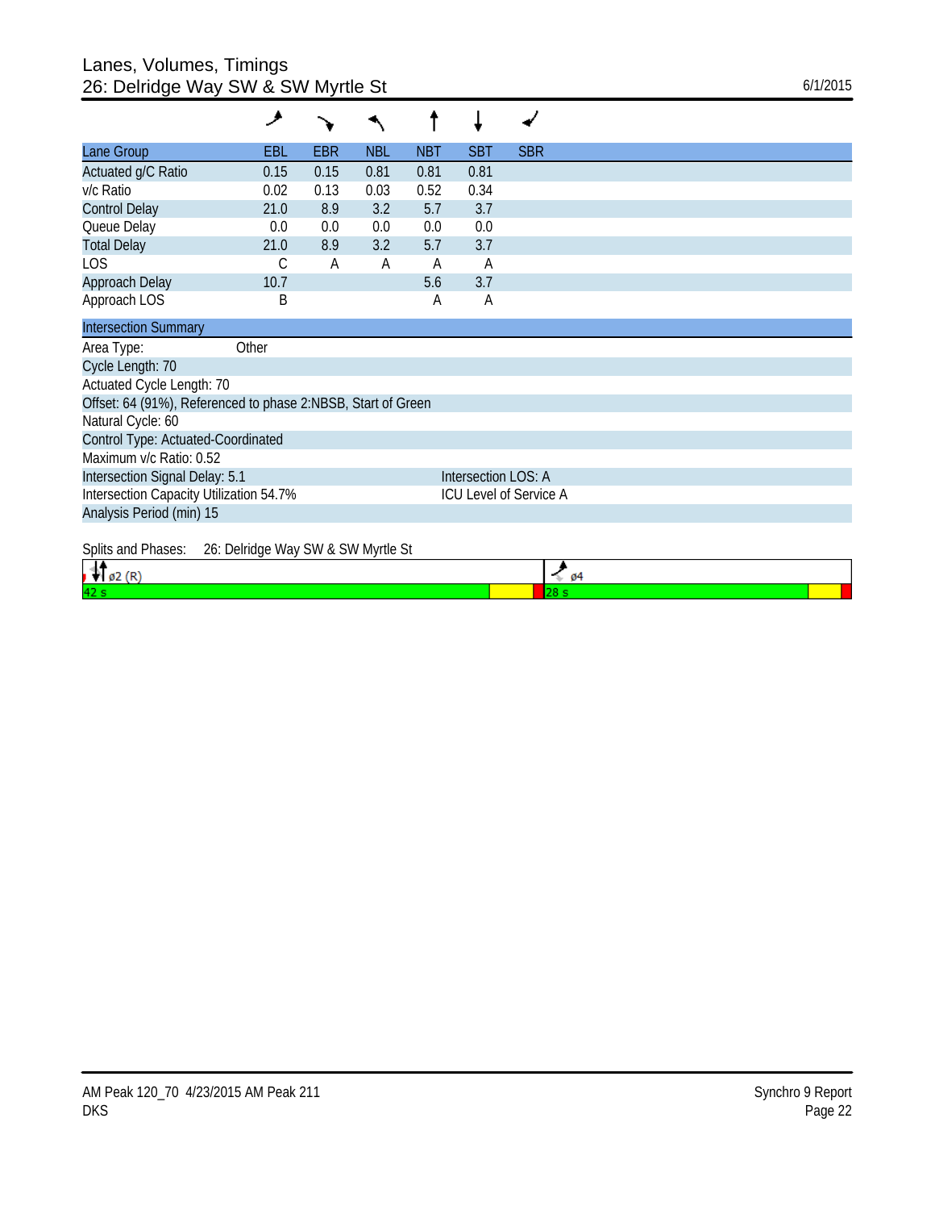# Lanes, Volumes, Timings
## 26: Delridge Way SW & SW Myrtle St

6/1/2015

| Lane Group | EBL | EBR | NBL | NBT | SBT | SBR |
|---|---|---|---|---|---|---|
| Actuated g/C Ratio | 0.15 | 0.15 | 0.81 | 0.81 | 0.81 | |
| v/c Ratio | 0.02 | 0.13 | 0.03 | 0.52 | 0.34 | |
| Control Delay | 21.0 | 8.9 | 3.2 | 5.7 | 3.7 | |
| Queue Delay | 0.0 | 0.0 | 0.0 | 0.0 | 0.0 | |
| Total Delay | 21.0 | 8.9 | 3.2 | 5.7 | 3.7 | |
| LOS | C | A | A | A | A | |
| Approach Delay | 10.7 | | | 5.6 | 3.7 | |
| Approach LOS | B | | | A | A | |

### Intersection Summary

Area Type: Other

Cycle Length: 70

Actuated Cycle Length: 70

Offset: 64 (91%), Referenced to phase 2:NBSB, Start of Green

Natural Cycle: 60

Control Type: Actuated-Coordinated

Maximum v/c Ratio: 0.52

Intersection Signal Delay: 5.1 — Intersection LOS: A

Intersection Capacity Utilization 54.7% — ICU Level of Service A

Analysis Period (min) 15

Splits and Phases: 26: Delridge Way SW & SW Myrtle St

| ø2 (R) | ø4 |
|---|---|
| 42 s | 28 s |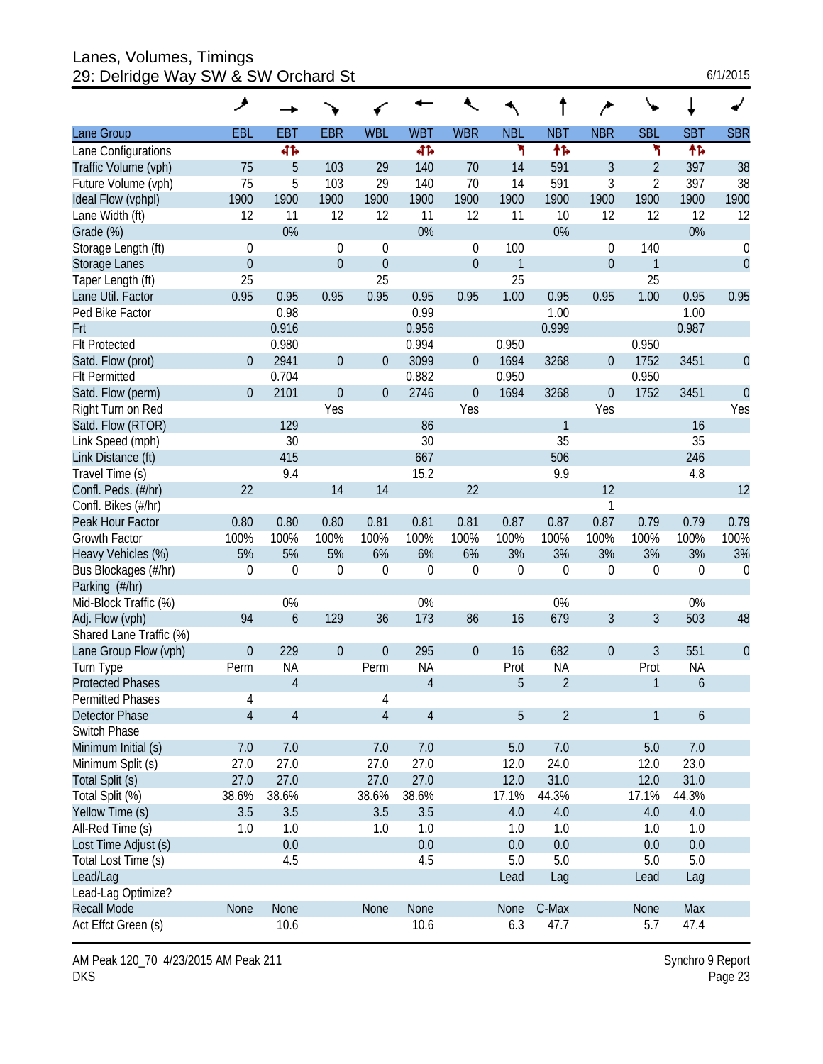# Lanes, Volumes, Timings
## 29: Delridge Way SW & SW Orchard St

6/1/2015

| Lane Group | EBL | EBT | EBR | WBL | WBT | WBR | NBL | NBT | NBR | SBL | SBT | SBR |
|---|---|---|---|---|---|---|---|---|---|---|---|---|
| Lane Configurations | | ᚘ | | | ᚘ | | ᚆ | ᚘ | | ᚆ | ᚘ | |
| Traffic Volume (vph) | 75 | 5 | 103 | 29 | 140 | 70 | 14 | 591 | 3 | 2 | 397 | 38 |
| Future Volume (vph) | 75 | 5 | 103 | 29 | 140 | 70 | 14 | 591 | 3 | 2 | 397 | 38 |
| Ideal Flow (vphpl) | 1900 | 1900 | 1900 | 1900 | 1900 | 1900 | 1900 | 1900 | 1900 | 1900 | 1900 | 1900 |
| Lane Width (ft) | 12 | 11 | 12 | 12 | 11 | 12 | 11 | 10 | 12 | 12 | 12 | 12 |
| Grade (%) | | 0% | | | 0% | | | 0% | | | 0% | |
| Storage Length (ft) | 0 | | 0 | 0 | | 0 | 100 | | 0 | 140 | | 0 |
| Storage Lanes | 0 | | 0 | 0 | | 0 | 1 | | 0 | 1 | | 0 |
| Taper Length (ft) | 25 | | | 25 | | | 25 | | | 25 | | |
| Lane Util. Factor | 0.95 | 0.95 | 0.95 | 0.95 | 0.95 | 0.95 | 1.00 | 0.95 | 0.95 | 1.00 | 0.95 | 0.95 |
| Ped Bike Factor | | 0.98 | | | 0.99 | | | 1.00 | | | 1.00 | |
| Frt | | 0.916 | | | 0.956 | | | 0.999 | | | 0.987 | |
| Flt Protected | | 0.980 | | | 0.994 | | 0.950 | | | 0.950 | | |
| Satd. Flow (prot) | 0 | 2941 | 0 | 0 | 3099 | 0 | 1694 | 3268 | 0 | 1752 | 3451 | 0 |
| Flt Permitted | | 0.704 | | | 0.882 | | 0.950 | | | 0.950 | | |
| Satd. Flow (perm) | 0 | 2101 | 0 | 0 | 2746 | 0 | 1694 | 3268 | 0 | 1752 | 3451 | 0 |
| Right Turn on Red | | | Yes | | | Yes | | | Yes | | | Yes |
| Satd. Flow (RTOR) | | 129 | | | 86 | | | 1 | | | 16 | |
| Link Speed (mph) | | 30 | | | 30 | | | 35 | | | 35 | |
| Link Distance (ft) | | 415 | | | 667 | | | 506 | | | 246 | |
| Travel Time (s) | | 9.4 | | | 15.2 | | | 9.9 | | | 4.8 | |
| Confl. Peds. (#/hr) | 22 | | 14 | 14 | | 22 | | | 12 | | | 12 |
| Confl. Bikes (#/hr) | | | | | | | | | 1 | | | |
| Peak Hour Factor | 0.80 | 0.80 | 0.80 | 0.81 | 0.81 | 0.81 | 0.87 | 0.87 | 0.87 | 0.79 | 0.79 | 0.79 |
| Growth Factor | 100% | 100% | 100% | 100% | 100% | 100% | 100% | 100% | 100% | 100% | 100% | 100% |
| Heavy Vehicles (%) | 5% | 5% | 5% | 6% | 6% | 6% | 3% | 3% | 3% | 3% | 3% | 3% |
| Bus Blockages (#/hr) | 0 | 0 | 0 | 0 | 0 | 0 | 0 | 0 | 0 | 0 | 0 | 0 |
| Parking (#/hr) | | | | | | | | | | | | |
| Mid-Block Traffic (%) | | 0% | | | 0% | | | 0% | | | 0% | |
| Adj. Flow (vph) | 94 | 6 | 129 | 36 | 173 | 86 | 16 | 679 | 3 | 3 | 503 | 48 |
| Shared Lane Traffic (%) | | | | | | | | | | | | |
| Lane Group Flow (vph) | 0 | 229 | 0 | 0 | 295 | 0 | 16 | 682 | 0 | 3 | 551 | 0 |
| Turn Type | Perm | NA | | Perm | NA | | Prot | NA | | Prot | NA | |
| Protected Phases | | 4 | | | 4 | | 5 | 2 | | 1 | 6 | |
| Permitted Phases | 4 | | | 4 | | | | | | | | |
| Detector Phase | 4 | 4 | | 4 | 4 | | 5 | 2 | | 1 | 6 | |
| Switch Phase | | | | | | | | | | | | |
| Minimum Initial (s) | 7.0 | 7.0 | | 7.0 | 7.0 | | 5.0 | 7.0 | | 5.0 | 7.0 | |
| Minimum Split (s) | 27.0 | 27.0 | | 27.0 | 27.0 | | 12.0 | 24.0 | | 12.0 | 23.0 | |
| Total Split (s) | 27.0 | 27.0 | | 27.0 | 27.0 | | 12.0 | 31.0 | | 12.0 | 31.0 | |
| Total Split (%) | 38.6% | 38.6% | | 38.6% | 38.6% | | 17.1% | 44.3% | | 17.1% | 44.3% | |
| Yellow Time (s) | 3.5 | 3.5 | | 3.5 | 3.5 | | 4.0 | 4.0 | | 4.0 | 4.0 | |
| All-Red Time (s) | 1.0 | 1.0 | | 1.0 | 1.0 | | 1.0 | 1.0 | | 1.0 | 1.0 | |
| Lost Time Adjust (s) | | 0.0 | | | 0.0 | | 0.0 | 0.0 | | 0.0 | 0.0 | |
| Total Lost Time (s) | | 4.5 | | | 4.5 | | 5.0 | 5.0 | | 5.0 | 5.0 | |
| Lead/Lag | | | | | | | Lead | Lag | | Lead | Lag | |
| Lead-Lag Optimize? | | | | | | | | | | | | |
| Recall Mode | None | None | | None | None | | None | C-Max | | None | Max | |
| Act Effct Green (s) | | 10.6 | | | 10.6 | | 6.3 | 47.7 | | 5.7 | 47.4 | |

AM Peak 120_70 4/23/2015 AM Peak 211
DKS

Synchro 9 Report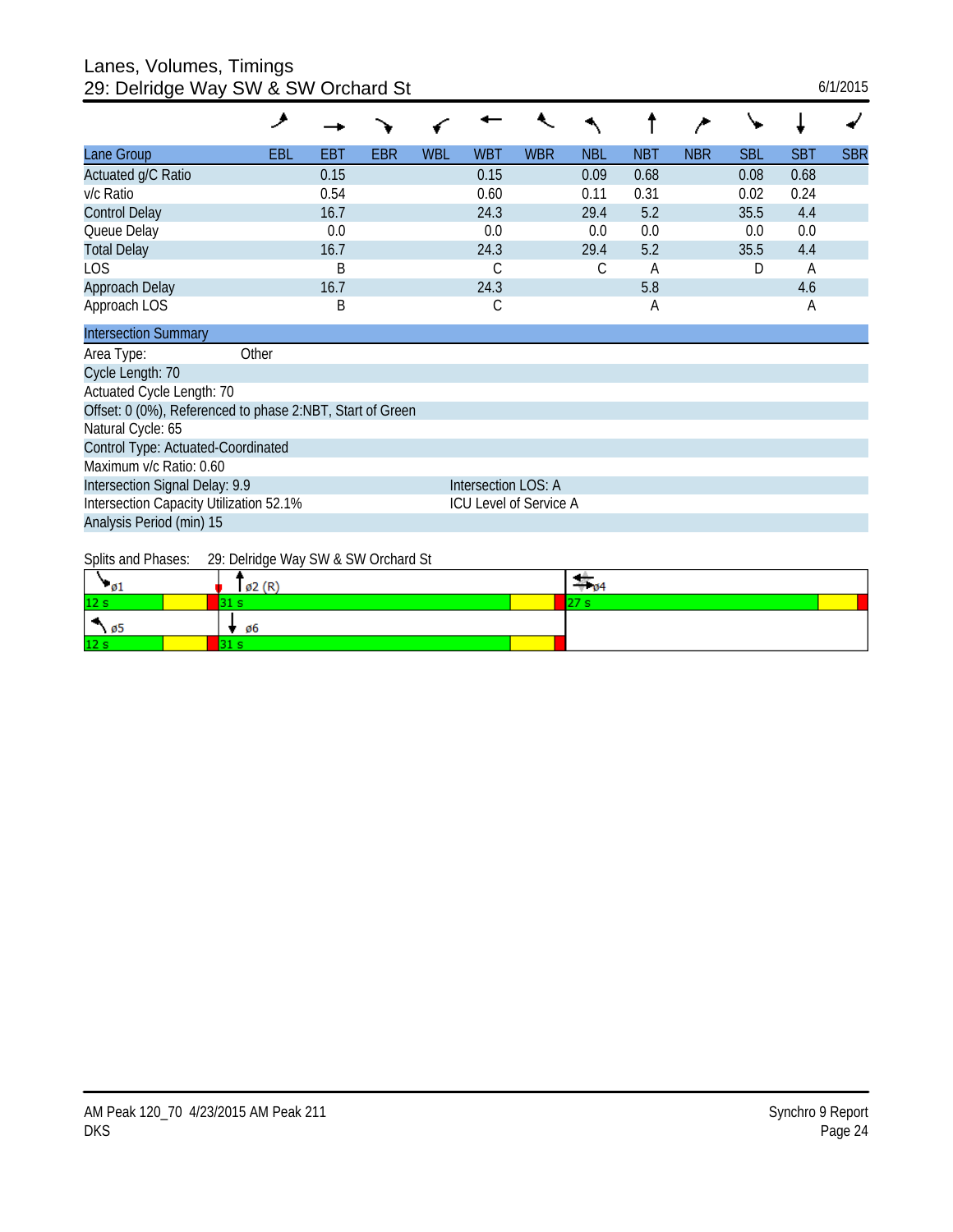# Lanes, Volumes, Timings
## 29: Delridge Way SW & SW Orchard St

6/1/2015

| Lane Group | EBL | EBT | EBR | WBL | WBT | WBR | NBL | NBT | NBR | SBL | SBT | SBR |
|---|---|---|---|---|---|---|---|---|---|---|---|---|
| Actuated g/C Ratio | | 0.15 | | | 0.15 | | 0.09 | 0.68 | | 0.08 | 0.68 | |
| v/c Ratio | | 0.54 | | | 0.60 | | 0.11 | 0.31 | | 0.02 | 0.24 | |
| Control Delay | | 16.7 | | | 24.3 | | 29.4 | 5.2 | | 35.5 | 4.4 | |
| Queue Delay | | 0.0 | | | 0.0 | | 0.0 | 0.0 | | 0.0 | 0.0 | |
| Total Delay | | 16.7 | | | 24.3 | | 29.4 | 5.2 | | 35.5 | 4.4 | |
| LOS | | B | | | C | | C | A | | D | A | |
| Approach Delay | | 16.7 | | | 24.3 | | | 5.8 | | | 4.6 | |
| Approach LOS | | B | | | C | | | A | | | A | |

**Intersection Summary**

Area Type: Other

Cycle Length: 70

Actuated Cycle Length: 70

Offset: 0 (0%), Referenced to phase 2:NBT, Start of Green

Natural Cycle: 65

Control Type: Actuated-Coordinated

Maximum v/c Ratio: 0.60

Intersection Signal Delay: 9.9 — Intersection LOS: A

Intersection Capacity Utilization 52.1% — ICU Level of Service A

Analysis Period (min) 15

Splits and Phases: 29: Delridge Way SW & SW Orchard St

| ø1 | ø2 (R) | ø4 |
|---|---|---|
| 12 s | 31 s | 27 s |
| ø5 | ø6 | |
| 12 s | 31 s | |

AM Peak 120_70 4/23/2015 AM Peak 211
DKS

Synchro 9 Report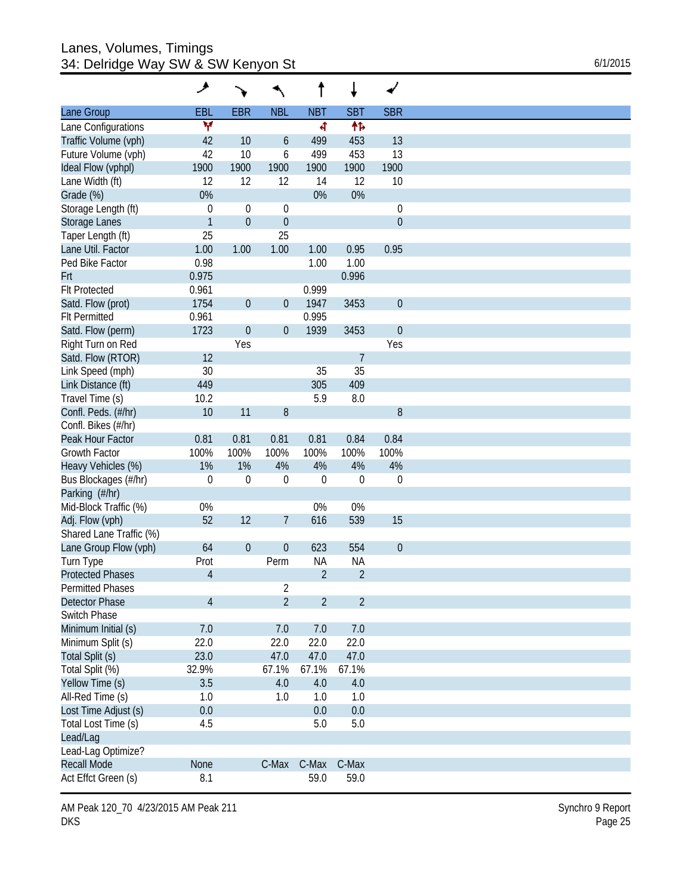# Lanes, Volumes, Timings
## 34: Delridge Way SW & SW Kenyon St

6/1/2015

| Lane Group | EBL | EBR | NBL | NBT | SBT | SBR |
|---|---|---|---|---|---|---|
| Lane Configurations | | | | | | |
| Traffic Volume (vph) | 42 | 10 | 6 | 499 | 453 | 13 |
| Future Volume (vph) | 42 | 10 | 6 | 499 | 453 | 13 |
| Ideal Flow (vphpl) | 1900 | 1900 | 1900 | 1900 | 1900 | 1900 |
| Lane Width (ft) | 12 | 12 | 12 | 14 | 12 | 10 |
| Grade (%) | 0% | | | 0% | 0% | |
| Storage Length (ft) | 0 | 0 | 0 | | | 0 |
| Storage Lanes | 1 | 0 | 0 | | | 0 |
| Taper Length (ft) | 25 | | 25 | | | |
| Lane Util. Factor | 1.00 | 1.00 | 1.00 | 1.00 | 0.95 | 0.95 |
| Ped Bike Factor | 0.98 | | | 1.00 | 1.00 | |
| Frt | 0.975 | | | | 0.996 | |
| Flt Protected | 0.961 | | | 0.999 | | |
| Satd. Flow (prot) | 1754 | 0 | 0 | 1947 | 3453 | 0 |
| Flt Permitted | 0.961 | | | 0.995 | | |
| Satd. Flow (perm) | 1723 | 0 | 0 | 1939 | 3453 | 0 |
| Right Turn on Red | | Yes | | | | Yes |
| Satd. Flow (RTOR) | 12 | | | | 7 | |
| Link Speed (mph) | 30 | | | 35 | 35 | |
| Link Distance (ft) | 449 | | | 305 | 409 | |
| Travel Time (s) | 10.2 | | | 5.9 | 8.0 | |
| Confl. Peds. (#/hr) | 10 | 11 | 8 | | | 8 |
| Confl. Bikes (#/hr) | | | | | | |
| Peak Hour Factor | 0.81 | 0.81 | 0.81 | 0.81 | 0.84 | 0.84 |
| Growth Factor | 100% | 100% | 100% | 100% | 100% | 100% |
| Heavy Vehicles (%) | 1% | 1% | 4% | 4% | 4% | 4% |
| Bus Blockages (#/hr) | 0 | 0 | 0 | 0 | 0 | 0 |
| Parking (#/hr) | | | | | | |
| Mid-Block Traffic (%) | 0% | | | 0% | 0% | |
| Adj. Flow (vph) | 52 | 12 | 7 | 616 | 539 | 15 |
| Shared Lane Traffic (%) | | | | | | |
| Lane Group Flow (vph) | 64 | 0 | 0 | 623 | 554 | 0 |
| Turn Type | Prot | | Perm | NA | NA | |
| Protected Phases | 4 | | | 2 | 2 | |
| Permitted Phases | | | 2 | | | |
| Detector Phase | 4 | | 2 | 2 | 2 | |
| Switch Phase | | | | | | |
| Minimum Initial (s) | 7.0 | | 7.0 | 7.0 | 7.0 | |
| Minimum Split (s) | 22.0 | | 22.0 | 22.0 | 22.0 | |
| Total Split (s) | 23.0 | | 47.0 | 47.0 | 47.0 | |
| Total Split (%) | 32.9% | | 67.1% | 67.1% | 67.1% | |
| Yellow Time (s) | 3.5 | | 4.0 | 4.0 | 4.0 | |
| All-Red Time (s) | 1.0 | | 1.0 | 1.0 | 1.0 | |
| Lost Time Adjust (s) | 0.0 | | | 0.0 | 0.0 | |
| Total Lost Time (s) | 4.5 | | | 5.0 | 5.0 | |
| Lead/Lag | | | | | | |
| Lead-Lag Optimize? | | | | | | |
| Recall Mode | None | | C-Max | C-Max | C-Max | |
| Act Effct Green (s) | 8.1 | | | 59.0 | 59.0 | |

AM Peak 120_70 4/23/2015 AM Peak 211
DKS

Synchro 9 Report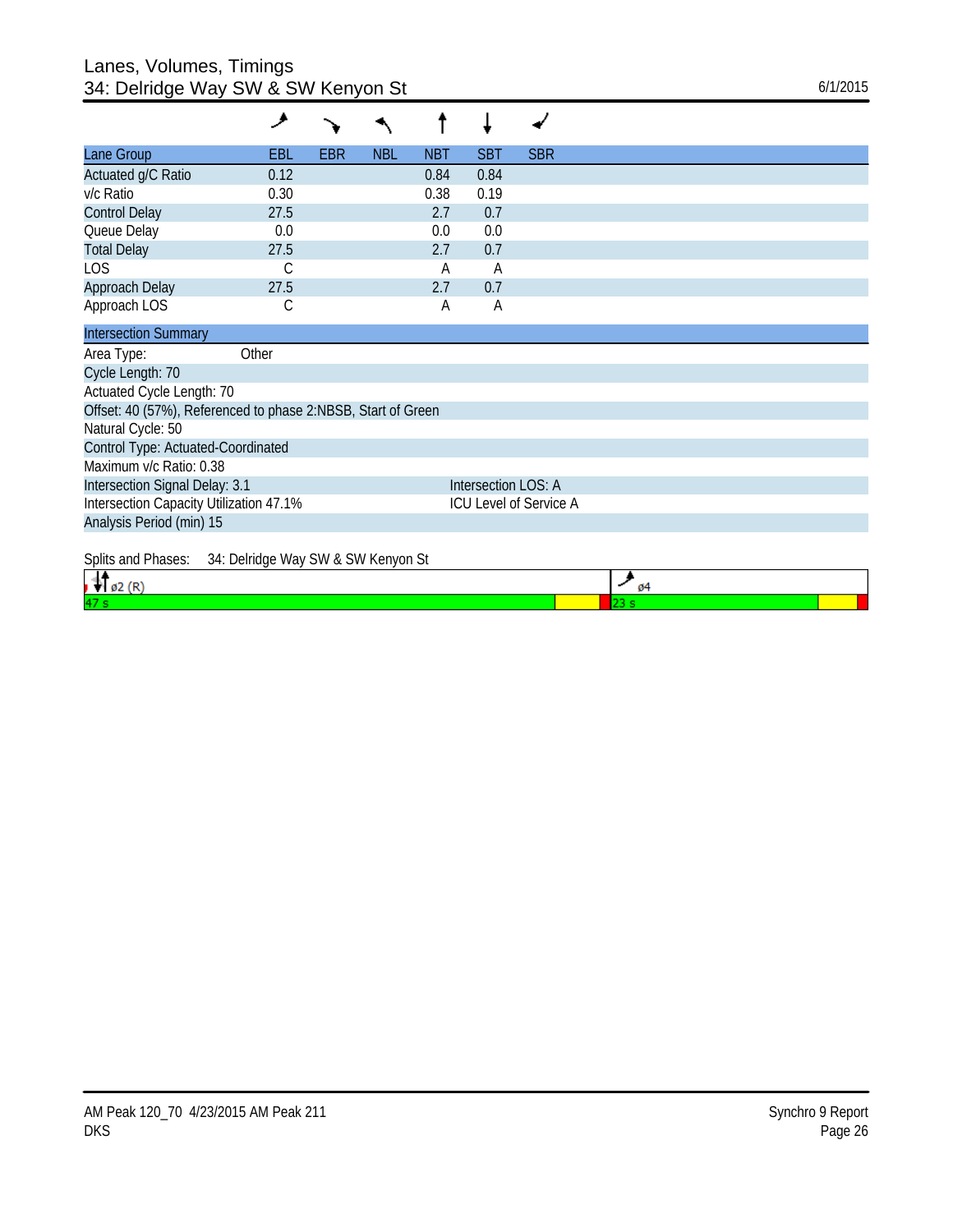# Lanes, Volumes, Timings
## 34: Delridge Way SW & SW Kenyon St

6/1/2015

| Lane Group | EBL | EBR | NBL | NBT | SBT | SBR |
|---|---|---|---|---|---|---|
| Actuated g/C Ratio | 0.12 | | | 0.84 | 0.84 | |
| v/c Ratio | 0.30 | | | 0.38 | 0.19 | |
| Control Delay | 27.5 | | | 2.7 | 0.7 | |
| Queue Delay | 0.0 | | | 0.0 | 0.0 | |
| Total Delay | 27.5 | | | 2.7 | 0.7 | |
| LOS | C | | | A | A | |
| Approach Delay | 27.5 | | | 2.7 | 0.7 | |
| Approach LOS | C | | | A | A | |

**Intersection Summary**

Area Type: Other
Cycle Length: 70
Actuated Cycle Length: 70
Offset: 40 (57%), Referenced to phase 2:NBSB, Start of Green
Natural Cycle: 50
Control Type: Actuated-Coordinated
Maximum v/c Ratio: 0.38
Intersection Signal Delay: 3.1 — Intersection LOS: A
Intersection Capacity Utilization 47.1% — ICU Level of Service A
Analysis Period (min) 15

Splits and Phases: 34: Delridge Way SW & SW Kenyon St

| ø2 (R) | ø4 |
|---|---|
| 47 s | 23 s |

AM Peak 120_70 4/23/2015 AM Peak 211
DKS

Synchro 9 Report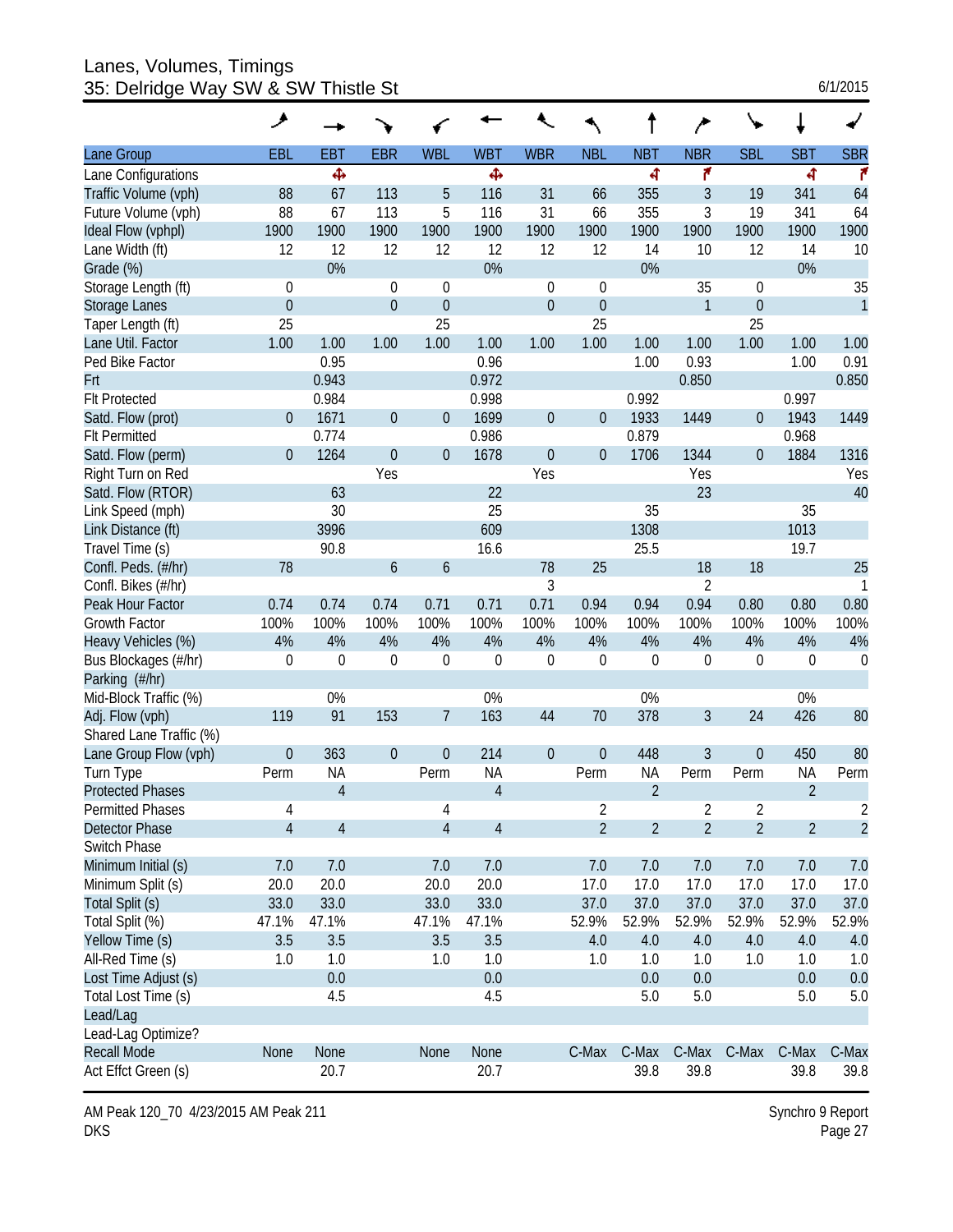# Lanes, Volumes, Timings
## 35: Delridge Way SW & SW Thistle St

6/1/2015

| Lane Group | EBL | EBT | EBR | WBL | WBT | WBR | NBL | NBT | NBR | SBL | SBT | SBR |
|---|---|---|---|---|---|---|---|---|---|---|---|---|
| Lane Configurations | | ✣ | | | ✣ | | | ⬑ | ↱ | | ⬑ | ↱ |
| Traffic Volume (vph) | 88 | 67 | 113 | 5 | 116 | 31 | 66 | 355 | 3 | 19 | 341 | 64 |
| Future Volume (vph) | 88 | 67 | 113 | 5 | 116 | 31 | 66 | 355 | 3 | 19 | 341 | 64 |
| Ideal Flow (vphpl) | 1900 | 1900 | 1900 | 1900 | 1900 | 1900 | 1900 | 1900 | 1900 | 1900 | 1900 | 1900 |
| Lane Width (ft) | 12 | 12 | 12 | 12 | 12 | 12 | 12 | 14 | 10 | 12 | 14 | 10 |
| Grade (%) | | 0% | | | 0% | | | 0% | | | 0% | |
| Storage Length (ft) | 0 | | 0 | 0 | | 0 | 0 | | 35 | 0 | | 35 |
| Storage Lanes | 0 | | 0 | 0 | | 0 | 0 | | 1 | 0 | | 1 |
| Taper Length (ft) | 25 | | | 25 | | | 25 | | | 25 | | |
| Lane Util. Factor | 1.00 | 1.00 | 1.00 | 1.00 | 1.00 | 1.00 | 1.00 | 1.00 | 1.00 | 1.00 | 1.00 | 1.00 |
| Ped Bike Factor | | 0.95 | | | 0.96 | | | 1.00 | 0.93 | | 1.00 | 0.91 |
| Frt | | 0.943 | | | 0.972 | | | | 0.850 | | | 0.850 |
| Flt Protected | | 0.984 | | | 0.998 | | | 0.992 | | | 0.997 | |
| Satd. Flow (prot) | 0 | 1671 | 0 | 0 | 1699 | 0 | 0 | 1933 | 1449 | 0 | 1943 | 1449 |
| Flt Permitted | | 0.774 | | | 0.986 | | | 0.879 | | | 0.968 | |
| Satd. Flow (perm) | 0 | 1264 | 0 | 0 | 1678 | 0 | 0 | 1706 | 1344 | 0 | 1884 | 1316 |
| Right Turn on Red | | | Yes | | | Yes | | | Yes | | | Yes |
| Satd. Flow (RTOR) | | 63 | | | 22 | | | | 23 | | | 40 |
| Link Speed (mph) | | 30 | | | 25 | | | 35 | | | 35 | |
| Link Distance (ft) | | 3996 | | | 609 | | | 1308 | | | 1013 | |
| Travel Time (s) | | 90.8 | | | 16.6 | | | 25.5 | | | 19.7 | |
| Confl. Peds. (#/hr) | 78 | | 6 | 6 | | 78 | 25 | | 18 | 18 | | 25 |
| Confl. Bikes (#/hr) | | | | | | 3 | | | 2 | | | 1 |
| Peak Hour Factor | 0.74 | 0.74 | 0.74 | 0.71 | 0.71 | 0.71 | 0.94 | 0.94 | 0.94 | 0.80 | 0.80 | 0.80 |
| Growth Factor | 100% | 100% | 100% | 100% | 100% | 100% | 100% | 100% | 100% | 100% | 100% | 100% |
| Heavy Vehicles (%) | 4% | 4% | 4% | 4% | 4% | 4% | 4% | 4% | 4% | 4% | 4% | 4% |
| Bus Blockages (#/hr) | 0 | 0 | 0 | 0 | 0 | 0 | 0 | 0 | 0 | 0 | 0 | 0 |
| Parking (#/hr) | | | | | | | | | | | | |
| Mid-Block Traffic (%) | | 0% | | | 0% | | | 0% | | | 0% | |
| Adj. Flow (vph) | 119 | 91 | 153 | 7 | 163 | 44 | 70 | 378 | 3 | 24 | 426 | 80 |
| Shared Lane Traffic (%) | | | | | | | | | | | | |
| Lane Group Flow (vph) | 0 | 363 | 0 | 0 | 214 | 0 | 0 | 448 | 3 | 0 | 450 | 80 |
| Turn Type | Perm | NA | | Perm | NA | | Perm | NA | Perm | Perm | NA | Perm |
| Protected Phases | | 4 | | | 4 | | | 2 | | | 2 | |
| Permitted Phases | 4 | | | 4 | | | 2 | | 2 | 2 | | 2 |
| Detector Phase | 4 | 4 | | 4 | 4 | | 2 | 2 | 2 | 2 | 2 | 2 |
| Switch Phase | | | | | | | | | | | | |
| Minimum Initial (s) | 7.0 | 7.0 | | 7.0 | 7.0 | | 7.0 | 7.0 | 7.0 | 7.0 | 7.0 | 7.0 |
| Minimum Split (s) | 20.0 | 20.0 | | 20.0 | 20.0 | | 17.0 | 17.0 | 17.0 | 17.0 | 17.0 | 17.0 |
| Total Split (s) | 33.0 | 33.0 | | 33.0 | 33.0 | | 37.0 | 37.0 | 37.0 | 37.0 | 37.0 | 37.0 |
| Total Split (%) | 47.1% | 47.1% | | 47.1% | 47.1% | | 52.9% | 52.9% | 52.9% | 52.9% | 52.9% | 52.9% |
| Yellow Time (s) | 3.5 | 3.5 | | 3.5 | 3.5 | | 4.0 | 4.0 | 4.0 | 4.0 | 4.0 | 4.0 |
| All-Red Time (s) | 1.0 | 1.0 | | 1.0 | 1.0 | | 1.0 | 1.0 | 1.0 | 1.0 | 1.0 | 1.0 |
| Lost Time Adjust (s) | | 0.0 | | | 0.0 | | | 0.0 | 0.0 | | 0.0 | 0.0 |
| Total Lost Time (s) | | 4.5 | | | 4.5 | | | 5.0 | 5.0 | | 5.0 | 5.0 |
| Lead/Lag | | | | | | | | | | | | |
| Lead-Lag Optimize? | | | | | | | | | | | | |
| Recall Mode | None | None | | None | None | | C-Max | C-Max | C-Max | C-Max | C-Max | C-Max |
| Act Effct Green (s) | | 20.7 | | | 20.7 | | | 39.8 | 39.8 | | 39.8 | 39.8 |

AM Peak 120_70 4/23/2015 AM Peak 211
DKS

Synchro 9 Report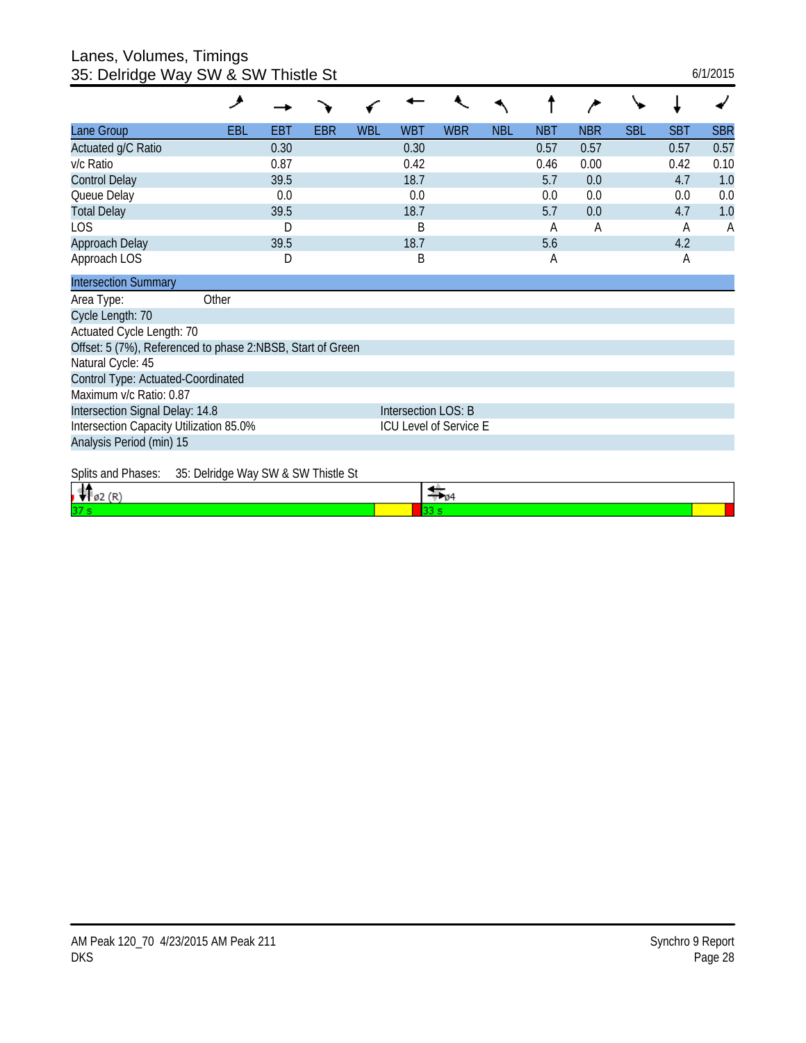# Lanes, Volumes, Timings
## 35: Delridge Way SW & SW Thistle St

6/1/2015

| Lane Group | EBL | EBT | EBR | WBL | WBT | WBR | NBL | NBT | NBR | SBL | SBT | SBR |
|---|---|---|---|---|---|---|---|---|---|---|---|---|
| Actuated g/C Ratio | | 0.30 | | | 0.30 | | | 0.57 | 0.57 | | 0.57 | 0.57 |
| v/c Ratio | | 0.87 | | | 0.42 | | | 0.46 | 0.00 | | 0.42 | 0.10 |
| Control Delay | | 39.5 | | | 18.7 | | | 5.7 | 0.0 | | 4.7 | 1.0 |
| Queue Delay | | 0.0 | | | 0.0 | | | 0.0 | 0.0 | | 0.0 | 0.0 |
| Total Delay | | 39.5 | | | 18.7 | | | 5.7 | 0.0 | | 4.7 | 1.0 |
| LOS | | D | | | B | | | A | A | | A | A |
| Approach Delay | | 39.5 | | | 18.7 | | | 5.6 | | | 4.2 | |
| Approach LOS | | D | | | B | | | A | | | A | |

**Intersection Summary**

Area Type: Other
Cycle Length: 70
Actuated Cycle Length: 70
Offset: 5 (7%), Referenced to phase 2:NBSB, Start of Green
Natural Cycle: 45
Control Type: Actuated-Coordinated
Maximum v/c Ratio: 0.87
Intersection Signal Delay: 14.8 — Intersection LOS: B
Intersection Capacity Utilization 85.0% — ICU Level of Service E
Analysis Period (min) 15

Splits and Phases: 35: Delridge Way SW & SW Thistle St

| ø2 (R) | ø4 |
|---|---|
| 37 s | 33 s |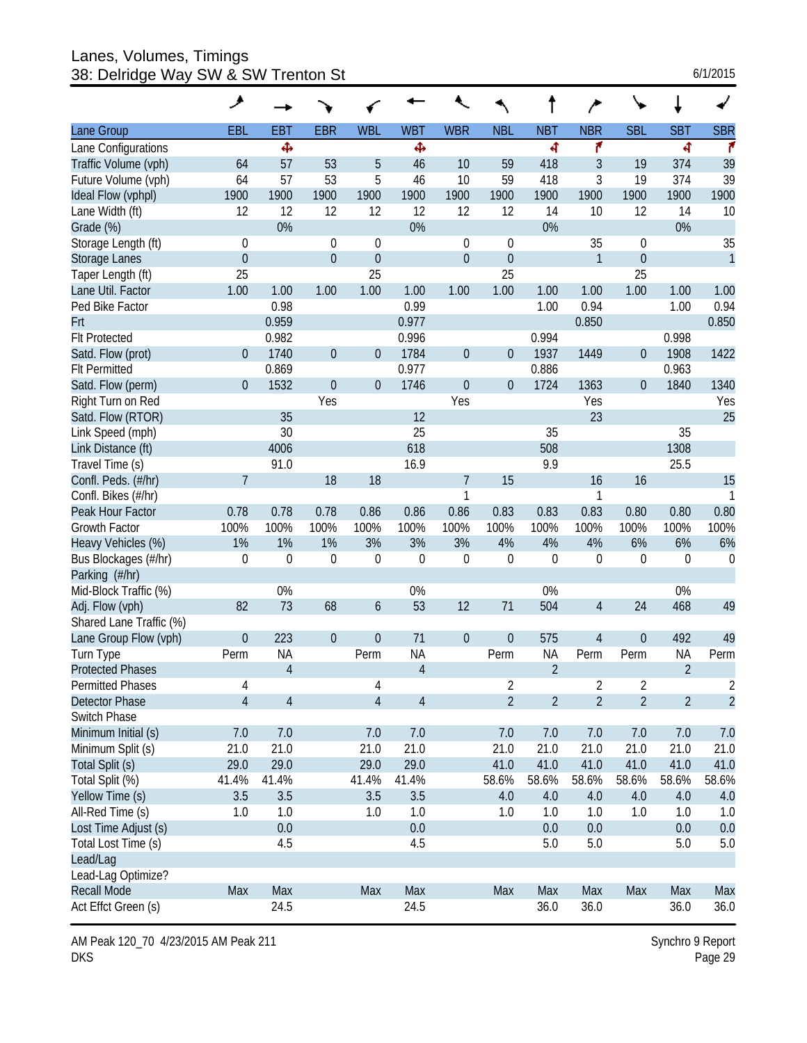# Lanes, Volumes, Timings
## 38: Delridge Way SW & SW Trenton St

6/1/2015

| Lane Group | EBL | EBT | EBR | WBL | WBT | WBR | NBL | NBT | NBR | SBL | SBT | SBR |
|---|---|---|---|---|---|---|---|---|---|---|---|---|
| Lane Configurations | | ✥ | | | ✥ | | | ⮍ | ↱ | | ⮍ | ↱ |
| Traffic Volume (vph) | 64 | 57 | 53 | 5 | 46 | 10 | 59 | 418 | 3 | 19 | 374 | 39 |
| Future Volume (vph) | 64 | 57 | 53 | 5 | 46 | 10 | 59 | 418 | 3 | 19 | 374 | 39 |
| Ideal Flow (vphpl) | 1900 | 1900 | 1900 | 1900 | 1900 | 1900 | 1900 | 1900 | 1900 | 1900 | 1900 | 1900 |
| Lane Width (ft) | 12 | 12 | 12 | 12 | 12 | 12 | 12 | 14 | 10 | 12 | 14 | 10 |
| Grade (%) | | 0% | | | 0% | | | 0% | | | 0% | |
| Storage Length (ft) | 0 | | 0 | 0 | | 0 | 0 | | 35 | 0 | | 35 |
| Storage Lanes | 0 | | 0 | 0 | | 0 | 0 | | 1 | 0 | | 1 |
| Taper Length (ft) | 25 | | | 25 | | | 25 | | | 25 | | |
| Lane Util. Factor | 1.00 | 1.00 | 1.00 | 1.00 | 1.00 | 1.00 | 1.00 | 1.00 | 1.00 | 1.00 | 1.00 | 1.00 |
| Ped Bike Factor | | 0.98 | | | 0.99 | | | 1.00 | 0.94 | | 1.00 | 0.94 |
| Frt | | 0.959 | | | 0.977 | | | | 0.850 | | | 0.850 |
| Flt Protected | | 0.982 | | | 0.996 | | | 0.994 | | | 0.998 | |
| Satd. Flow (prot) | 0 | 1740 | 0 | 0 | 1784 | 0 | 0 | 1937 | 1449 | 0 | 1908 | 1422 |
| Flt Permitted | | 0.869 | | | 0.977 | | | 0.886 | | | 0.963 | |
| Satd. Flow (perm) | 0 | 1532 | 0 | 0 | 1746 | 0 | 0 | 1724 | 1363 | 0 | 1840 | 1340 |
| Right Turn on Red | | | Yes | | | Yes | | | Yes | | | Yes |
| Satd. Flow (RTOR) | | 35 | | | 12 | | | | 23 | | | 25 |
| Link Speed (mph) | | 30 | | | 25 | | | 35 | | | 35 | |
| Link Distance (ft) | | 4006 | | | 618 | | | 508 | | | 1308 | |
| Travel Time (s) | | 91.0 | | | 16.9 | | | 9.9 | | | 25.5 | |
| Confl. Peds. (#/hr) | 7 | | 18 | 18 | | 7 | 15 | | 16 | 16 | | 15 |
| Confl. Bikes (#/hr) | | | | | | 1 | | | 1 | | | 1 |
| Peak Hour Factor | 0.78 | 0.78 | 0.78 | 0.86 | 0.86 | 0.86 | 0.83 | 0.83 | 0.83 | 0.80 | 0.80 | 0.80 |
| Growth Factor | 100% | 100% | 100% | 100% | 100% | 100% | 100% | 100% | 100% | 100% | 100% | 100% |
| Heavy Vehicles (%) | 1% | 1% | 1% | 3% | 3% | 3% | 4% | 4% | 4% | 6% | 6% | 6% |
| Bus Blockages (#/hr) | 0 | 0 | 0 | 0 | 0 | 0 | 0 | 0 | 0 | 0 | 0 | 0 |
| Parking (#/hr) | | | | | | | | | | | | |
| Mid-Block Traffic (%) | | 0% | | | 0% | | | 0% | | | 0% | |
| Adj. Flow (vph) | 82 | 73 | 68 | 6 | 53 | 12 | 71 | 504 | 4 | 24 | 468 | 49 |
| Shared Lane Traffic (%) | | | | | | | | | | | | |
| Lane Group Flow (vph) | 0 | 223 | 0 | 0 | 71 | 0 | 0 | 575 | 4 | 0 | 492 | 49 |
| Turn Type | Perm | NA | | Perm | NA | | Perm | NA | Perm | Perm | NA | Perm |
| Protected Phases | | 4 | | | 4 | | | 2 | | | 2 | |
| Permitted Phases | 4 | | | 4 | | | 2 | | 2 | 2 | | 2 |
| Detector Phase | 4 | 4 | | 4 | 4 | | 2 | 2 | 2 | 2 | 2 | 2 |
| Switch Phase | | | | | | | | | | | | |
| Minimum Initial (s) | 7.0 | 7.0 | | 7.0 | 7.0 | | 7.0 | 7.0 | 7.0 | 7.0 | 7.0 | 7.0 |
| Minimum Split (s) | 21.0 | 21.0 | | 21.0 | 21.0 | | 21.0 | 21.0 | 21.0 | 21.0 | 21.0 | 21.0 |
| Total Split (s) | 29.0 | 29.0 | | 29.0 | 29.0 | | 41.0 | 41.0 | 41.0 | 41.0 | 41.0 | 41.0 |
| Total Split (%) | 41.4% | 41.4% | | 41.4% | 41.4% | | 58.6% | 58.6% | 58.6% | 58.6% | 58.6% | 58.6% |
| Yellow Time (s) | 3.5 | 3.5 | | 3.5 | 3.5 | | 4.0 | 4.0 | 4.0 | 4.0 | 4.0 | 4.0 |
| All-Red Time (s) | 1.0 | 1.0 | | 1.0 | 1.0 | | 1.0 | 1.0 | 1.0 | 1.0 | 1.0 | 1.0 |
| Lost Time Adjust (s) | | 0.0 | | | 0.0 | | | 0.0 | 0.0 | | 0.0 | 0.0 |
| Total Lost Time (s) | | 4.5 | | | 4.5 | | | 5.0 | 5.0 | | 5.0 | 5.0 |
| Lead/Lag | | | | | | | | | | | | |
| Lead-Lag Optimize? | | | | | | | | | | | | |
| Recall Mode | Max | Max | | Max | Max | | Max | Max | Max | Max | Max | Max |
| Act Effct Green (s) | | 24.5 | | | 24.5 | | | 36.0 | 36.0 | | 36.0 | 36.0 |

AM Peak 120_70 4/23/2015 AM Peak 211
DKS

Synchro 9 Report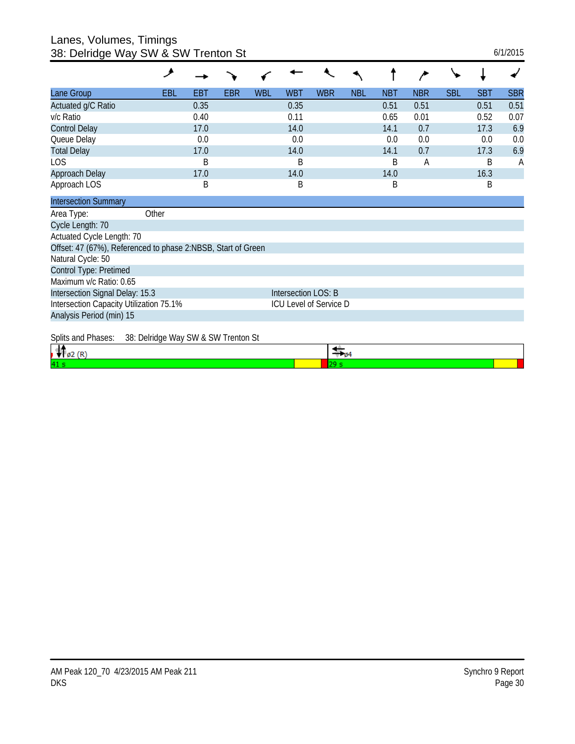# Lanes, Volumes, Timings
## 38: Delridge Way SW & SW Trenton St

6/1/2015

| Lane Group | EBL | EBT | EBR | WBL | WBT | WBR | NBL | NBT | NBR | SBL | SBT | SBR |
|---|---|---|---|---|---|---|---|---|---|---|---|---|
| Actuated g/C Ratio | | 0.35 | | | 0.35 | | | 0.51 | 0.51 | | 0.51 | 0.51 |
| v/c Ratio | | 0.40 | | | 0.11 | | | 0.65 | 0.01 | | 0.52 | 0.07 |
| Control Delay | | 17.0 | | | 14.0 | | | 14.1 | 0.7 | | 17.3 | 6.9 |
| Queue Delay | | 0.0 | | | 0.0 | | | 0.0 | 0.0 | | 0.0 | 0.0 |
| Total Delay | | 17.0 | | | 14.0 | | | 14.1 | 0.7 | | 17.3 | 6.9 |
| LOS | | B | | | B | | | B | A | | B | A |
| Approach Delay | | 17.0 | | | 14.0 | | | 14.0 | | | 16.3 | |
| Approach LOS | | B | | | B | | | B | | | B | |

**Intersection Summary**

Area Type: Other
Cycle Length: 70
Actuated Cycle Length: 70
Offset: 47 (67%), Referenced to phase 2:NBSB, Start of Green
Natural Cycle: 50
Control Type: Pretimed
Maximum v/c Ratio: 0.65
Intersection Signal Delay: 15.3 — Intersection LOS: B
Intersection Capacity Utilization 75.1% — ICU Level of Service D
Analysis Period (min) 15

Splits and Phases: 38: Delridge Way SW & SW Trenton St

| ø2 (R) | ø4 |
|---|---|
| 41 s | 29 s |

AM Peak 120_70 4/23/2015 AM Peak 211
DKS

Synchro 9 Report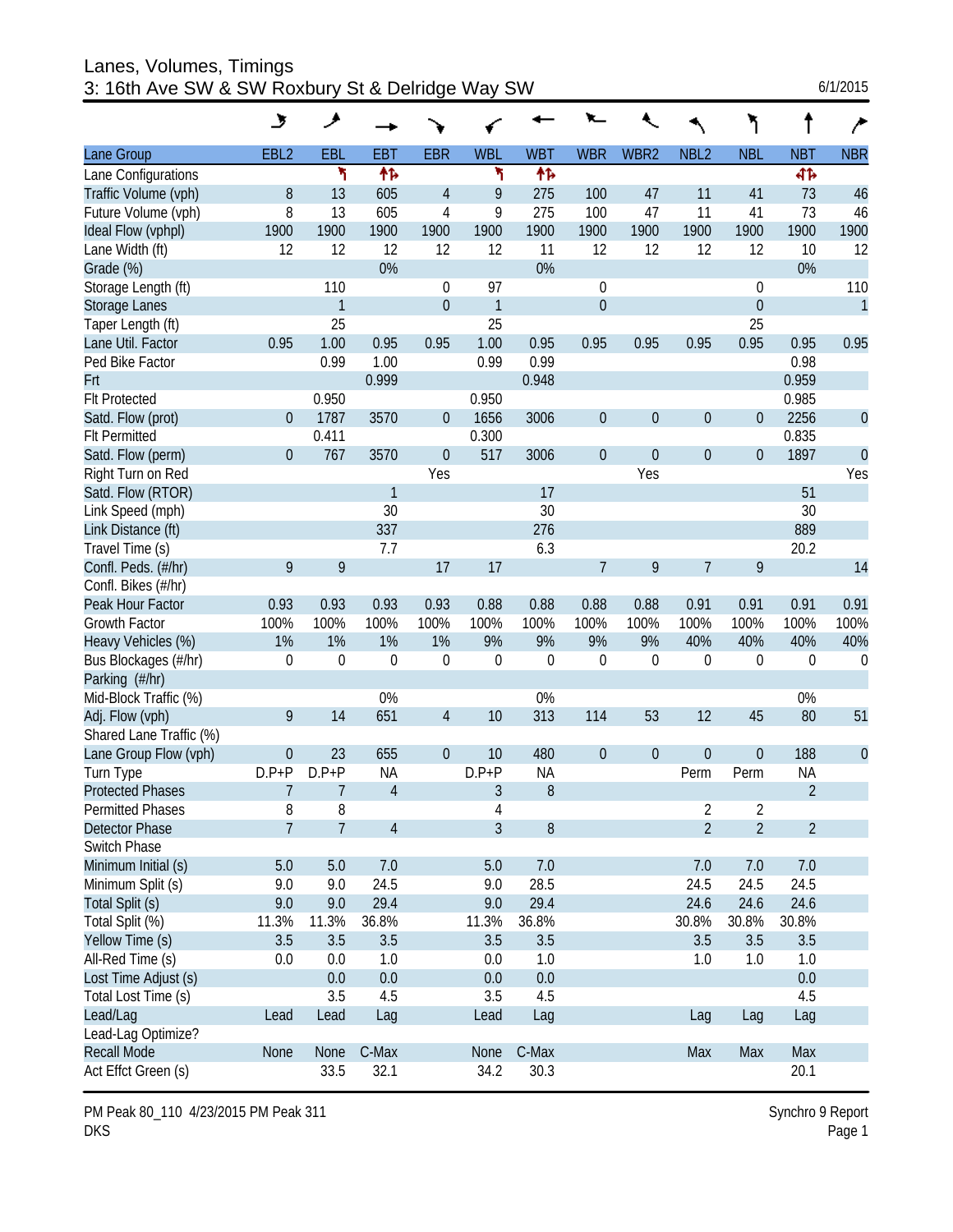# Lanes, Volumes, Timings
## 3: 16th Ave SW & SW Roxbury St & Delridge Way SW

6/1/2015

| Lane Group | EBL2 | EBL | EBT | EBR | WBL | WBT | WBR | WBR2 | NBL2 | NBL | NBT | NBR |
|---|---|---|---|---|---|---|---|---|---|---|---|---|
| Lane Configurations | | ↰ | ↑↱ | | ↰ | ↑↱ | | | | | ↰↑↱ | |
| Traffic Volume (vph) | 8 | 13 | 605 | 4 | 9 | 275 | 100 | 47 | 11 | 41 | 73 | 46 |
| Future Volume (vph) | 8 | 13 | 605 | 4 | 9 | 275 | 100 | 47 | 11 | 41 | 73 | 46 |
| Ideal Flow (vphpl) | 1900 | 1900 | 1900 | 1900 | 1900 | 1900 | 1900 | 1900 | 1900 | 1900 | 1900 | 1900 |
| Lane Width (ft) | 12 | 12 | 12 | 12 | 12 | 11 | 12 | 12 | 12 | 12 | 10 | 12 |
| Grade (%) | | | 0% | | | 0% | | | | | 0% | |
| Storage Length (ft) | | 110 | | 0 | 97 | | 0 | | | 0 | | 110 |
| Storage Lanes | | 1 | | 0 | 1 | | 0 | | | 0 | | 1 |
| Taper Length (ft) | | 25 | | | 25 | | | | | 25 | | |
| Lane Util. Factor | 0.95 | 1.00 | 0.95 | 0.95 | 1.00 | 0.95 | 0.95 | 0.95 | 0.95 | 0.95 | 0.95 | 0.95 |
| Ped Bike Factor | | 0.99 | 1.00 | | 0.99 | 0.99 | | | | | 0.98 | |
| Frt | | | 0.999 | | | 0.948 | | | | | 0.959 | |
| Flt Protected | | 0.950 | | | 0.950 | | | | | | 0.985 | |
| Satd. Flow (prot) | 0 | 1787 | 3570 | 0 | 1656 | 3006 | 0 | 0 | 0 | 0 | 2256 | 0 |
| Flt Permitted | | 0.411 | | | 0.300 | | | | | | 0.835 | |
| Satd. Flow (perm) | 0 | 767 | 3570 | 0 | 517 | 3006 | 0 | 0 | 0 | 0 | 1897 | 0 |
| Right Turn on Red | | | | Yes | | | | Yes | | | | Yes |
| Satd. Flow (RTOR) | | | 1 | | | 17 | | | | | 51 | |
| Link Speed (mph) | | | 30 | | | 30 | | | | | 30 | |
| Link Distance (ft) | | | 337 | | | 276 | | | | | 889 | |
| Travel Time (s) | | | 7.7 | | | 6.3 | | | | | 20.2 | |
| Confl. Peds. (#/hr) | 9 | 9 | | 17 | 17 | | 7 | 9 | 7 | 9 | | 14 |
| Confl. Bikes (#/hr) | | | | | | | | | | | | |
| Peak Hour Factor | 0.93 | 0.93 | 0.93 | 0.93 | 0.88 | 0.88 | 0.88 | 0.88 | 0.91 | 0.91 | 0.91 | 0.91 |
| Growth Factor | 100% | 100% | 100% | 100% | 100% | 100% | 100% | 100% | 100% | 100% | 100% | 100% |
| Heavy Vehicles (%) | 1% | 1% | 1% | 1% | 9% | 9% | 9% | 9% | 40% | 40% | 40% | 40% |
| Bus Blockages (#/hr) | 0 | 0 | 0 | 0 | 0 | 0 | 0 | 0 | 0 | 0 | 0 | 0 |
| Parking (#/hr) | | | | | | | | | | | | |
| Mid-Block Traffic (%) | | | 0% | | | 0% | | | | | 0% | |
| Adj. Flow (vph) | 9 | 14 | 651 | 4 | 10 | 313 | 114 | 53 | 12 | 45 | 80 | 51 |
| Shared Lane Traffic (%) | | | | | | | | | | | | |
| Lane Group Flow (vph) | 0 | 23 | 655 | 0 | 10 | 480 | 0 | 0 | 0 | 0 | 188 | 0 |
| Turn Type | D.P+P | D.P+P | NA | | D.P+P | NA | | | Perm | Perm | NA | |
| Protected Phases | 7 | 7 | 4 | | 3 | 8 | | | | | 2 | |
| Permitted Phases | 8 | 8 | | | 4 | | | | 2 | 2 | | |
| Detector Phase | 7 | 7 | 4 | | 3 | 8 | | | 2 | 2 | 2 | |
| Switch Phase | | | | | | | | | | | | |
| Minimum Initial (s) | 5.0 | 5.0 | 7.0 | | 5.0 | 7.0 | | | 7.0 | 7.0 | 7.0 | |
| Minimum Split (s) | 9.0 | 9.0 | 24.5 | | 9.0 | 28.5 | | | 24.5 | 24.5 | 24.5 | |
| Total Split (s) | 9.0 | 9.0 | 29.4 | | 9.0 | 29.4 | | | 24.6 | 24.6 | 24.6 | |
| Total Split (%) | 11.3% | 11.3% | 36.8% | | 11.3% | 36.8% | | | 30.8% | 30.8% | 30.8% | |
| Yellow Time (s) | 3.5 | 3.5 | 3.5 | | 3.5 | 3.5 | | | 3.5 | 3.5 | 3.5 | |
| All-Red Time (s) | 0.0 | 0.0 | 1.0 | | 0.0 | 1.0 | | | 1.0 | 1.0 | 1.0 | |
| Lost Time Adjust (s) | | 0.0 | 0.0 | | 0.0 | 0.0 | | | | | 0.0 | |
| Total Lost Time (s) | | 3.5 | 4.5 | | 3.5 | 4.5 | | | | | 4.5 | |
| Lead/Lag | Lead | Lead | Lag | | Lead | Lag | | | Lag | Lag | Lag | |
| Lead-Lag Optimize? | | | | | | | | | | | | |
| Recall Mode | None | None | C-Max | | None | C-Max | | | Max | Max | Max | |
| Act Effct Green (s) | | 33.5 | 32.1 | | 34.2 | 30.3 | | | | | 20.1 | |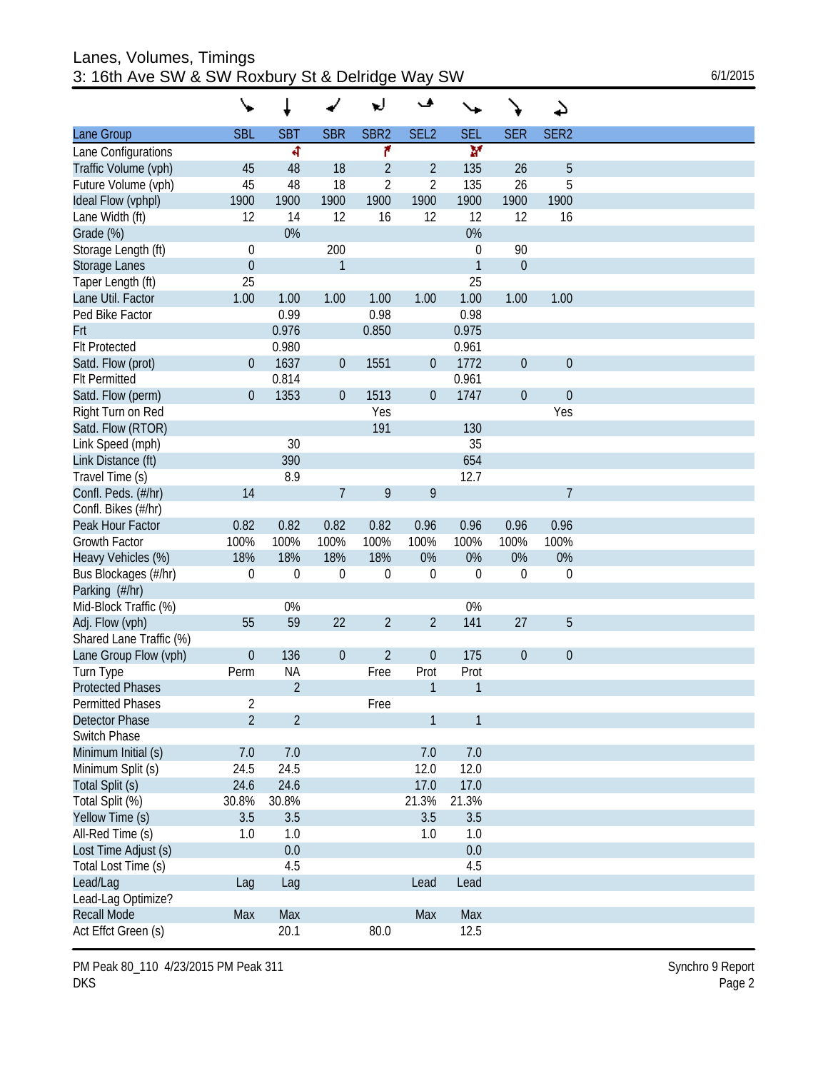# Lanes, Volumes, Timings
## 3: 16th Ave SW & SW Roxbury St & Delridge Way SW

| Lane Group | SBL | SBT | SBR | SBR2 | SEL2 | SEL | SER | SER2 |
|---|---|---|---|---|---|---|---|---|
| Lane Configurations | | ↰ | | ↱ | | ↰ | | |
| Traffic Volume (vph) | 45 | 48 | 18 | 2 | 2 | 135 | 26 | 5 |
| Future Volume (vph) | 45 | 48 | 18 | 2 | 2 | 135 | 26 | 5 |
| Ideal Flow (vphpl) | 1900 | 1900 | 1900 | 1900 | 1900 | 1900 | 1900 | 1900 |
| Lane Width (ft) | 12 | 14 | 12 | 16 | 12 | 12 | 12 | 16 |
| Grade (%) | | 0% | | | | 0% | | |
| Storage Length (ft) | 0 | | 200 | | | 0 | 90 | |
| Storage Lanes | 0 | | 1 | | | 1 | 0 | |
| Taper Length (ft) | 25 | | | | | 25 | | |
| Lane Util. Factor | 1.00 | 1.00 | 1.00 | 1.00 | 1.00 | 1.00 | 1.00 | 1.00 |
| Ped Bike Factor | | 0.99 | | 0.98 | | 0.98 | | |
| Frt | | 0.976 | | 0.850 | | 0.975 | | |
| Flt Protected | | 0.980 | | | | 0.961 | | |
| Satd. Flow (prot) | 0 | 1637 | 0 | 1551 | 0 | 1772 | 0 | 0 |
| Flt Permitted | | 0.814 | | | | 0.961 | | |
| Satd. Flow (perm) | 0 | 1353 | 0 | 1513 | 0 | 1747 | 0 | 0 |
| Right Turn on Red | | | | Yes | | | | Yes |
| Satd. Flow (RTOR) | | | | 191 | | 130 | | |
| Link Speed (mph) | | 30 | | | | 35 | | |
| Link Distance (ft) | | 390 | | | | 654 | | |
| Travel Time (s) | | 8.9 | | | | 12.7 | | |
| Confl. Peds. (#/hr) | 14 | | 7 | 9 | 9 | | | 7 |
| Confl. Bikes (#/hr) | | | | | | | | |
| Peak Hour Factor | 0.82 | 0.82 | 0.82 | 0.82 | 0.96 | 0.96 | 0.96 | 0.96 |
| Growth Factor | 100% | 100% | 100% | 100% | 100% | 100% | 100% | 100% |
| Heavy Vehicles (%) | 18% | 18% | 18% | 18% | 0% | 0% | 0% | 0% |
| Bus Blockages (#/hr) | 0 | 0 | 0 | 0 | 0 | 0 | 0 | 0 |
| Parking (#/hr) | | | | | | | | |
| Mid-Block Traffic (%) | | 0% | | | | 0% | | |
| Adj. Flow (vph) | 55 | 59 | 22 | 2 | 2 | 141 | 27 | 5 |
| Shared Lane Traffic (%) | | | | | | | | |
| Lane Group Flow (vph) | 0 | 136 | 0 | 2 | 0 | 175 | 0 | 0 |
| Turn Type | Perm | NA | | Free | Prot | Prot | | |
| Protected Phases | | 2 | | | 1 | 1 | | |
| Permitted Phases | 2 | | | Free | | | | |
| Detector Phase | 2 | 2 | | | 1 | 1 | | |
| Switch Phase | | | | | | | | |
| Minimum Initial (s) | 7.0 | 7.0 | | | 7.0 | 7.0 | | |
| Minimum Split (s) | 24.5 | 24.5 | | | 12.0 | 12.0 | | |
| Total Split (s) | 24.6 | 24.6 | | | 17.0 | 17.0 | | |
| Total Split (%) | 30.8% | 30.8% | | | 21.3% | 21.3% | | |
| Yellow Time (s) | 3.5 | 3.5 | | | 3.5 | 3.5 | | |
| All-Red Time (s) | 1.0 | 1.0 | | | 1.0 | 1.0 | | |
| Lost Time Adjust (s) | | 0.0 | | | | 0.0 | | |
| Total Lost Time (s) | | 4.5 | | | | 4.5 | | |
| Lead/Lag | Lag | Lag | | | Lead | Lead | | |
| Lead-Lag Optimize? | | | | | | | | |
| Recall Mode | Max | Max | | | Max | Max | | |
| Act Effct Green (s) | | 20.1 | | 80.0 | | 12.5 | | |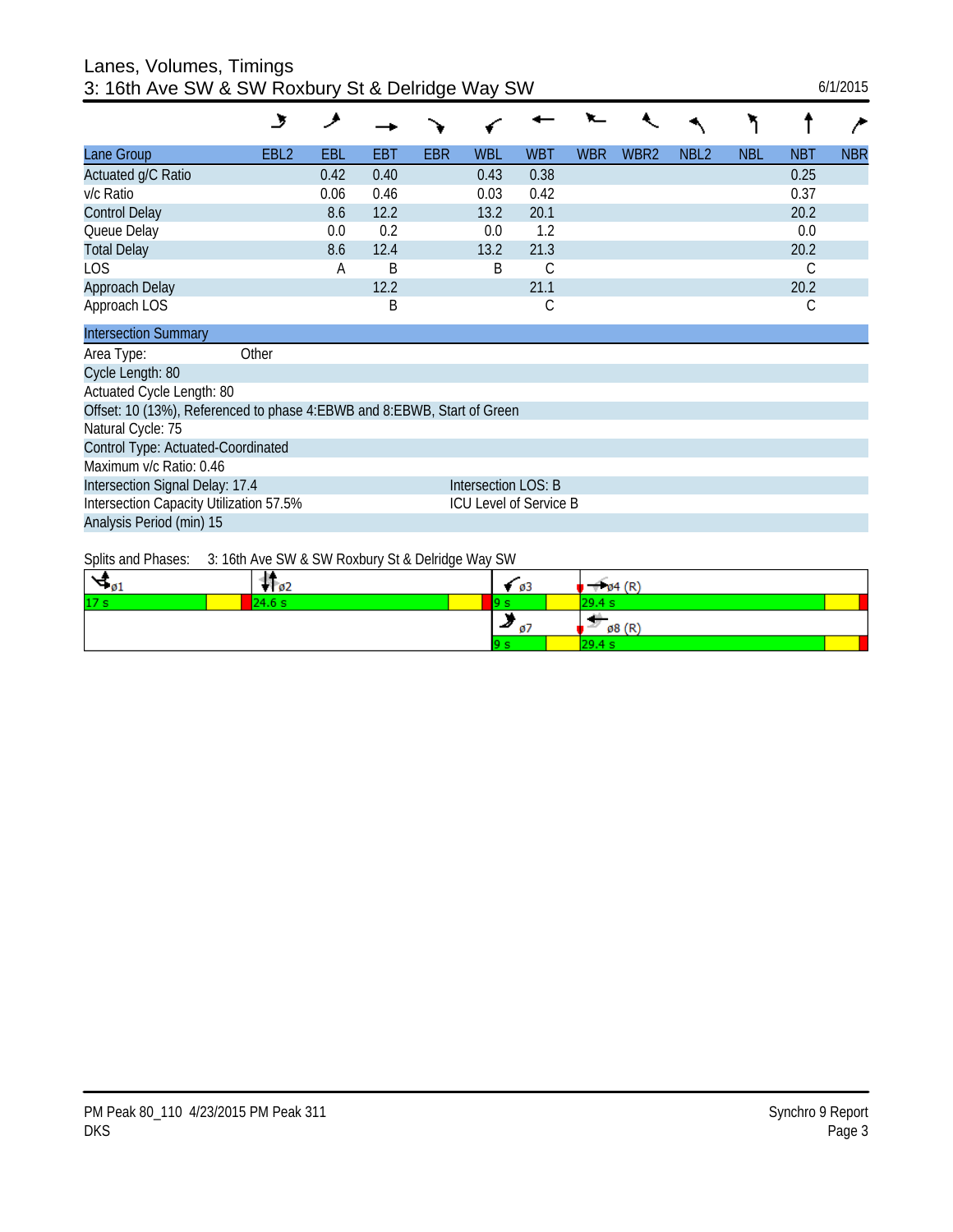# Lanes, Volumes, Timings
## 3: 16th Ave SW & SW Roxbury St & Delridge Way SW

6/1/2015

| Lane Group | EBL2 | EBL | EBT | EBR | WBL | WBT | WBR | WBR2 | NBL2 | NBL | NBT | NBR |
|---|---|---|---|---|---|---|---|---|---|---|---|---|
| Actuated g/C Ratio | | 0.42 | 0.40 | | 0.43 | 0.38 | | | | | 0.25 | |
| v/c Ratio | | 0.06 | 0.46 | | 0.03 | 0.42 | | | | | 0.37 | |
| Control Delay | | 8.6 | 12.2 | | 13.2 | 20.1 | | | | | 20.2 | |
| Queue Delay | | 0.0 | 0.2 | | 0.0 | 1.2 | | | | | 0.0 | |
| Total Delay | | 8.6 | 12.4 | | 13.2 | 21.3 | | | | | 20.2 | |
| LOS | | A | B | | B | C | | | | | C | |
| Approach Delay | | | 12.2 | | | 21.1 | | | | | 20.2 | |
| Approach LOS | | | B | | | C | | | | | C | |

**Intersection Summary**

Area Type: Other
Cycle Length: 80
Actuated Cycle Length: 80
Offset: 10 (13%), Referenced to phase 4:EBWB and 8:EBWB, Start of Green
Natural Cycle: 75
Control Type: Actuated-Coordinated
Maximum v/c Ratio: 0.46
Intersection Signal Delay: 17.4 — Intersection LOS: B
Intersection Capacity Utilization 57.5% — ICU Level of Service B
Analysis Period (min) 15

Splits and Phases: 3: 16th Ave SW & SW Roxbury St & Delridge Way SW

| ø1 | ø2 | ø3 | ø4 (R) |
|---|---|---|---|
| 17 s | 24.6 s | 9 s | 29.4 s |
| | | ø7 | ø8 (R) |
| | | 9 s | 29.4 s |

PM Peak 80_110 4/23/2015 PM Peak 311
DKS

Synchro 9 Report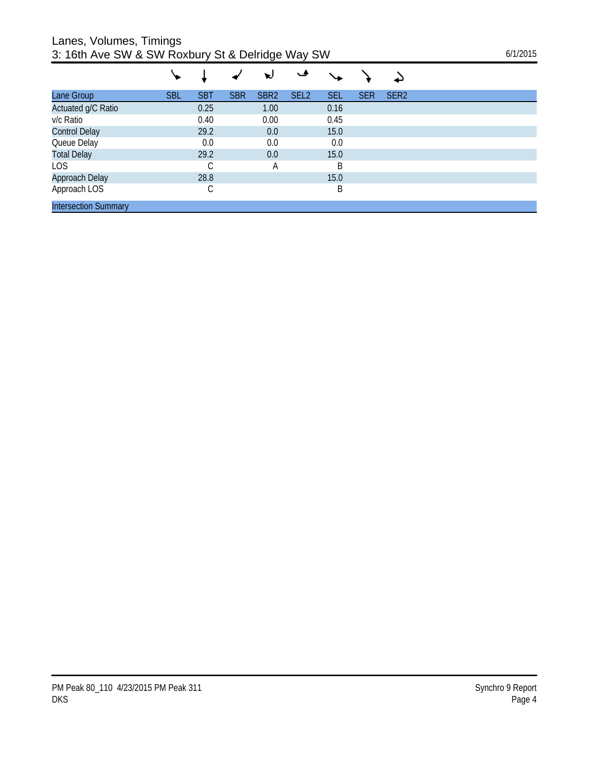## Lanes, Volumes, Timings
## 3: 16th Ave SW & SW Roxbury St & Delridge Way SW

6/1/2015

| Lane Group | SBL | SBT | SBR | SBR2 | SEL2 | SEL | SER | SER2 |
|---|---|---|---|---|---|---|---|---|
| Actuated g/C Ratio | | 0.25 | | 1.00 | | 0.16 | | |
| v/c Ratio | | 0.40 | | 0.00 | | 0.45 | | |
| Control Delay | | 29.2 | | 0.0 | | 15.0 | | |
| Queue Delay | | 0.0 | | 0.0 | | 0.0 | | |
| Total Delay | | 29.2 | | 0.0 | | 15.0 | | |
| LOS | | C | | A | | B | | |
| Approach Delay | | 28.8 | | | | 15.0 | | |
| Approach LOS | | C | | | | B | | |

Intersection Summary

PM Peak 80_110 4/23/2015 PM Peak 311
DKS

Synchro 9 Report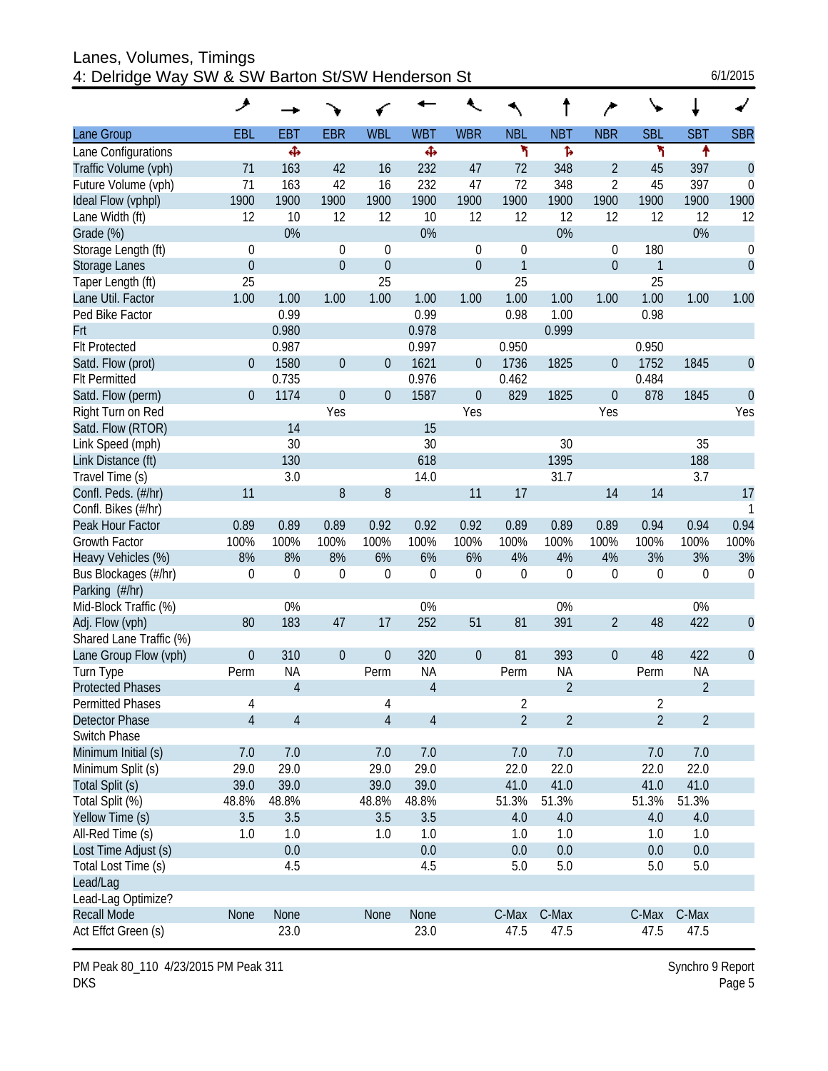# Lanes, Volumes, Timings
## 4: Delridge Way SW & SW Barton St/SW Henderson St

6/1/2015

| Lane Group | EBL | EBT | EBR | WBL | WBT | WBR | NBL | NBT | NBR | SBL | SBT | SBR |
|---|---|---|---|---|---|---|---|---|---|---|---|---|
| Lane Configurations | | ✣ | | | ✣ | | ↰ | ↱ | | ↰ | ↑ | |
| Traffic Volume (vph) | 71 | 163 | 42 | 16 | 232 | 47 | 72 | 348 | 2 | 45 | 397 | 0 |
| Future Volume (vph) | 71 | 163 | 42 | 16 | 232 | 47 | 72 | 348 | 2 | 45 | 397 | 0 |
| Ideal Flow (vphpl) | 1900 | 1900 | 1900 | 1900 | 1900 | 1900 | 1900 | 1900 | 1900 | 1900 | 1900 | 1900 |
| Lane Width (ft) | 12 | 10 | 12 | 12 | 10 | 12 | 12 | 12 | 12 | 12 | 12 | 12 |
| Grade (%) | | 0% | | | 0% | | | 0% | | | 0% | |
| Storage Length (ft) | 0 | | 0 | 0 | | 0 | 0 | | 0 | 180 | | 0 |
| Storage Lanes | 0 | | 0 | 0 | | 0 | 1 | | 0 | 1 | | 0 |
| Taper Length (ft) | 25 | | | 25 | | | 25 | | | 25 | | |
| Lane Util. Factor | 1.00 | 1.00 | 1.00 | 1.00 | 1.00 | 1.00 | 1.00 | 1.00 | 1.00 | 1.00 | 1.00 | 1.00 |
| Ped Bike Factor | | 0.99 | | | 0.99 | | 0.98 | 1.00 | | 0.98 | | |
| Frt | | 0.980 | | | 0.978 | | | 0.999 | | | | |
| Flt Protected | | 0.987 | | | 0.997 | | 0.950 | | | 0.950 | | |
| Satd. Flow (prot) | 0 | 1580 | 0 | 0 | 1621 | 0 | 1736 | 1825 | 0 | 1752 | 1845 | 0 |
| Flt Permitted | | 0.735 | | | 0.976 | | 0.462 | | | 0.484 | | |
| Satd. Flow (perm) | 0 | 1174 | 0 | 0 | 1587 | 0 | 829 | 1825 | 0 | 878 | 1845 | 0 |
| Right Turn on Red | | | Yes | | | Yes | | | Yes | | | Yes |
| Satd. Flow (RTOR) | | 14 | | | 15 | | | | | | | |
| Link Speed (mph) | | 30 | | | 30 | | | 30 | | | 35 | |
| Link Distance (ft) | | 130 | | | 618 | | | 1395 | | | 188 | |
| Travel Time (s) | | 3.0 | | | 14.0 | | | 31.7 | | | 3.7 | |
| Confl. Peds. (#/hr) | 11 | | 8 | 8 | | 11 | 17 | | 14 | 14 | | 17 |
| Confl. Bikes (#/hr) | | | | | | | | | | | | 1 |
| Peak Hour Factor | 0.89 | 0.89 | 0.89 | 0.92 | 0.92 | 0.92 | 0.89 | 0.89 | 0.89 | 0.94 | 0.94 | 0.94 |
| Growth Factor | 100% | 100% | 100% | 100% | 100% | 100% | 100% | 100% | 100% | 100% | 100% | 100% |
| Heavy Vehicles (%) | 8% | 8% | 8% | 6% | 6% | 6% | 4% | 4% | 4% | 3% | 3% | 3% |
| Bus Blockages (#/hr) | 0 | 0 | 0 | 0 | 0 | 0 | 0 | 0 | 0 | 0 | 0 | 0 |
| Parking (#/hr) | | | | | | | | | | | | |
| Mid-Block Traffic (%) | | 0% | | | 0% | | | 0% | | | 0% | |
| Adj. Flow (vph) | 80 | 183 | 47 | 17 | 252 | 51 | 81 | 391 | 2 | 48 | 422 | 0 |
| Shared Lane Traffic (%) | | | | | | | | | | | | |
| Lane Group Flow (vph) | 0 | 310 | 0 | 0 | 320 | 0 | 81 | 393 | 0 | 48 | 422 | 0 |
| Turn Type | Perm | NA | | Perm | NA | | Perm | NA | | Perm | NA | |
| Protected Phases | | 4 | | | 4 | | | 2 | | | 2 | |
| Permitted Phases | 4 | | | 4 | | | 2 | | | 2 | | |
| Detector Phase | 4 | 4 | | 4 | 4 | | 2 | 2 | | 2 | 2 | |
| Switch Phase | | | | | | | | | | | | |
| Minimum Initial (s) | 7.0 | 7.0 | | 7.0 | 7.0 | | 7.0 | 7.0 | | 7.0 | 7.0 | |
| Minimum Split (s) | 29.0 | 29.0 | | 29.0 | 29.0 | | 22.0 | 22.0 | | 22.0 | 22.0 | |
| Total Split (s) | 39.0 | 39.0 | | 39.0 | 39.0 | | 41.0 | 41.0 | | 41.0 | 41.0 | |
| Total Split (%) | 48.8% | 48.8% | | 48.8% | 48.8% | | 51.3% | 51.3% | | 51.3% | 51.3% | |
| Yellow Time (s) | 3.5 | 3.5 | | 3.5 | 3.5 | | 4.0 | 4.0 | | 4.0 | 4.0 | |
| All-Red Time (s) | 1.0 | 1.0 | | 1.0 | 1.0 | | 1.0 | 1.0 | | 1.0 | 1.0 | |
| Lost Time Adjust (s) | | 0.0 | | | 0.0 | | 0.0 | 0.0 | | 0.0 | 0.0 | |
| Total Lost Time (s) | | 4.5 | | | 4.5 | | 5.0 | 5.0 | | 5.0 | 5.0 | |
| Lead/Lag | | | | | | | | | | | | |
| Lead-Lag Optimize? | | | | | | | | | | | | |
| Recall Mode | None | None | | None | None | | C-Max | C-Max | | C-Max | C-Max | |
| Act Effct Green (s) | | 23.0 | | | 23.0 | | 47.5 | 47.5 | | 47.5 | 47.5 | |

PM Peak 80_110 4/23/2015 PM Peak 311
DKS

Synchro 9 Report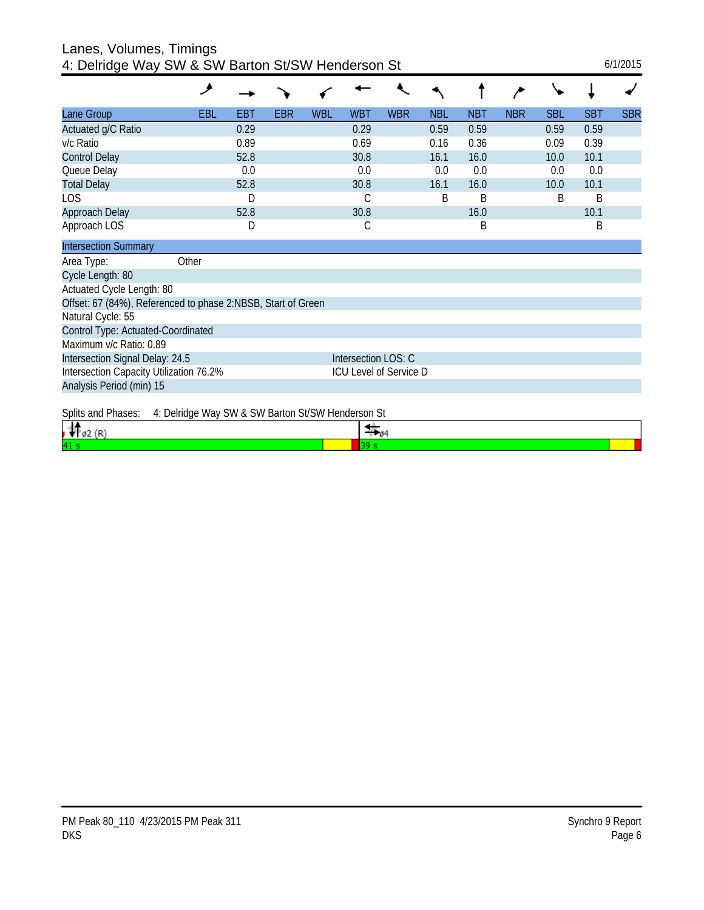# Lanes, Volumes, Timings
## 4: Delridge Way SW & SW Barton St/SW Henderson St

6/1/2015

| Lane Group | EBL | EBT | EBR | WBL | WBT | WBR | NBL | NBT | NBR | SBL | SBT | SBR |
|---|---|---|---|---|---|---|---|---|---|---|---|---|
| Actuated g/C Ratio | | 0.29 | | | 0.29 | | 0.59 | 0.59 | | 0.59 | 0.59 | |
| v/c Ratio | | 0.89 | | | 0.69 | | 0.16 | 0.36 | | 0.09 | 0.39 | |
| Control Delay | | 52.8 | | | 30.8 | | 16.1 | 16.0 | | 10.0 | 10.1 | |
| Queue Delay | | 0.0 | | | 0.0 | | 0.0 | 0.0 | | 0.0 | 0.0 | |
| Total Delay | | 52.8 | | | 30.8 | | 16.1 | 16.0 | | 10.0 | 10.1 | |
| LOS | | D | | | C | | B | B | | B | B | |
| Approach Delay | | 52.8 | | | 30.8 | | | 16.0 | | | 10.1 | |
| Approach LOS | | D | | | C | | | B | | | B | |

**Intersection Summary**

Area Type: Other

Cycle Length: 80

Actuated Cycle Length: 80

Offset: 67 (84%), Referenced to phase 2:NBSB, Start of Green

Natural Cycle: 55

Control Type: Actuated-Coordinated

Maximum v/c Ratio: 0.89

Intersection Signal Delay: 24.5 — Intersection LOS: C

Intersection Capacity Utilization 76.2% — ICU Level of Service D

Analysis Period (min) 15

Splits and Phases: 4: Delridge Way SW & SW Barton St/SW Henderson St

| ø2 (R) | ø4 |
|---|---|
| 41 s | 39 s |

PM Peak 80_110 4/23/2015 PM Peak 311
DKS

Synchro 9 Report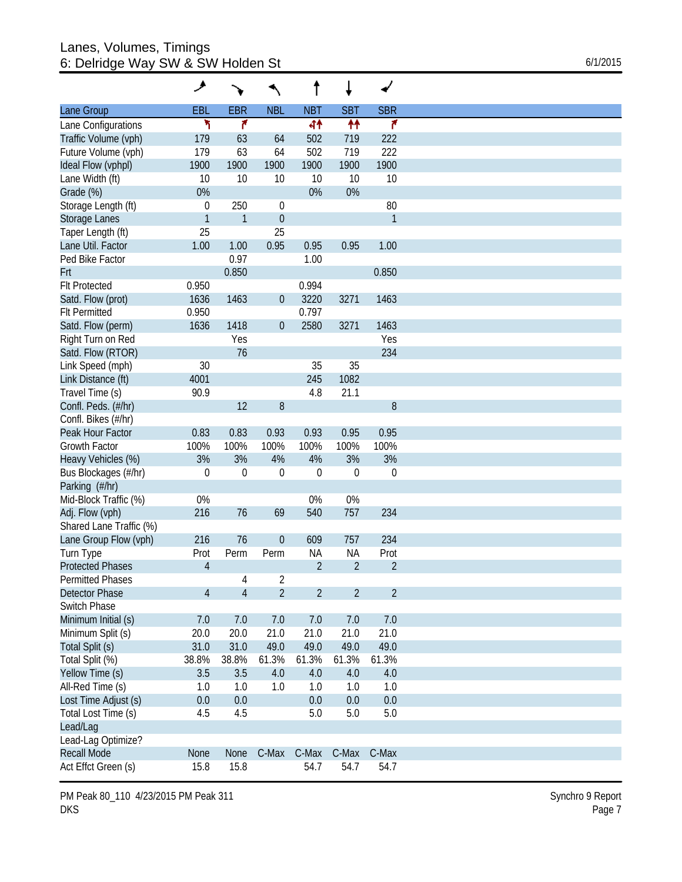# Lanes, Volumes, Timings
## 6: Delridge Way SW & SW Holden St

6/1/2015

| Lane Group | EBL | EBR | NBL | NBT | SBT | SBR |
|---|---|---|---|---|---|---|
| Lane Configurations | ↰ | ↱ |  | ↰↑ | ↑↑ | ↱ |
| Traffic Volume (vph) | 179 | 63 | 64 | 502 | 719 | 222 |
| Future Volume (vph) | 179 | 63 | 64 | 502 | 719 | 222 |
| Ideal Flow (vphpl) | 1900 | 1900 | 1900 | 1900 | 1900 | 1900 |
| Lane Width (ft) | 10 | 10 | 10 | 10 | 10 | 10 |
| Grade (%) | 0% |  |  | 0% | 0% |  |
| Storage Length (ft) | 0 | 250 | 0 |  |  | 80 |
| Storage Lanes | 1 | 1 | 0 |  |  | 1 |
| Taper Length (ft) | 25 |  | 25 |  |  |  |
| Lane Util. Factor | 1.00 | 1.00 | 0.95 | 0.95 | 0.95 | 1.00 |
| Ped Bike Factor |  | 0.97 |  | 1.00 |  |  |
| Frt |  | 0.850 |  |  |  | 0.850 |
| Flt Protected | 0.950 |  |  | 0.994 |  |  |
| Satd. Flow (prot) | 1636 | 1463 | 0 | 3220 | 3271 | 1463 |
| Flt Permitted | 0.950 |  |  | 0.797 |  |  |
| Satd. Flow (perm) | 1636 | 1418 | 0 | 2580 | 3271 | 1463 |
| Right Turn on Red |  | Yes |  |  |  | Yes |
| Satd. Flow (RTOR) |  | 76 |  |  |  | 234 |
| Link Speed (mph) | 30 |  |  | 35 | 35 |  |
| Link Distance (ft) | 4001 |  |  | 245 | 1082 |  |
| Travel Time (s) | 90.9 |  |  | 4.8 | 21.1 |  |
| Confl. Peds. (#/hr) |  | 12 | 8 |  |  | 8 |
| Confl. Bikes (#/hr) |  |  |  |  |  |  |
| Peak Hour Factor | 0.83 | 0.83 | 0.93 | 0.93 | 0.95 | 0.95 |
| Growth Factor | 100% | 100% | 100% | 100% | 100% | 100% |
| Heavy Vehicles (%) | 3% | 3% | 4% | 4% | 3% | 3% |
| Bus Blockages (#/hr) | 0 | 0 | 0 | 0 | 0 | 0 |
| Parking (#/hr) |  |  |  |  |  |  |
| Mid-Block Traffic (%) | 0% |  |  | 0% | 0% |  |
| Adj. Flow (vph) | 216 | 76 | 69 | 540 | 757 | 234 |
| Shared Lane Traffic (%) |  |  |  |  |  |  |
| Lane Group Flow (vph) | 216 | 76 | 0 | 609 | 757 | 234 |
| Turn Type | Prot | Perm | Perm | NA | NA | Prot |
| Protected Phases | 4 |  |  | 2 | 2 | 2 |
| Permitted Phases |  | 4 | 2 |  |  |  |
| Detector Phase | 4 | 4 | 2 | 2 | 2 | 2 |
| Switch Phase |  |  |  |  |  |  |
| Minimum Initial (s) | 7.0 | 7.0 | 7.0 | 7.0 | 7.0 | 7.0 |
| Minimum Split (s) | 20.0 | 20.0 | 21.0 | 21.0 | 21.0 | 21.0 |
| Total Split (s) | 31.0 | 31.0 | 49.0 | 49.0 | 49.0 | 49.0 |
| Total Split (%) | 38.8% | 38.8% | 61.3% | 61.3% | 61.3% | 61.3% |
| Yellow Time (s) | 3.5 | 3.5 | 4.0 | 4.0 | 4.0 | 4.0 |
| All-Red Time (s) | 1.0 | 1.0 | 1.0 | 1.0 | 1.0 | 1.0 |
| Lost Time Adjust (s) | 0.0 | 0.0 |  | 0.0 | 0.0 | 0.0 |
| Total Lost Time (s) | 4.5 | 4.5 |  | 5.0 | 5.0 | 5.0 |
| Lead/Lag |  |  |  |  |  |  |
| Lead-Lag Optimize? |  |  |  |  |  |  |
| Recall Mode | None | None | C-Max | C-Max | C-Max | C-Max |
| Act Effct Green (s) | 15.8 | 15.8 |  | 54.7 | 54.7 | 54.7 |

PM Peak 80_110 4/23/2015 PM Peak 311
DKS

Synchro 9 Report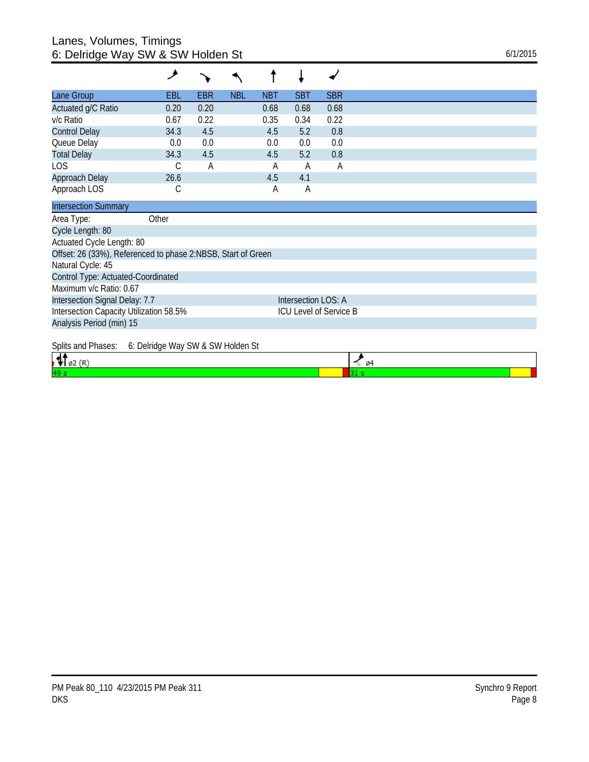# Lanes, Volumes, Timings
## 6: Delridge Way SW & SW Holden St

6/1/2015

| Lane Group | EBL | EBR | NBL | NBT | SBT | SBR |
|---|---|---|---|---|---|---|
| Actuated g/C Ratio | 0.20 | 0.20 | | 0.68 | 0.68 | 0.68 |
| v/c Ratio | 0.67 | 0.22 | | 0.35 | 0.34 | 0.22 |
| Control Delay | 34.3 | 4.5 | | 4.5 | 5.2 | 0.8 |
| Queue Delay | 0.0 | 0.0 | | 0.0 | 0.0 | 0.0 |
| Total Delay | 34.3 | 4.5 | | 4.5 | 5.2 | 0.8 |
| LOS | C | A | | A | A | A |
| Approach Delay | 26.6 | | | 4.5 | 4.1 | |
| Approach LOS | C | | | A | A | |

**Intersection Summary**

Area Type: Other

Cycle Length: 80

Actuated Cycle Length: 80

Offset: 26 (33%), Referenced to phase 2:NBSB, Start of Green

Natural Cycle: 45

Control Type: Actuated-Coordinated

Maximum v/c Ratio: 0.67

Intersection Signal Delay: 7.7 — Intersection LOS: A

Intersection Capacity Utilization 58.5% — ICU Level of Service B

Analysis Period (min) 15

Splits and Phases: 6: Delridge Way SW & SW Holden St

| ø2 (R) | ø4 |
|---|---|
| 49 s | 31 s |

PM Peak 80_110 4/23/2015 PM Peak 311
DKS

Synchro 9 Report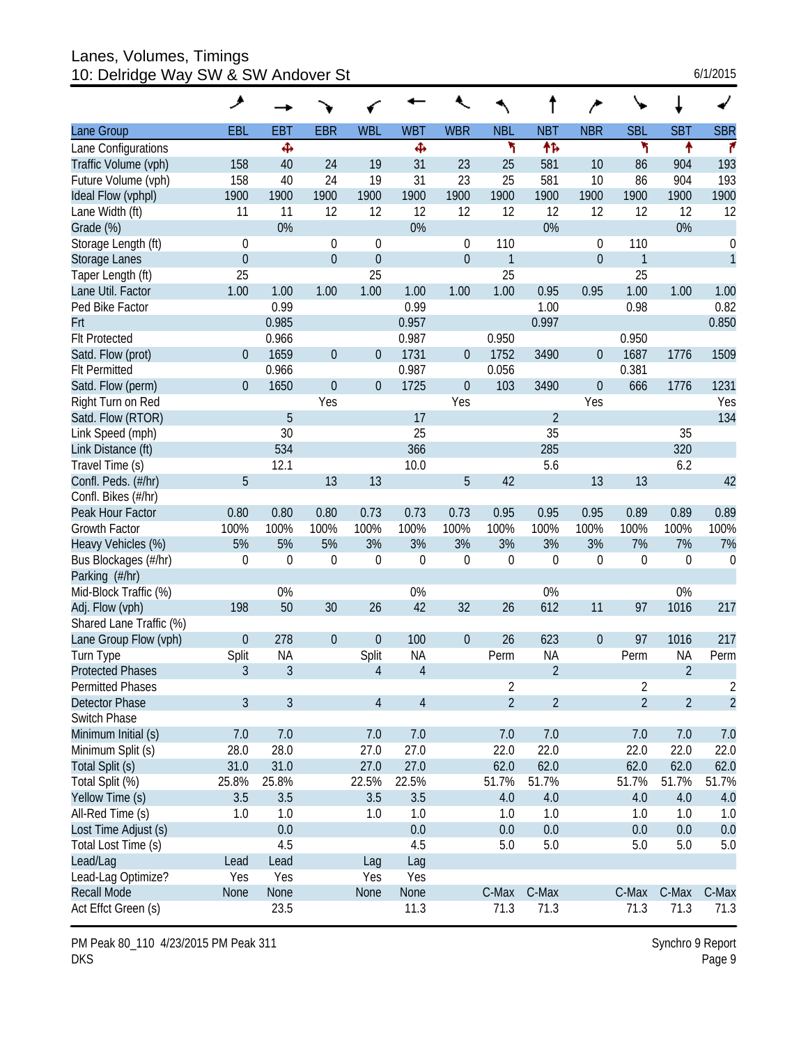# Lanes, Volumes, Timings
## 10: Delridge Way SW & SW Andover St

6/1/2015

| Lane Group | EBL | EBT | EBR | WBL | WBT | WBR | NBL | NBT | NBR | SBL | SBT | SBR |
|---|---|---|---|---|---|---|---|---|---|---|---|---|
| Lane Configurations | | ✥ | | | ✥ | | ↰ | ↑↱ | | ↰ | ↑ | ↱ |
| Traffic Volume (vph) | 158 | 40 | 24 | 19 | 31 | 23 | 25 | 581 | 10 | 86 | 904 | 193 |
| Future Volume (vph) | 158 | 40 | 24 | 19 | 31 | 23 | 25 | 581 | 10 | 86 | 904 | 193 |
| Ideal Flow (vphpl) | 1900 | 1900 | 1900 | 1900 | 1900 | 1900 | 1900 | 1900 | 1900 | 1900 | 1900 | 1900 |
| Lane Width (ft) | 11 | 11 | 12 | 12 | 12 | 12 | 12 | 12 | 12 | 12 | 12 | 12 |
| Grade (%) | | 0% | | | 0% | | | 0% | | | 0% | |
| Storage Length (ft) | 0 | | 0 | 0 | | 0 | 110 | | 0 | 110 | | 0 |
| Storage Lanes | 0 | | 0 | 0 | | 0 | 1 | | 0 | 1 | | 1 |
| Taper Length (ft) | 25 | | | 25 | | | 25 | | | 25 | | |
| Lane Util. Factor | 1.00 | 1.00 | 1.00 | 1.00 | 1.00 | 1.00 | 1.00 | 0.95 | 0.95 | 1.00 | 1.00 | 1.00 |
| Ped Bike Factor | | 0.99 | | | 0.99 | | | 1.00 | | 0.98 | | 0.82 |
| Frt | | 0.985 | | | 0.957 | | | 0.997 | | | | 0.850 |
| Flt Protected | | 0.966 | | | 0.987 | | 0.950 | | | 0.950 | | |
| Satd. Flow (prot) | 0 | 1659 | 0 | 0 | 1731 | 0 | 1752 | 3490 | 0 | 1687 | 1776 | 1509 |
| Flt Permitted | | 0.966 | | | 0.987 | | 0.056 | | | 0.381 | | |
| Satd. Flow (perm) | 0 | 1650 | 0 | 0 | 1725 | 0 | 103 | 3490 | 0 | 666 | 1776 | 1231 |
| Right Turn on Red | | | Yes | | | Yes | | | Yes | | | Yes |
| Satd. Flow (RTOR) | | 5 | | | 17 | | | 2 | | | | 134 |
| Link Speed (mph) | | 30 | | | 25 | | | 35 | | | 35 | |
| Link Distance (ft) | | 534 | | | 366 | | | 285 | | | 320 | |
| Travel Time (s) | | 12.1 | | | 10.0 | | | 5.6 | | | 6.2 | |
| Confl. Peds. (#/hr) | 5 | | 13 | 13 | | 5 | 42 | | 13 | 13 | | 42 |
| Confl. Bikes (#/hr) | | | | | | | | | | | | |
| Peak Hour Factor | 0.80 | 0.80 | 0.80 | 0.73 | 0.73 | 0.73 | 0.95 | 0.95 | 0.95 | 0.89 | 0.89 | 0.89 |
| Growth Factor | 100% | 100% | 100% | 100% | 100% | 100% | 100% | 100% | 100% | 100% | 100% | 100% |
| Heavy Vehicles (%) | 5% | 5% | 5% | 3% | 3% | 3% | 3% | 3% | 3% | 7% | 7% | 7% |
| Bus Blockages (#/hr) | 0 | 0 | 0 | 0 | 0 | 0 | 0 | 0 | 0 | 0 | 0 | 0 |
| Parking (#/hr) | | | | | | | | | | | | |
| Mid-Block Traffic (%) | | 0% | | | 0% | | | 0% | | | 0% | |
| Adj. Flow (vph) | 198 | 50 | 30 | 26 | 42 | 32 | 26 | 612 | 11 | 97 | 1016 | 217 |
| Shared Lane Traffic (%) | | | | | | | | | | | | |
| Lane Group Flow (vph) | 0 | 278 | 0 | 0 | 100 | 0 | 26 | 623 | 0 | 97 | 1016 | 217 |
| Turn Type | Split | NA | | Split | NA | | Perm | NA | | Perm | NA | Perm |
| Protected Phases | 3 | 3 | | 4 | 4 | | | 2 | | | 2 | |
| Permitted Phases | | | | | | | 2 | | | 2 | | 2 |
| Detector Phase | 3 | 3 | | 4 | 4 | | 2 | 2 | | 2 | 2 | 2 |
| Switch Phase | | | | | | | | | | | | |
| Minimum Initial (s) | 7.0 | 7.0 | | 7.0 | 7.0 | | 7.0 | 7.0 | | 7.0 | 7.0 | 7.0 |
| Minimum Split (s) | 28.0 | 28.0 | | 27.0 | 27.0 | | 22.0 | 22.0 | | 22.0 | 22.0 | 22.0 |
| Total Split (s) | 31.0 | 31.0 | | 27.0 | 27.0 | | 62.0 | 62.0 | | 62.0 | 62.0 | 62.0 |
| Total Split (%) | 25.8% | 25.8% | | 22.5% | 22.5% | | 51.7% | 51.7% | | 51.7% | 51.7% | 51.7% |
| Yellow Time (s) | 3.5 | 3.5 | | 3.5 | 3.5 | | 4.0 | 4.0 | | 4.0 | 4.0 | 4.0 |
| All-Red Time (s) | 1.0 | 1.0 | | 1.0 | 1.0 | | 1.0 | 1.0 | | 1.0 | 1.0 | 1.0 |
| Lost Time Adjust (s) | | 0.0 | | | 0.0 | | 0.0 | 0.0 | | 0.0 | 0.0 | 0.0 |
| Total Lost Time (s) | | 4.5 | | | 4.5 | | 5.0 | 5.0 | | 5.0 | 5.0 | 5.0 |
| Lead/Lag | Lead | Lead | | Lag | Lag | | | | | | | |
| Lead-Lag Optimize? | Yes | Yes | | Yes | Yes | | | | | | | |
| Recall Mode | None | None | | None | None | | C-Max | C-Max | | C-Max | C-Max | C-Max |
| Act Effct Green (s) | | 23.5 | | | 11.3 | | 71.3 | 71.3 | | 71.3 | 71.3 | 71.3 |

PM Peak 80_110 4/23/2015 PM Peak 311
DKS

Synchro 9 Report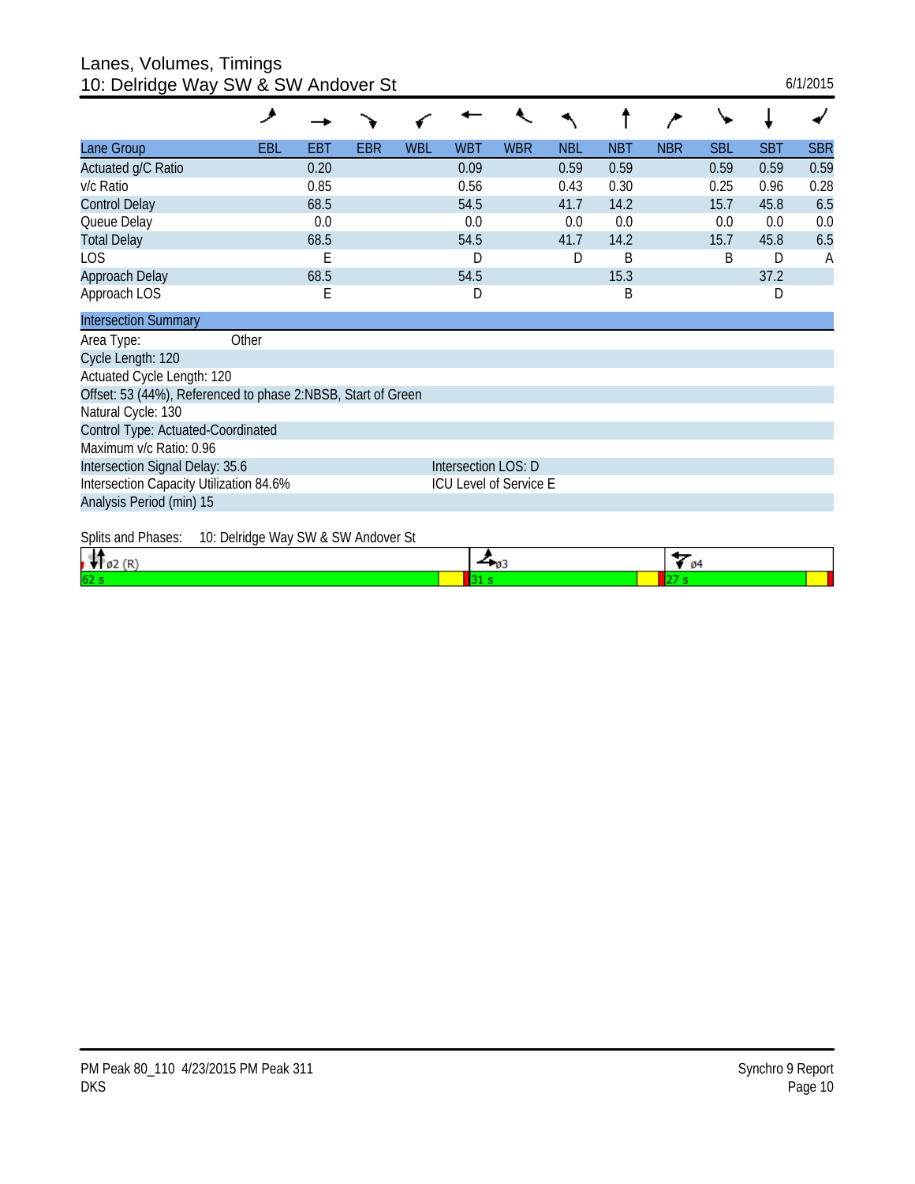# Lanes, Volumes, Timings
## 10: Delridge Way SW & SW Andover St

6/1/2015

| Lane Group | EBL | EBT | EBR | WBL | WBT | WBR | NBL | NBT | NBR | SBL | SBT | SBR |
|---|---|---|---|---|---|---|---|---|---|---|---|---|
| Actuated g/C Ratio | | 0.20 | | | 0.09 | | 0.59 | 0.59 | | 0.59 | 0.59 | 0.59 |
| v/c Ratio | | 0.85 | | | 0.56 | | 0.43 | 0.30 | | 0.25 | 0.96 | 0.28 |
| Control Delay | | 68.5 | | | 54.5 | | 41.7 | 14.2 | | 15.7 | 45.8 | 6.5 |
| Queue Delay | | 0.0 | | | 0.0 | | 0.0 | 0.0 | | 0.0 | 0.0 | 0.0 |
| Total Delay | | 68.5 | | | 54.5 | | 41.7 | 14.2 | | 15.7 | 45.8 | 6.5 |
| LOS | | E | | | D | | D | B | | B | D | A |
| Approach Delay | | 68.5 | | | 54.5 | | | 15.3 | | | 37.2 | |
| Approach LOS | | E | | | D | | | B | | | D | |

**Intersection Summary**

Area Type: Other

Cycle Length: 120

Actuated Cycle Length: 120

Offset: 53 (44%), Referenced to phase 2:NBSB, Start of Green

Natural Cycle: 130

Control Type: Actuated-Coordinated

Maximum v/c Ratio: 0.96

Intersection Signal Delay: 35.6 — Intersection LOS: D

Intersection Capacity Utilization 84.6% — ICU Level of Service E

Analysis Period (min) 15

Splits and Phases: 10: Delridge Way SW & SW Andover St

| ø2 (R) | ø3 | ø4 |
|---|---|---|
| 62 s | 31 s | 27 s |

PM Peak 80_110 4/23/2015 PM Peak 311
DKS

Synchro 9 Report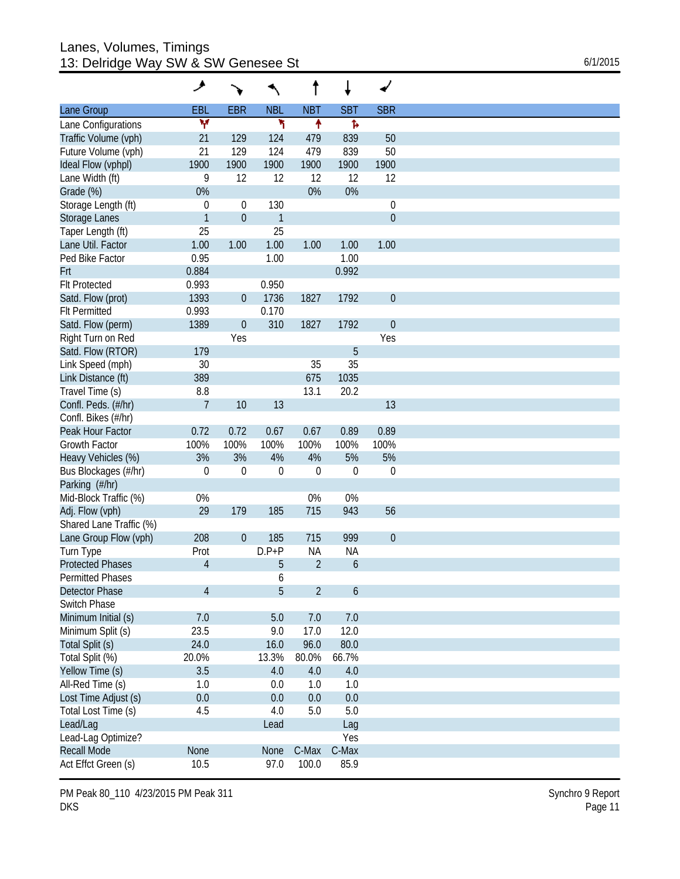# Lanes, Volumes, Timings
## 13: Delridge Way SW & SW Genesee St

6/1/2015

| Lane Group | EBL | EBR | NBL | NBT | SBT | SBR |
|---|---|---|---|---|---|---|
| Lane Configurations | | | | | | |
| Traffic Volume (vph) | 21 | 129 | 124 | 479 | 839 | 50 |
| Future Volume (vph) | 21 | 129 | 124 | 479 | 839 | 50 |
| Ideal Flow (vphpl) | 1900 | 1900 | 1900 | 1900 | 1900 | 1900 |
| Lane Width (ft) | 9 | 12 | 12 | 12 | 12 | 12 |
| Grade (%) | 0% | | | 0% | 0% | |
| Storage Length (ft) | 0 | 0 | 130 | | | 0 |
| Storage Lanes | 1 | 0 | 1 | | | 0 |
| Taper Length (ft) | 25 | | 25 | | | |
| Lane Util. Factor | 1.00 | 1.00 | 1.00 | 1.00 | 1.00 | 1.00 |
| Ped Bike Factor | 0.95 | | 1.00 | | 1.00 | |
| Frt | 0.884 | | | | 0.992 | |
| Flt Protected | 0.993 | | 0.950 | | | |
| Satd. Flow (prot) | 1393 | 0 | 1736 | 1827 | 1792 | 0 |
| Flt Permitted | 0.993 | | 0.170 | | | |
| Satd. Flow (perm) | 1389 | 0 | 310 | 1827 | 1792 | 0 |
| Right Turn on Red | | Yes | | | | Yes |
| Satd. Flow (RTOR) | 179 | | | | 5 | |
| Link Speed (mph) | 30 | | | 35 | 35 | |
| Link Distance (ft) | 389 | | | 675 | 1035 | |
| Travel Time (s) | 8.8 | | | 13.1 | 20.2 | |
| Confl. Peds. (#/hr) | 7 | 10 | 13 | | | 13 |
| Confl. Bikes (#/hr) | | | | | | |
| Peak Hour Factor | 0.72 | 0.72 | 0.67 | 0.67 | 0.89 | 0.89 |
| Growth Factor | 100% | 100% | 100% | 100% | 100% | 100% |
| Heavy Vehicles (%) | 3% | 3% | 4% | 4% | 5% | 5% |
| Bus Blockages (#/hr) | 0 | 0 | 0 | 0 | 0 | 0 |
| Parking (#/hr) | | | | | | |
| Mid-Block Traffic (%) | 0% | | | 0% | 0% | |
| Adj. Flow (vph) | 29 | 179 | 185 | 715 | 943 | 56 |
| Shared Lane Traffic (%) | | | | | | |
| Lane Group Flow (vph) | 208 | 0 | 185 | 715 | 999 | 0 |
| Turn Type | Prot | | D.P+P | NA | NA | |
| Protected Phases | 4 | | 5 | 2 | 6 | |
| Permitted Phases | | | 6 | | | |
| Detector Phase | 4 | | 5 | 2 | 6 | |
| Switch Phase | | | | | | |
| Minimum Initial (s) | 7.0 | | 5.0 | 7.0 | 7.0 | |
| Minimum Split (s) | 23.5 | | 9.0 | 17.0 | 12.0 | |
| Total Split (s) | 24.0 | | 16.0 | 96.0 | 80.0 | |
| Total Split (%) | 20.0% | | 13.3% | 80.0% | 66.7% | |
| Yellow Time (s) | 3.5 | | 4.0 | 4.0 | 4.0 | |
| All-Red Time (s) | 1.0 | | 0.0 | 1.0 | 1.0 | |
| Lost Time Adjust (s) | 0.0 | | 0.0 | 0.0 | 0.0 | |
| Total Lost Time (s) | 4.5 | | 4.0 | 5.0 | 5.0 | |
| Lead/Lag | | | Lead | | Lag | |
| Lead-Lag Optimize? | | | | | Yes | |
| Recall Mode | None | | None | C-Max | C-Max | |
| Act Effct Green (s) | 10.5 | | 97.0 | 100.0 | 85.9 | |

PM Peak 80_110 4/23/2015 PM Peak 311
DKS

Synchro 9 Report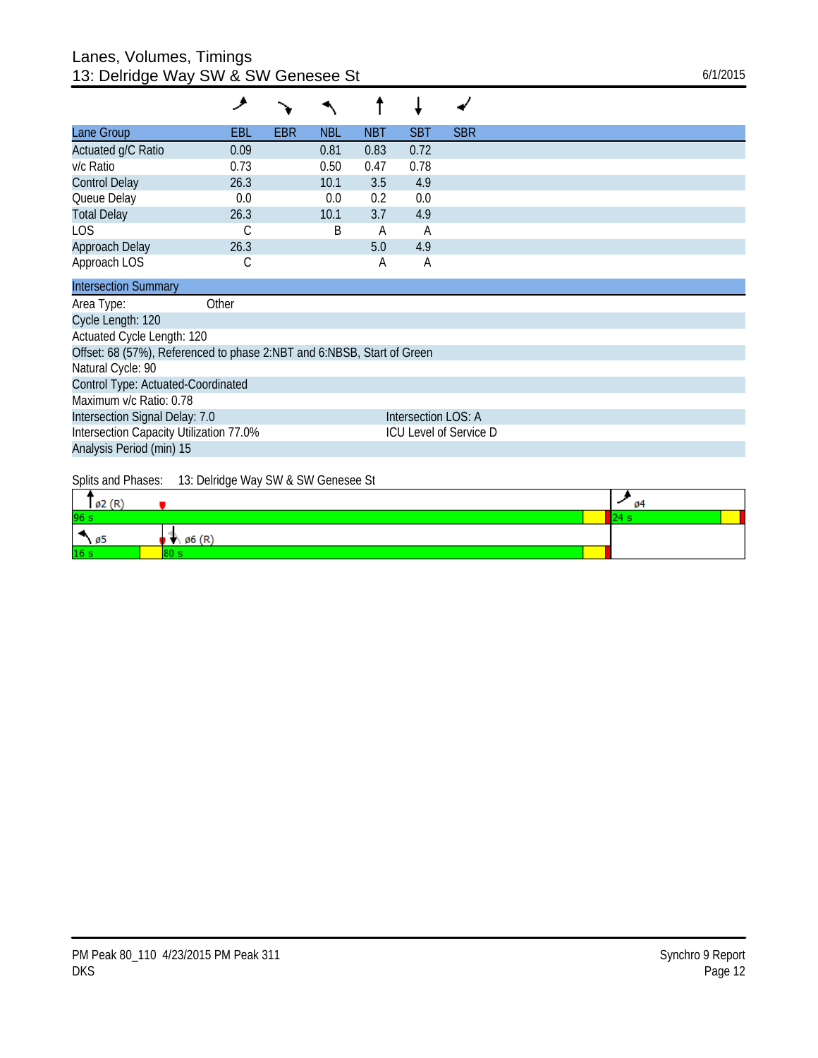# Lanes, Volumes, Timings
## 13: Delridge Way SW & SW Genesee St

6/1/2015

| Lane Group | EBL | EBR | NBL | NBT | SBT | SBR |
|---|---|---|---|---|---|---|
| Actuated g/C Ratio | 0.09 | | 0.81 | 0.83 | 0.72 | |
| v/c Ratio | 0.73 | | 0.50 | 0.47 | 0.78 | |
| Control Delay | 26.3 | | 10.1 | 3.5 | 4.9 | |
| Queue Delay | 0.0 | | 0.0 | 0.2 | 0.0 | |
| Total Delay | 26.3 | | 10.1 | 3.7 | 4.9 | |
| LOS | C | | B | A | A | |
| Approach Delay | 26.3 | | | 5.0 | 4.9 | |
| Approach LOS | C | | | A | A | |

**Intersection Summary**

Area Type: Other

Cycle Length: 120

Actuated Cycle Length: 120

Offset: 68 (57%), Referenced to phase 2:NBT and 6:NBSB, Start of Green

Natural Cycle: 90

Control Type: Actuated-Coordinated

Maximum v/c Ratio: 0.78

Intersection Signal Delay: 7.0 — Intersection LOS: A

Intersection Capacity Utilization 77.0% — ICU Level of Service D

Analysis Period (min) 15

Splits and Phases: 13: Delridge Way SW & SW Genesee St

ø2 (R) 96 s | ø4 24 s

ø5 16 s | ø6 (R) 80 s

PM Peak 80_110 4/23/2015 PM Peak 311
DKS

Synchro 9 Report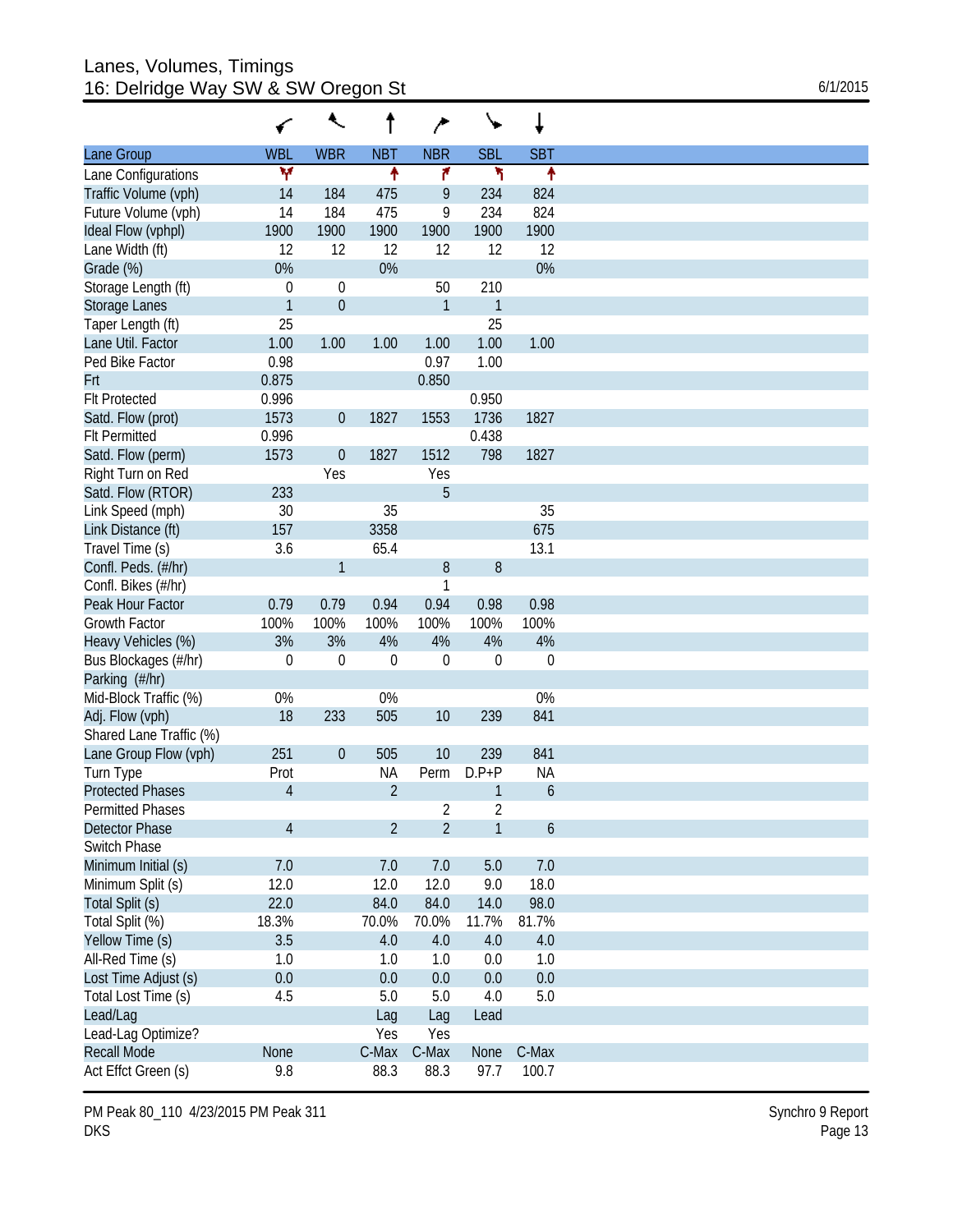# Lanes, Volumes, Timings
## 16: Delridge Way SW & SW Oregon St

6/1/2015

| Lane Group | WBL | WBR | NBT | NBR | SBL | SBT |
|---|---|---|---|---|---|---|
| Lane Configurations | | | | | | |
| Traffic Volume (vph) | 14 | 184 | 475 | 9 | 234 | 824 |
| Future Volume (vph) | 14 | 184 | 475 | 9 | 234 | 824 |
| Ideal Flow (vphpl) | 1900 | 1900 | 1900 | 1900 | 1900 | 1900 |
| Lane Width (ft) | 12 | 12 | 12 | 12 | 12 | 12 |
| Grade (%) | 0% | | 0% | | | 0% |
| Storage Length (ft) | 0 | 0 | | 50 | 210 | |
| Storage Lanes | 1 | 0 | | 1 | 1 | |
| Taper Length (ft) | 25 | | | | 25 | |
| Lane Util. Factor | 1.00 | 1.00 | 1.00 | 1.00 | 1.00 | 1.00 |
| Ped Bike Factor | 0.98 | | | 0.97 | 1.00 | |
| Frt | 0.875 | | | 0.850 | | |
| Flt Protected | 0.996 | | | | 0.950 | |
| Satd. Flow (prot) | 1573 | 0 | 1827 | 1553 | 1736 | 1827 |
| Flt Permitted | 0.996 | | | | 0.438 | |
| Satd. Flow (perm) | 1573 | 0 | 1827 | 1512 | 798 | 1827 |
| Right Turn on Red | | Yes | | Yes | | |
| Satd. Flow (RTOR) | 233 | | | 5 | | |
| Link Speed (mph) | 30 | | 35 | | | 35 |
| Link Distance (ft) | 157 | | 3358 | | | 675 |
| Travel Time (s) | 3.6 | | 65.4 | | | 13.1 |
| Confl. Peds. (#/hr) | | 1 | | 8 | 8 | |
| Confl. Bikes (#/hr) | | | | 1 | | |
| Peak Hour Factor | 0.79 | 0.79 | 0.94 | 0.94 | 0.98 | 0.98 |
| Growth Factor | 100% | 100% | 100% | 100% | 100% | 100% |
| Heavy Vehicles (%) | 3% | 3% | 4% | 4% | 4% | 4% |
| Bus Blockages (#/hr) | 0 | 0 | 0 | 0 | 0 | 0 |
| Parking (#/hr) | | | | | | |
| Mid-Block Traffic (%) | 0% | | 0% | | | 0% |
| Adj. Flow (vph) | 18 | 233 | 505 | 10 | 239 | 841 |
| Shared Lane Traffic (%) | | | | | | |
| Lane Group Flow (vph) | 251 | 0 | 505 | 10 | 239 | 841 |
| Turn Type | Prot | | NA | Perm | D.P+P | NA |
| Protected Phases | 4 | | 2 | | 1 | 6 |
| Permitted Phases | | | | 2 | 2 | |
| Detector Phase | 4 | | 2 | 2 | 1 | 6 |
| Switch Phase | | | | | | |
| Minimum Initial (s) | 7.0 | | 7.0 | 7.0 | 5.0 | 7.0 |
| Minimum Split (s) | 12.0 | | 12.0 | 12.0 | 9.0 | 18.0 |
| Total Split (s) | 22.0 | | 84.0 | 84.0 | 14.0 | 98.0 |
| Total Split (%) | 18.3% | | 70.0% | 70.0% | 11.7% | 81.7% |
| Yellow Time (s) | 3.5 | | 4.0 | 4.0 | 4.0 | 4.0 |
| All-Red Time (s) | 1.0 | | 1.0 | 1.0 | 0.0 | 1.0 |
| Lost Time Adjust (s) | 0.0 | | 0.0 | 0.0 | 0.0 | 0.0 |
| Total Lost Time (s) | 4.5 | | 5.0 | 5.0 | 4.0 | 5.0 |
| Lead/Lag | | | Lag | Lag | Lead | |
| Lead-Lag Optimize? | | | Yes | Yes | | |
| Recall Mode | None | | C-Max | C-Max | None | C-Max |
| Act Effct Green (s) | 9.8 | | 88.3 | 88.3 | 97.7 | 100.7 |

PM Peak 80_110 4/23/2015 PM Peak 311
DKS

Synchro 9 Report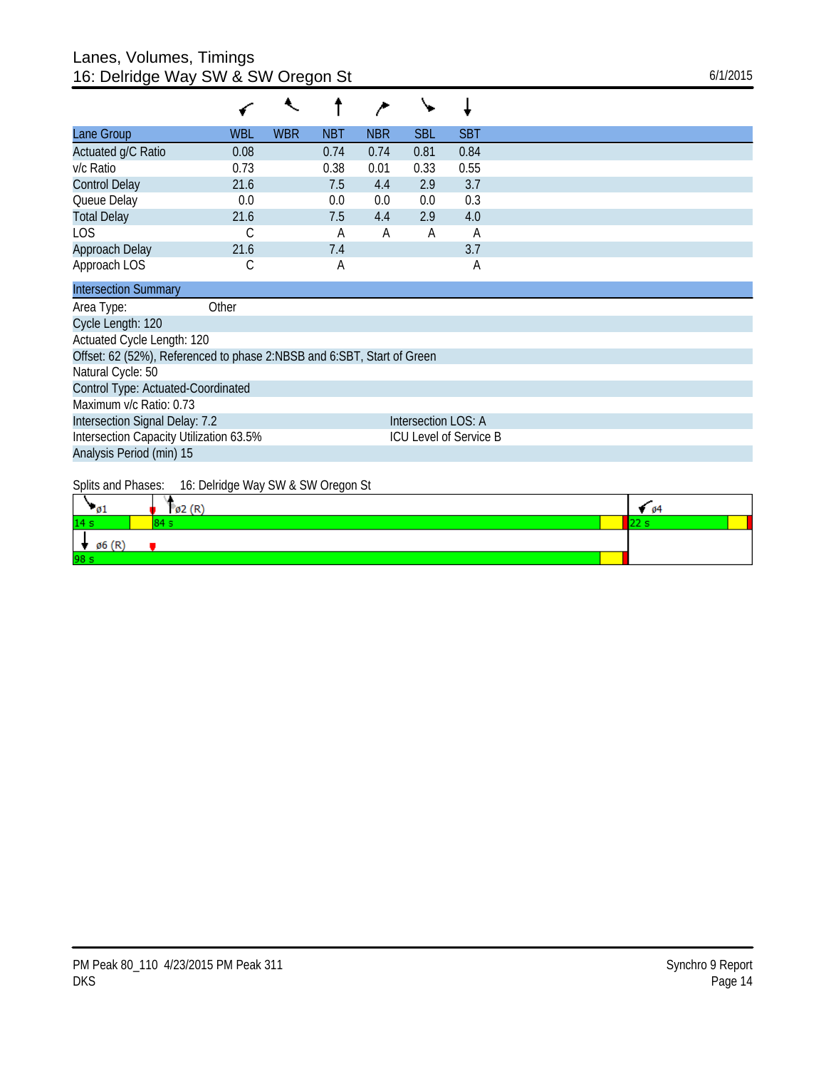# Lanes, Volumes, Timings
## 16: Delridge Way SW & SW Oregon St

6/1/2015

| Lane Group | WBL | WBR | NBT | NBR | SBL | SBT |
|---|---|---|---|---|---|---|
| Actuated g/C Ratio | 0.08 | | 0.74 | 0.74 | 0.81 | 0.84 |
| v/c Ratio | 0.73 | | 0.38 | 0.01 | 0.33 | 0.55 |
| Control Delay | 21.6 | | 7.5 | 4.4 | 2.9 | 3.7 |
| Queue Delay | 0.0 | | 0.0 | 0.0 | 0.0 | 0.3 |
| Total Delay | 21.6 | | 7.5 | 4.4 | 2.9 | 4.0 |
| LOS | C | | A | A | A | A |
| Approach Delay | 21.6 | | 7.4 | | | 3.7 |
| Approach LOS | C | | A | | | A |

| Intersection Summary | |
|---|---|
| Area Type: Other | |
| Cycle Length: 120 | |
| Actuated Cycle Length: 120 | |
| Offset: 62 (52%), Referenced to phase 2:NBSB and 6:SBT, Start of Green | |
| Natural Cycle: 50 | |
| Control Type: Actuated-Coordinated | |
| Maximum v/c Ratio: 0.73 | |
| Intersection Signal Delay: 7.2 | Intersection LOS: A |
| Intersection Capacity Utilization 63.5% | ICU Level of Service B |
| Analysis Period (min) 15 | |

Splits and Phases: 16: Delridge Way SW & SW Oregon St

| ø1 | ø2 (R) | ø4 |
|---|---|---|
| 14 s | 84 s | 22 s |
| ø6 (R) | | |
| 98 s | | |

PM Peak 80_110 4/23/2015 PM Peak 311
DKS

Synchro 9 Report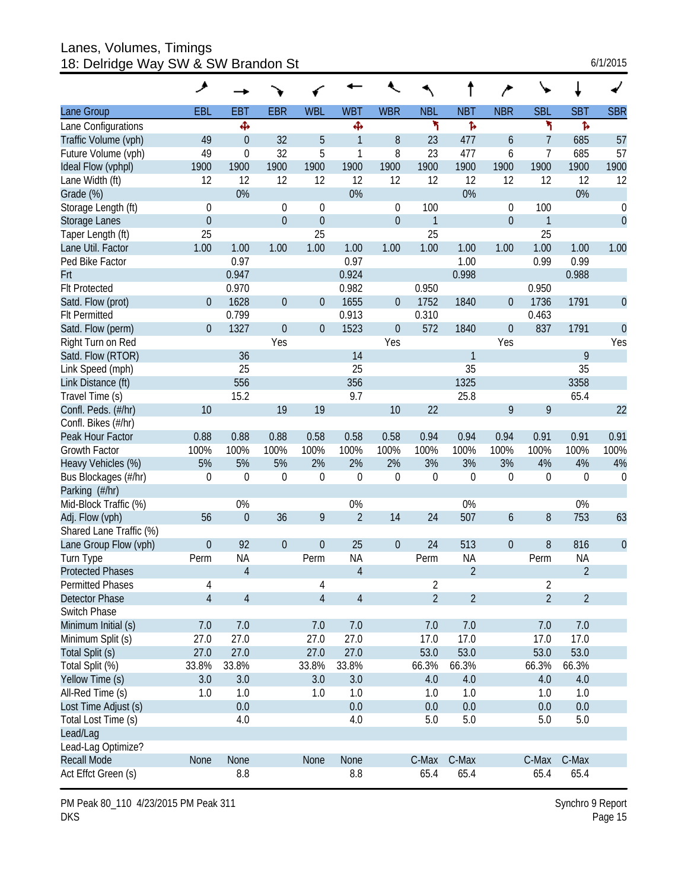# Lanes, Volumes, Timings
## 18: Delridge Way SW & SW Brandon St

6/1/2015

| Lane Group | EBL | EBT | EBR | WBL | WBT | WBR | NBL | NBT | NBR | SBL | SBT | SBR |
|---|---|---|---|---|---|---|---|---|---|---|---|---|
| Lane Configurations | | ✣ | | | ✣ | | ↰ | ↱ | | ↰ | ↱ | |
| Traffic Volume (vph) | 49 | 0 | 32 | 5 | 1 | 8 | 23 | 477 | 6 | 7 | 685 | 57 |
| Future Volume (vph) | 49 | 0 | 32 | 5 | 1 | 8 | 23 | 477 | 6 | 7 | 685 | 57 |
| Ideal Flow (vphpl) | 1900 | 1900 | 1900 | 1900 | 1900 | 1900 | 1900 | 1900 | 1900 | 1900 | 1900 | 1900 |
| Lane Width (ft) | 12 | 12 | 12 | 12 | 12 | 12 | 12 | 12 | 12 | 12 | 12 | 12 |
| Grade (%) | | 0% | | | 0% | | | 0% | | | 0% | |
| Storage Length (ft) | 0 | | 0 | 0 | | 0 | 100 | | 0 | 100 | | 0 |
| Storage Lanes | 0 | | 0 | 0 | | 0 | 1 | | 0 | 1 | | 0 |
| Taper Length (ft) | 25 | | | 25 | | | 25 | | | 25 | | |
| Lane Util. Factor | 1.00 | 1.00 | 1.00 | 1.00 | 1.00 | 1.00 | 1.00 | 1.00 | 1.00 | 1.00 | 1.00 | 1.00 |
| Ped Bike Factor | | 0.97 | | | 0.97 | | | 1.00 | | 0.99 | 0.99 | |
| Frt | | 0.947 | | | 0.924 | | | 0.998 | | | 0.988 | |
| Flt Protected | | 0.970 | | | 0.982 | | 0.950 | | | 0.950 | | |
| Satd. Flow (prot) | 0 | 1628 | 0 | 0 | 1655 | 0 | 1752 | 1840 | 0 | 1736 | 1791 | 0 |
| Flt Permitted | | 0.799 | | | 0.913 | | 0.310 | | | 0.463 | | |
| Satd. Flow (perm) | 0 | 1327 | 0 | 0 | 1523 | 0 | 572 | 1840 | 0 | 837 | 1791 | 0 |
| Right Turn on Red | | | Yes | | | Yes | | | Yes | | | Yes |
| Satd. Flow (RTOR) | | 36 | | | 14 | | | 1 | | | 9 | |
| Link Speed (mph) | | 25 | | | 25 | | | 35 | | | 35 | |
| Link Distance (ft) | | 556 | | | 356 | | | 1325 | | | 3358 | |
| Travel Time (s) | | 15.2 | | | 9.7 | | | 25.8 | | | 65.4 | |
| Confl. Peds. (#/hr) | 10 | | 19 | 19 | | 10 | 22 | | 9 | 9 | | 22 |
| Confl. Bikes (#/hr) | | | | | | | | | | | | |
| Peak Hour Factor | 0.88 | 0.88 | 0.88 | 0.58 | 0.58 | 0.58 | 0.94 | 0.94 | 0.94 | 0.91 | 0.91 | 0.91 |
| Growth Factor | 100% | 100% | 100% | 100% | 100% | 100% | 100% | 100% | 100% | 100% | 100% | 100% |
| Heavy Vehicles (%) | 5% | 5% | 5% | 2% | 2% | 2% | 3% | 3% | 3% | 4% | 4% | 4% |
| Bus Blockages (#/hr) | 0 | 0 | 0 | 0 | 0 | 0 | 0 | 0 | 0 | 0 | 0 | 0 |
| Parking (#/hr) | | | | | | | | | | | | |
| Mid-Block Traffic (%) | | 0% | | | 0% | | | 0% | | | 0% | |
| Adj. Flow (vph) | 56 | 0 | 36 | 9 | 2 | 14 | 24 | 507 | 6 | 8 | 753 | 63 |
| Shared Lane Traffic (%) | | | | | | | | | | | | |
| Lane Group Flow (vph) | 0 | 92 | 0 | 0 | 25 | 0 | 24 | 513 | 0 | 8 | 816 | 0 |
| Turn Type | Perm | NA | | Perm | NA | | Perm | NA | | Perm | NA | |
| Protected Phases | | 4 | | | 4 | | | 2 | | | 2 | |
| Permitted Phases | 4 | | | 4 | | | 2 | | | 2 | | |
| Detector Phase | 4 | 4 | | 4 | 4 | | 2 | 2 | | 2 | 2 | |
| Switch Phase | | | | | | | | | | | | |
| Minimum Initial (s) | 7.0 | 7.0 | | 7.0 | 7.0 | | 7.0 | 7.0 | | 7.0 | 7.0 | |
| Minimum Split (s) | 27.0 | 27.0 | | 27.0 | 27.0 | | 17.0 | 17.0 | | 17.0 | 17.0 | |
| Total Split (s) | 27.0 | 27.0 | | 27.0 | 27.0 | | 53.0 | 53.0 | | 53.0 | 53.0 | |
| Total Split (%) | 33.8% | 33.8% | | 33.8% | 33.8% | | 66.3% | 66.3% | | 66.3% | 66.3% | |
| Yellow Time (s) | 3.0 | 3.0 | | 3.0 | 3.0 | | 4.0 | 4.0 | | 4.0 | 4.0 | |
| All-Red Time (s) | 1.0 | 1.0 | | 1.0 | 1.0 | | 1.0 | 1.0 | | 1.0 | 1.0 | |
| Lost Time Adjust (s) | | 0.0 | | | 0.0 | | 0.0 | 0.0 | | 0.0 | 0.0 | |
| Total Lost Time (s) | | 4.0 | | | 4.0 | | 5.0 | 5.0 | | 5.0 | 5.0 | |
| Lead/Lag | | | | | | | | | | | | |
| Lead-Lag Optimize? | | | | | | | | | | | | |
| Recall Mode | None | None | | None | None | | C-Max | C-Max | | C-Max | C-Max | |
| Act Effct Green (s) | | 8.8 | | | 8.8 | | 65.4 | 65.4 | | 65.4 | 65.4 | |

PM Peak 80_110 4/23/2015 PM Peak 311
DKS

Synchro 9 Report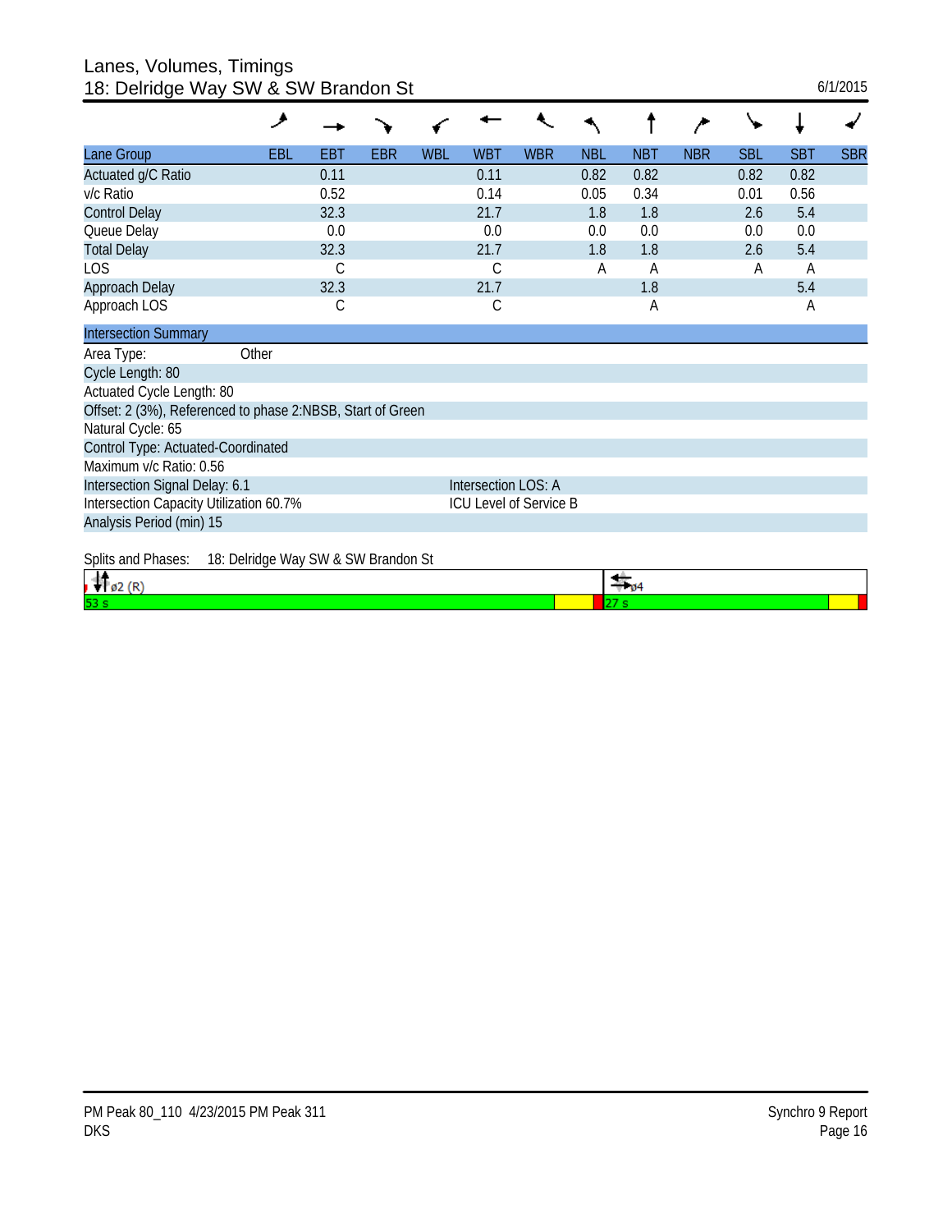# Lanes, Volumes, Timings
## 18: Delridge Way SW & SW Brandon St

6/1/2015

| Lane Group | EBL | EBT | EBR | WBL | WBT | WBR | NBL | NBT | NBR | SBL | SBT | SBR |
|---|---|---|---|---|---|---|---|---|---|---|---|---|
| Actuated g/C Ratio | | 0.11 | | | 0.11 | | 0.82 | 0.82 | | 0.82 | 0.82 | |
| v/c Ratio | | 0.52 | | | 0.14 | | 0.05 | 0.34 | | 0.01 | 0.56 | |
| Control Delay | | 32.3 | | | 21.7 | | 1.8 | 1.8 | | 2.6 | 5.4 | |
| Queue Delay | | 0.0 | | | 0.0 | | 0.0 | 0.0 | | 0.0 | 0.0 | |
| Total Delay | | 32.3 | | | 21.7 | | 1.8 | 1.8 | | 2.6 | 5.4 | |
| LOS | | C | | | C | | A | A | | A | A | |
| Approach Delay | | 32.3 | | | 21.7 | | | 1.8 | | | 5.4 | |
| Approach LOS | | C | | | C | | | A | | | A | |

**Intersection Summary**

Area Type: Other
Cycle Length: 80
Actuated Cycle Length: 80
Offset: 2 (3%), Referenced to phase 2:NBSB, Start of Green
Natural Cycle: 65
Control Type: Actuated-Coordinated
Maximum v/c Ratio: 0.56
Intersection Signal Delay: 6.1 — Intersection LOS: A
Intersection Capacity Utilization 60.7% — ICU Level of Service B
Analysis Period (min) 15

Splits and Phases: 18: Delridge Way SW & SW Brandon St

| ø2 (R) | ø4 |
|---|---|
| 53 s | 27 s |

PM Peak 80_110 4/23/2015 PM Peak 311
DKS

Synchro 9 Report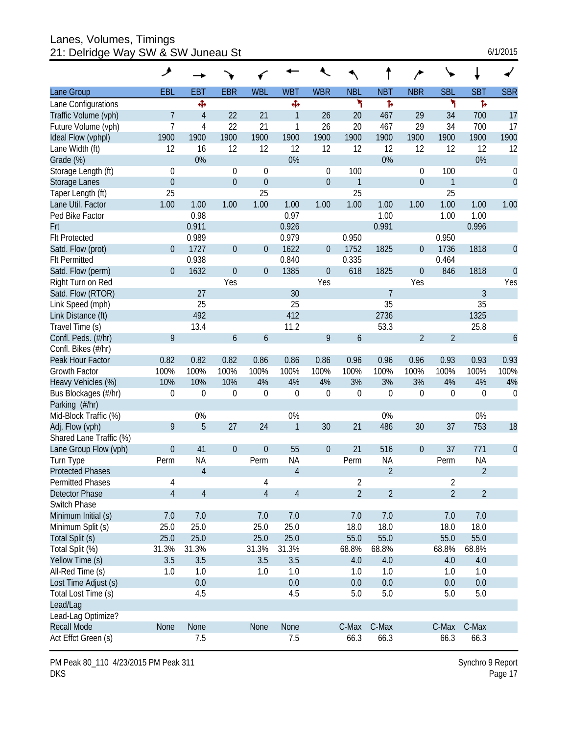# Lanes, Volumes, Timings
## 21: Delridge Way SW & SW Juneau St

6/1/2015

| Lane Group | EBL | EBT | EBR | WBL | WBT | WBR | NBL | NBT | NBR | SBL | SBT | SBR |
|---|---|---|---|---|---|---|---|---|---|---|---|---|
| Lane Configurations | | ✣ | | | ✣ | | ↰ | ↱ | | ↰ | ↱ | |
| Traffic Volume (vph) | 7 | 4 | 22 | 21 | 1 | 26 | 20 | 467 | 29 | 34 | 700 | 17 |
| Future Volume (vph) | 7 | 4 | 22 | 21 | 1 | 26 | 20 | 467 | 29 | 34 | 700 | 17 |
| Ideal Flow (vphpl) | 1900 | 1900 | 1900 | 1900 | 1900 | 1900 | 1900 | 1900 | 1900 | 1900 | 1900 | 1900 |
| Lane Width (ft) | 12 | 16 | 12 | 12 | 12 | 12 | 12 | 12 | 12 | 12 | 12 | 12 |
| Grade (%) | | 0% | | | 0% | | | 0% | | | 0% | |
| Storage Length (ft) | 0 | | 0 | 0 | | 0 | 100 | | 0 | 100 | | 0 |
| Storage Lanes | 0 | | 0 | 0 | | 0 | 1 | | 0 | 1 | | 0 |
| Taper Length (ft) | 25 | | | 25 | | | 25 | | | 25 | | |
| Lane Util. Factor | 1.00 | 1.00 | 1.00 | 1.00 | 1.00 | 1.00 | 1.00 | 1.00 | 1.00 | 1.00 | 1.00 | 1.00 |
| Ped Bike Factor | | 0.98 | | | 0.97 | | | 1.00 | | 1.00 | 1.00 | |
| Frt | | 0.911 | | | 0.926 | | | 0.991 | | | 0.996 | |
| Flt Protected | | 0.989 | | | 0.979 | | 0.950 | | | 0.950 | | |
| Satd. Flow (prot) | 0 | 1727 | 0 | 0 | 1622 | 0 | 1752 | 1825 | 0 | 1736 | 1818 | 0 |
| Flt Permitted | | 0.938 | | | 0.840 | | 0.335 | | | 0.464 | | |
| Satd. Flow (perm) | 0 | 1632 | 0 | 0 | 1385 | 0 | 618 | 1825 | 0 | 846 | 1818 | 0 |
| Right Turn on Red | | | Yes | | | Yes | | | Yes | | | Yes |
| Satd. Flow (RTOR) | | 27 | | | 30 | | | 7 | | | 3 | |
| Link Speed (mph) | | 25 | | | 25 | | | 35 | | | 35 | |
| Link Distance (ft) | | 492 | | | 412 | | | 2736 | | | 1325 | |
| Travel Time (s) | | 13.4 | | | 11.2 | | | 53.3 | | | 25.8 | |
| Confl. Peds. (#/hr) | 9 | | 6 | 6 | | 9 | 6 | | 2 | 2 | | 6 |
| Confl. Bikes (#/hr) | | | | | | | | | | | | |
| Peak Hour Factor | 0.82 | 0.82 | 0.82 | 0.86 | 0.86 | 0.86 | 0.96 | 0.96 | 0.96 | 0.93 | 0.93 | 0.93 |
| Growth Factor | 100% | 100% | 100% | 100% | 100% | 100% | 100% | 100% | 100% | 100% | 100% | 100% |
| Heavy Vehicles (%) | 10% | 10% | 10% | 4% | 4% | 4% | 3% | 3% | 3% | 4% | 4% | 4% |
| Bus Blockages (#/hr) | 0 | 0 | 0 | 0 | 0 | 0 | 0 | 0 | 0 | 0 | 0 | 0 |
| Parking (#/hr) | | | | | | | | | | | | |
| Mid-Block Traffic (%) | | 0% | | | 0% | | | 0% | | | 0% | |
| Adj. Flow (vph) | 9 | 5 | 27 | 24 | 1 | 30 | 21 | 486 | 30 | 37 | 753 | 18 |
| Shared Lane Traffic (%) | | | | | | | | | | | | |
| Lane Group Flow (vph) | 0 | 41 | 0 | 0 | 55 | 0 | 21 | 516 | 0 | 37 | 771 | 0 |
| Turn Type | Perm | NA | | Perm | NA | | Perm | NA | | Perm | NA | |
| Protected Phases | | 4 | | | 4 | | | 2 | | | 2 | |
| Permitted Phases | 4 | | | 4 | | | 2 | | | 2 | | |
| Detector Phase | 4 | 4 | | 4 | 4 | | 2 | 2 | | 2 | 2 | |
| Switch Phase | | | | | | | | | | | | |
| Minimum Initial (s) | 7.0 | 7.0 | | 7.0 | 7.0 | | 7.0 | 7.0 | | 7.0 | 7.0 | |
| Minimum Split (s) | 25.0 | 25.0 | | 25.0 | 25.0 | | 18.0 | 18.0 | | 18.0 | 18.0 | |
| Total Split (s) | 25.0 | 25.0 | | 25.0 | 25.0 | | 55.0 | 55.0 | | 55.0 | 55.0 | |
| Total Split (%) | 31.3% | 31.3% | | 31.3% | 31.3% | | 68.8% | 68.8% | | 68.8% | 68.8% | |
| Yellow Time (s) | 3.5 | 3.5 | | 3.5 | 3.5 | | 4.0 | 4.0 | | 4.0 | 4.0 | |
| All-Red Time (s) | 1.0 | 1.0 | | 1.0 | 1.0 | | 1.0 | 1.0 | | 1.0 | 1.0 | |
| Lost Time Adjust (s) | | 0.0 | | | 0.0 | | 0.0 | 0.0 | | 0.0 | 0.0 | |
| Total Lost Time (s) | | 4.5 | | | 4.5 | | 5.0 | 5.0 | | 5.0 | 5.0 | |
| Lead/Lag | | | | | | | | | | | | |
| Lead-Lag Optimize? | | | | | | | | | | | | |
| Recall Mode | None | None | | None | None | | C-Max | C-Max | | C-Max | C-Max | |
| Act Effct Green (s) | | 7.5 | | | 7.5 | | 66.3 | 66.3 | | 66.3 | 66.3 | |

PM Peak 80_110 4/23/2015 PM Peak 311
DKS

Synchro 9 Report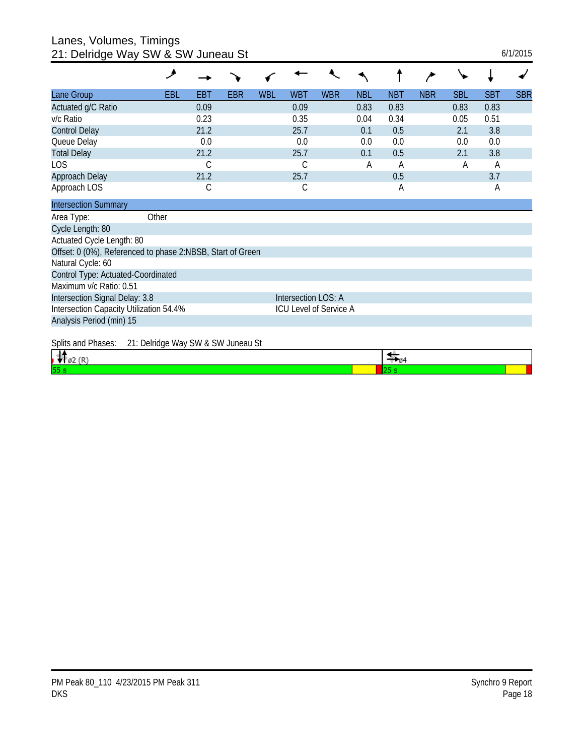# Lanes, Volumes, Timings
## 21: Delridge Way SW & SW Juneau St

6/1/2015

| Lane Group | EBL | EBT | EBR | WBL | WBT | WBR | NBL | NBT | NBR | SBL | SBT | SBR |
|---|---|---|---|---|---|---|---|---|---|---|---|---|
| Actuated g/C Ratio | | 0.09 | | | 0.09 | | 0.83 | 0.83 | | 0.83 | 0.83 | |
| v/c Ratio | | 0.23 | | | 0.35 | | 0.04 | 0.34 | | 0.05 | 0.51 | |
| Control Delay | | 21.2 | | | 25.7 | | 0.1 | 0.5 | | 2.1 | 3.8 | |
| Queue Delay | | 0.0 | | | 0.0 | | 0.0 | 0.0 | | 0.0 | 0.0 | |
| Total Delay | | 21.2 | | | 25.7 | | 0.1 | 0.5 | | 2.1 | 3.8 | |
| LOS | | C | | | C | | A | A | | A | A | |
| Approach Delay | | 21.2 | | | 25.7 | | | 0.5 | | | 3.7 | |
| Approach LOS | | C | | | C | | | A | | | A | |

**Intersection Summary**

Area Type: Other

Cycle Length: 80

Actuated Cycle Length: 80

Offset: 0 (0%), Referenced to phase 2:NBSB, Start of Green

Natural Cycle: 60

Control Type: Actuated-Coordinated

Maximum v/c Ratio: 0.51

Intersection Signal Delay: 3.8 — Intersection LOS: A

Intersection Capacity Utilization 54.4% — ICU Level of Service A

Analysis Period (min) 15

Splits and Phases: 21: Delridge Way SW & SW Juneau St

| ø2 (R) | ø4 |
|---|---|
| 55 s | 25 s |

PM Peak 80_110 4/23/2015 PM Peak 311
DKS

Synchro 9 Report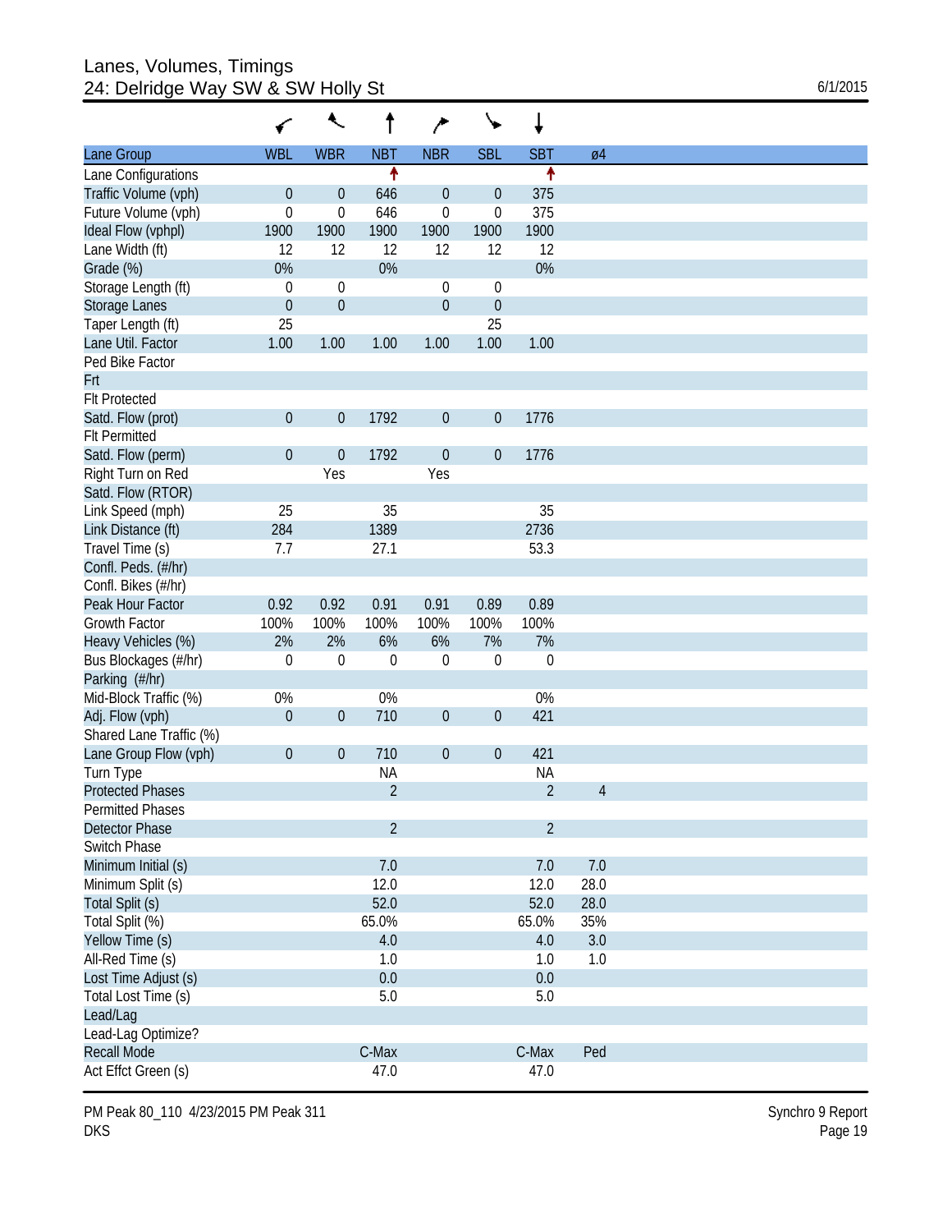# Lanes, Volumes, Timings
## 24: Delridge Way SW & SW Holly St

6/1/2015

| Lane Group | WBL | WBR | NBT | NBR | SBL | SBT | ø4 |
|---|---|---|---|---|---|---|---|
| Lane Configurations | | | ↑ | | | ↑ | |
| Traffic Volume (vph) | 0 | 0 | 646 | 0 | 0 | 375 | |
| Future Volume (vph) | 0 | 0 | 646 | 0 | 0 | 375 | |
| Ideal Flow (vphpl) | 1900 | 1900 | 1900 | 1900 | 1900 | 1900 | |
| Lane Width (ft) | 12 | 12 | 12 | 12 | 12 | 12 | |
| Grade (%) | 0% | | 0% | | | 0% | |
| Storage Length (ft) | 0 | 0 | | 0 | 0 | | |
| Storage Lanes | 0 | 0 | | 0 | 0 | | |
| Taper Length (ft) | 25 | | | | 25 | | |
| Lane Util. Factor | 1.00 | 1.00 | 1.00 | 1.00 | 1.00 | 1.00 | |
| Ped Bike Factor | | | | | | | |
| Frt | | | | | | | |
| Flt Protected | | | | | | | |
| Satd. Flow (prot) | 0 | 0 | 1792 | 0 | 0 | 1776 | |
| Flt Permitted | | | | | | | |
| Satd. Flow (perm) | 0 | 0 | 1792 | 0 | 0 | 1776 | |
| Right Turn on Red | | Yes | | Yes | | | |
| Satd. Flow (RTOR) | | | | | | | |
| Link Speed (mph) | 25 | | 35 | | | 35 | |
| Link Distance (ft) | 284 | | 1389 | | | 2736 | |
| Travel Time (s) | 7.7 | | 27.1 | | | 53.3 | |
| Confl. Peds. (#/hr) | | | | | | | |
| Confl. Bikes (#/hr) | | | | | | | |
| Peak Hour Factor | 0.92 | 0.92 | 0.91 | 0.91 | 0.89 | 0.89 | |
| Growth Factor | 100% | 100% | 100% | 100% | 100% | 100% | |
| Heavy Vehicles (%) | 2% | 2% | 6% | 6% | 7% | 7% | |
| Bus Blockages (#/hr) | 0 | 0 | 0 | 0 | 0 | 0 | |
| Parking (#/hr) | | | | | | | |
| Mid-Block Traffic (%) | 0% | | 0% | | | 0% | |
| Adj. Flow (vph) | 0 | 0 | 710 | 0 | 0 | 421 | |
| Shared Lane Traffic (%) | | | | | | | |
| Lane Group Flow (vph) | 0 | 0 | 710 | 0 | 0 | 421 | |
| Turn Type | | | NA | | | NA | |
| Protected Phases | | | 2 | | | 2 | 4 |
| Permitted Phases | | | | | | | |
| Detector Phase | | | 2 | | | 2 | |
| Switch Phase | | | | | | | |
| Minimum Initial (s) | | | 7.0 | | | 7.0 | 7.0 |
| Minimum Split (s) | | | 12.0 | | | 12.0 | 28.0 |
| Total Split (s) | | | 52.0 | | | 52.0 | 28.0 |
| Total Split (%) | | | 65.0% | | | 65.0% | 35% |
| Yellow Time (s) | | | 4.0 | | | 4.0 | 3.0 |
| All-Red Time (s) | | | 1.0 | | | 1.0 | 1.0 |
| Lost Time Adjust (s) | | | 0.0 | | | 0.0 | |
| Total Lost Time (s) | | | 5.0 | | | 5.0 | |
| Lead/Lag | | | | | | | |
| Lead-Lag Optimize? | | | | | | | |
| Recall Mode | | | C-Max | | | C-Max | Ped |
| Act Effct Green (s) | | | 47.0 | | | 47.0 | |

PM Peak 80_110 4/23/2015 PM Peak 311
DKS

Synchro 9 Report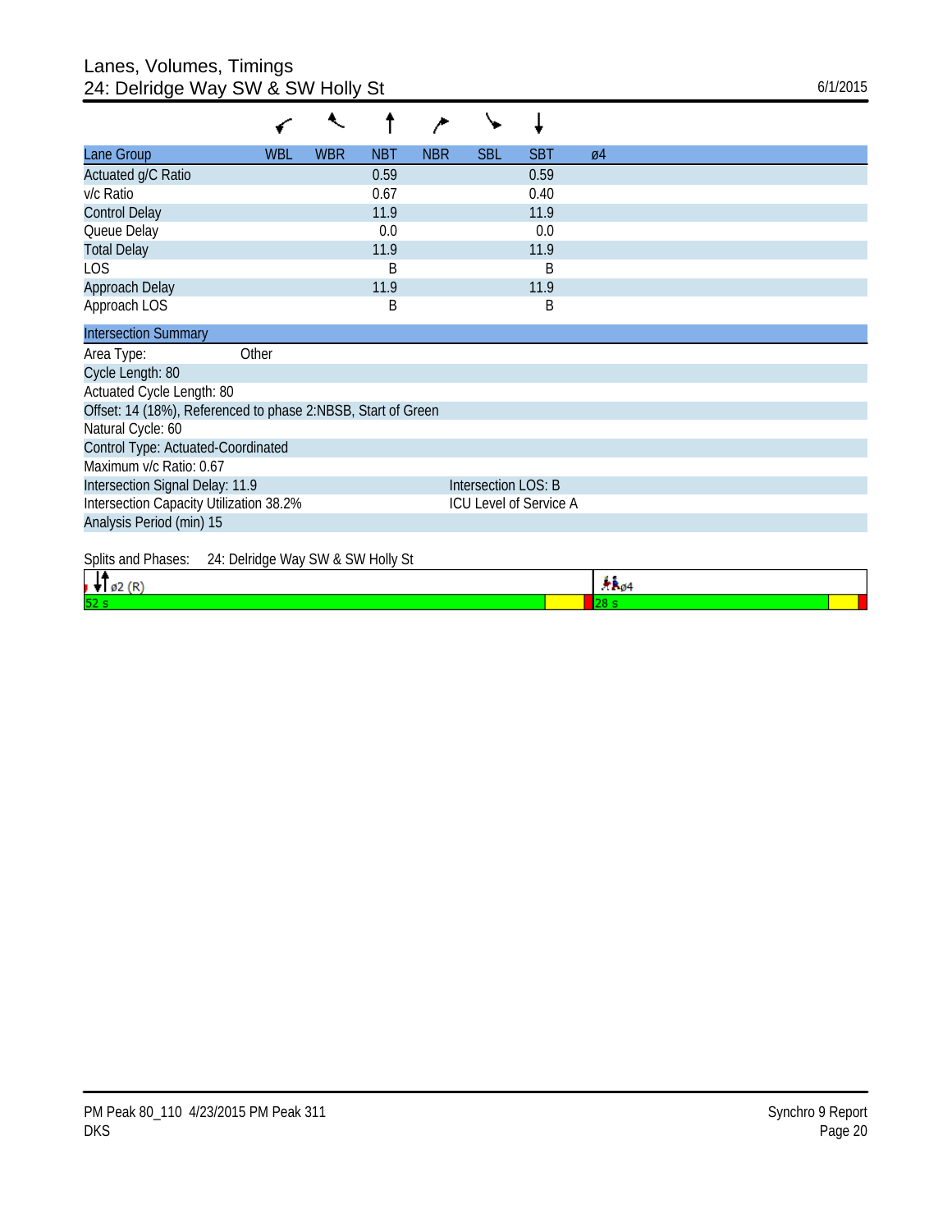# Lanes, Volumes, Timings
## 24: Delridge Way SW & SW Holly St

6/1/2015

| Lane Group | WBL | WBR | NBT | NBR | SBL | SBT | ø4 |
|---|---|---|---|---|---|---|---|
| Actuated g/C Ratio | | | 0.59 | | | 0.59 | |
| v/c Ratio | | | 0.67 | | | 0.40 | |
| Control Delay | | | 11.9 | | | 11.9 | |
| Queue Delay | | | 0.0 | | | 0.0 | |
| Total Delay | | | 11.9 | | | 11.9 | |
| LOS | | | B | | | B | |
| Approach Delay | | | 11.9 | | | 11.9 | |
| Approach LOS | | | B | | | B | |

### Intersection Summary

Area Type: Other

Cycle Length: 80

Actuated Cycle Length: 80

Offset: 14 (18%), Referenced to phase 2:NBSB, Start of Green

Natural Cycle: 60

Control Type: Actuated-Coordinated

Maximum v/c Ratio: 0.67

Intersection Signal Delay: 11.9 — Intersection LOS: B

Intersection Capacity Utilization 38.2% — ICU Level of Service A

Analysis Period (min) 15

Splits and Phases: 24: Delridge Way SW & SW Holly St

| ø2 (R) | ø4 |
|---|---|
| 52 s | 28 s |

PM Peak 80_110 4/23/2015 PM Peak 311
DKS

Synchro 9 Report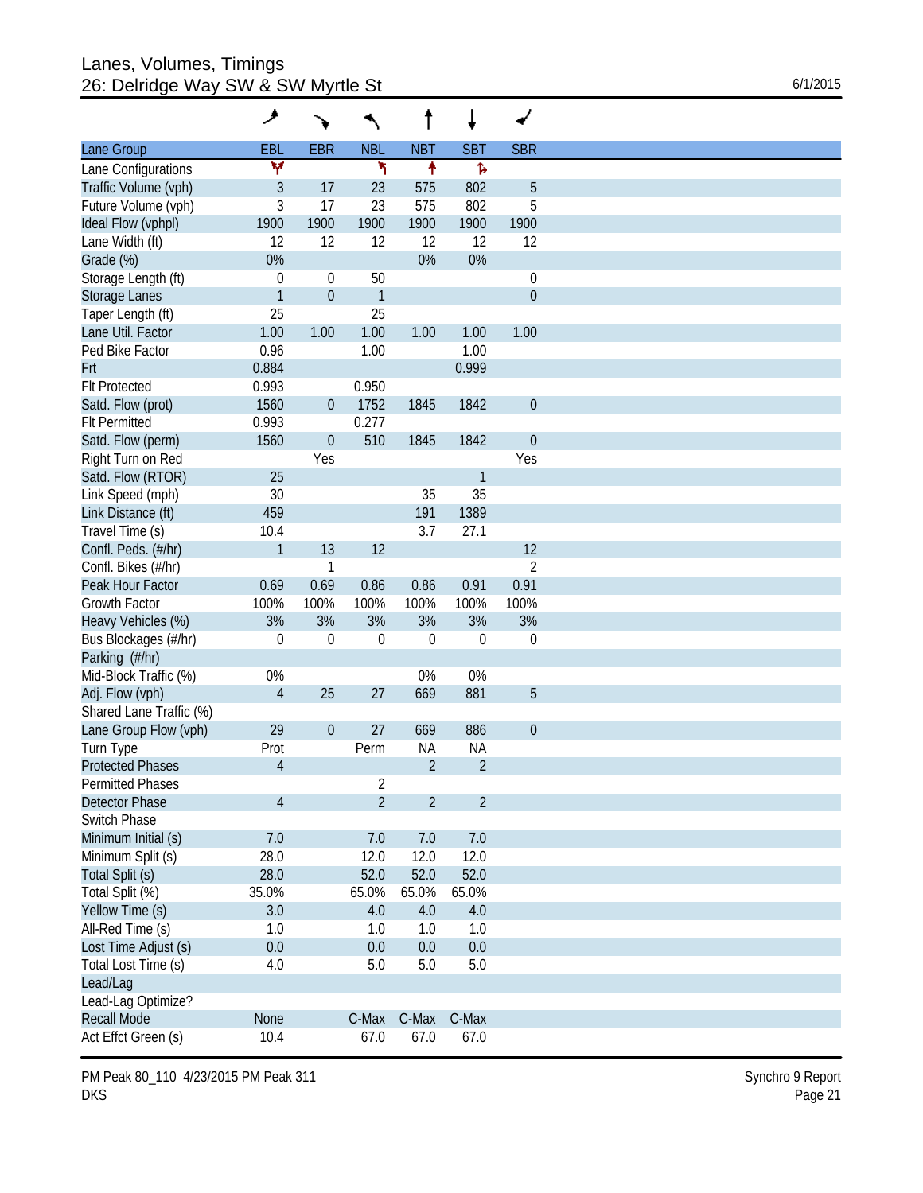# Lanes, Volumes, Timings
## 26: Delridge Way SW & SW Myrtle St

6/1/2015

| Lane Group | EBL | EBR | NBL | NBT | SBT | SBR |
|---|---|---|---|---|---|---|
| Lane Configurations | | | | | | |
| Traffic Volume (vph) | 3 | 17 | 23 | 575 | 802 | 5 |
| Future Volume (vph) | 3 | 17 | 23 | 575 | 802 | 5 |
| Ideal Flow (vphpl) | 1900 | 1900 | 1900 | 1900 | 1900 | 1900 |
| Lane Width (ft) | 12 | 12 | 12 | 12 | 12 | 12 |
| Grade (%) | 0% | | | 0% | 0% | |
| Storage Length (ft) | 0 | 0 | 50 | | | 0 |
| Storage Lanes | 1 | 0 | 1 | | | 0 |
| Taper Length (ft) | 25 | | 25 | | | |
| Lane Util. Factor | 1.00 | 1.00 | 1.00 | 1.00 | 1.00 | 1.00 |
| Ped Bike Factor | 0.96 | | 1.00 | | 1.00 | |
| Frt | 0.884 | | | | 0.999 | |
| Flt Protected | 0.993 | | 0.950 | | | |
| Satd. Flow (prot) | 1560 | 0 | 1752 | 1845 | 1842 | 0 |
| Flt Permitted | 0.993 | | 0.277 | | | |
| Satd. Flow (perm) | 1560 | 0 | 510 | 1845 | 1842 | 0 |
| Right Turn on Red | | Yes | | | | Yes |
| Satd. Flow (RTOR) | 25 | | | | 1 | |
| Link Speed (mph) | 30 | | | 35 | 35 | |
| Link Distance (ft) | 459 | | | 191 | 1389 | |
| Travel Time (s) | 10.4 | | | 3.7 | 27.1 | |
| Confl. Peds. (#/hr) | 1 | 13 | 12 | | | 12 |
| Confl. Bikes (#/hr) | | 1 | | | | 2 |
| Peak Hour Factor | 0.69 | 0.69 | 0.86 | 0.86 | 0.91 | 0.91 |
| Growth Factor | 100% | 100% | 100% | 100% | 100% | 100% |
| Heavy Vehicles (%) | 3% | 3% | 3% | 3% | 3% | 3% |
| Bus Blockages (#/hr) | 0 | 0 | 0 | 0 | 0 | 0 |
| Parking (#/hr) | | | | | | |
| Mid-Block Traffic (%) | 0% | | | 0% | 0% | |
| Adj. Flow (vph) | 4 | 25 | 27 | 669 | 881 | 5 |
| Shared Lane Traffic (%) | | | | | | |
| Lane Group Flow (vph) | 29 | 0 | 27 | 669 | 886 | 0 |
| Turn Type | Prot | | Perm | NA | NA | |
| Protected Phases | 4 | | | 2 | 2 | |
| Permitted Phases | | | 2 | | | |
| Detector Phase | 4 | | 2 | 2 | 2 | |
| Switch Phase | | | | | | |
| Minimum Initial (s) | 7.0 | | 7.0 | 7.0 | 7.0 | |
| Minimum Split (s) | 28.0 | | 12.0 | 12.0 | 12.0 | |
| Total Split (s) | 28.0 | | 52.0 | 52.0 | 52.0 | |
| Total Split (%) | 35.0% | | 65.0% | 65.0% | 65.0% | |
| Yellow Time (s) | 3.0 | | 4.0 | 4.0 | 4.0 | |
| All-Red Time (s) | 1.0 | | 1.0 | 1.0 | 1.0 | |
| Lost Time Adjust (s) | 0.0 | | 0.0 | 0.0 | 0.0 | |
| Total Lost Time (s) | 4.0 | | 5.0 | 5.0 | 5.0 | |
| Lead/Lag | | | | | | |
| Lead-Lag Optimize? | | | | | | |
| Recall Mode | None | | C-Max | C-Max | C-Max | |
| Act Effct Green (s) | 10.4 | | 67.0 | 67.0 | 67.0 | |

PM Peak 80_110 4/23/2015 PM Peak 311
DKS

Synchro 9 Report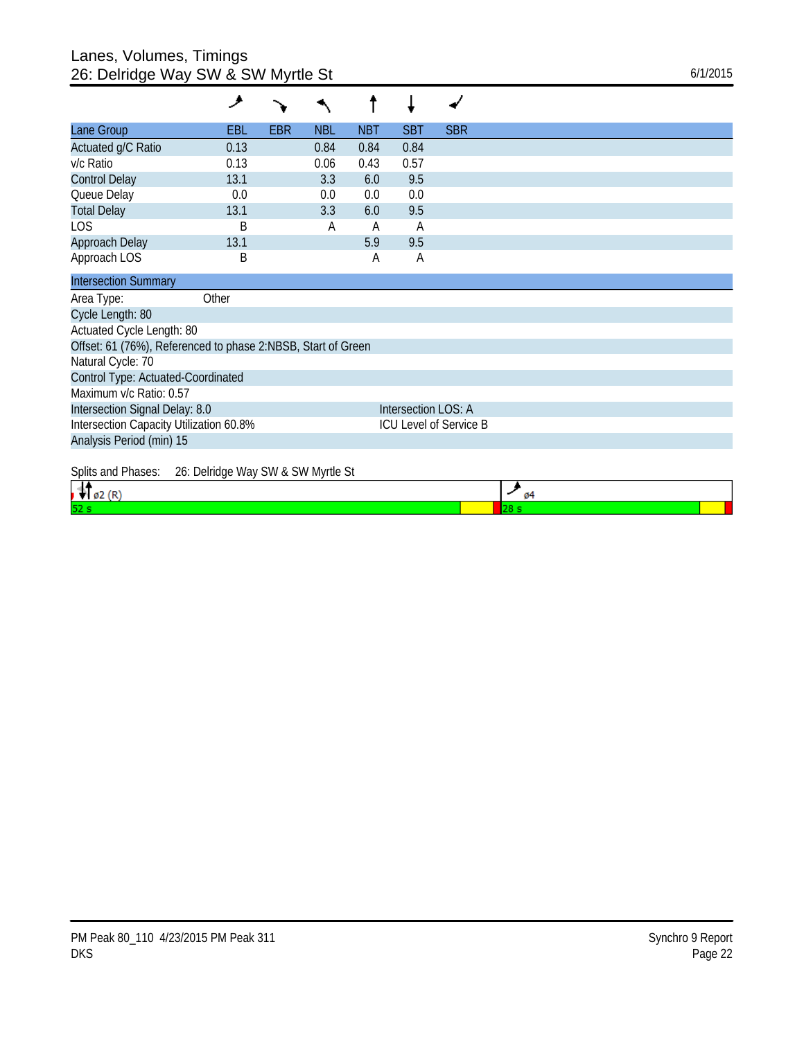# Lanes, Volumes, Timings
## 26: Delridge Way SW & SW Myrtle St

6/1/2015

| Lane Group | EBL | EBR | NBL | NBT | SBT | SBR |
|---|---|---|---|---|---|---|
| Actuated g/C Ratio | 0.13 | | 0.84 | 0.84 | 0.84 | |
| v/c Ratio | 0.13 | | 0.06 | 0.43 | 0.57 | |
| Control Delay | 13.1 | | 3.3 | 6.0 | 9.5 | |
| Queue Delay | 0.0 | | 0.0 | 0.0 | 0.0 | |
| Total Delay | 13.1 | | 3.3 | 6.0 | 9.5 | |
| LOS | B | | A | A | A | |
| Approach Delay | 13.1 | | | 5.9 | 9.5 | |
| Approach LOS | B | | | A | A | |

| Intersection Summary | |
|---|---|
| Area Type: Other | |
| Cycle Length: 80 | |
| Actuated Cycle Length: 80 | |
| Offset: 61 (76%), Referenced to phase 2:NBSB, Start of Green | |
| Natural Cycle: 70 | |
| Control Type: Actuated-Coordinated | |
| Maximum v/c Ratio: 0.57 | |
| Intersection Signal Delay: 8.0 | Intersection LOS: A |
| Intersection Capacity Utilization 60.8% | ICU Level of Service B |
| Analysis Period (min) 15 | |

Splits and Phases: 26: Delridge Way SW & SW Myrtle St

| ø2 (R) | ø4 |
|---|---|
| 52 s | 28 s |

PM Peak 80_110 4/23/2015 PM Peak 311
DKS

Synchro 9 Report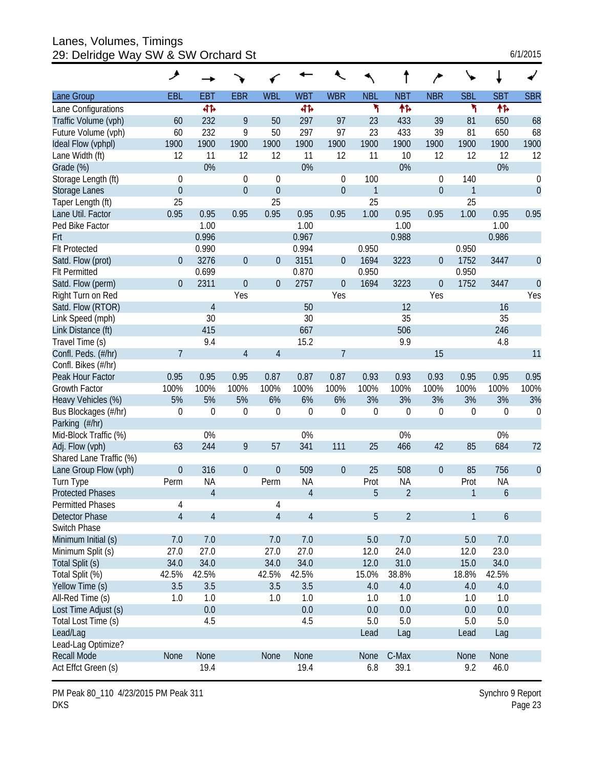# Lanes, Volumes, Timings
## 29: Delridge Way SW & SW Orchard St

6/1/2015

| Lane Group | EBL | EBT | EBR | WBL | WBT | WBR | NBL | NBT | NBR | SBL | SBT | SBR |
|---|---|---|---|---|---|---|---|---|---|---|---|---|
| Lane Configurations | | 4↑↱ | | | 4↑↱ | | ↰ | ↑↱ | | ↰ | ↑↱ | |
| Traffic Volume (vph) | 60 | 232 | 9 | 50 | 297 | 97 | 23 | 433 | 39 | 81 | 650 | 68 |
| Future Volume (vph) | 60 | 232 | 9 | 50 | 297 | 97 | 23 | 433 | 39 | 81 | 650 | 68 |
| Ideal Flow (vphpl) | 1900 | 1900 | 1900 | 1900 | 1900 | 1900 | 1900 | 1900 | 1900 | 1900 | 1900 | 1900 |
| Lane Width (ft) | 12 | 11 | 12 | 12 | 11 | 12 | 11 | 10 | 12 | 12 | 12 | 12 |
| Grade (%) | | 0% | | | 0% | | | 0% | | | 0% | |
| Storage Length (ft) | 0 | | 0 | 0 | | 0 | 100 | | 0 | 140 | | 0 |
| Storage Lanes | 0 | | 0 | 0 | | 0 | 1 | | 0 | 1 | | 0 |
| Taper Length (ft) | 25 | | | 25 | | | 25 | | | 25 | | |
| Lane Util. Factor | 0.95 | 0.95 | 0.95 | 0.95 | 0.95 | 0.95 | 1.00 | 0.95 | 0.95 | 1.00 | 0.95 | 0.95 |
| Ped Bike Factor | | 1.00 | | | 1.00 | | | 1.00 | | | 1.00 | |
| Frt | | 0.996 | | | 0.967 | | | 0.988 | | | 0.986 | |
| Flt Protected | | 0.990 | | | 0.994 | | 0.950 | | | 0.950 | | |
| Satd. Flow (prot) | 0 | 3276 | 0 | 0 | 3151 | 0 | 1694 | 3223 | 0 | 1752 | 3447 | 0 |
| Flt Permitted | | 0.699 | | | 0.870 | | 0.950 | | | 0.950 | | |
| Satd. Flow (perm) | 0 | 2311 | 0 | 0 | 2757 | 0 | 1694 | 3223 | 0 | 1752 | 3447 | 0 |
| Right Turn on Red | | | Yes | | | Yes | | | Yes | | | Yes |
| Satd. Flow (RTOR) | | 4 | | | 50 | | | 12 | | | 16 | |
| Link Speed (mph) | | 30 | | | 30 | | | 35 | | | 35 | |
| Link Distance (ft) | | 415 | | | 667 | | | 506 | | | 246 | |
| Travel Time (s) | | 9.4 | | | 15.2 | | | 9.9 | | | 4.8 | |
| Confl. Peds. (#/hr) | 7 | | 4 | 4 | | 7 | | | 15 | | | 11 |
| Confl. Bikes (#/hr) | | | | | | | | | | | | |
| Peak Hour Factor | 0.95 | 0.95 | 0.95 | 0.87 | 0.87 | 0.87 | 0.93 | 0.93 | 0.93 | 0.95 | 0.95 | 0.95 |
| Growth Factor | 100% | 100% | 100% | 100% | 100% | 100% | 100% | 100% | 100% | 100% | 100% | 100% |
| Heavy Vehicles (%) | 5% | 5% | 5% | 6% | 6% | 6% | 3% | 3% | 3% | 3% | 3% | 3% |
| Bus Blockages (#/hr) | 0 | 0 | 0 | 0 | 0 | 0 | 0 | 0 | 0 | 0 | 0 | 0 |
| Parking (#/hr) | | | | | | | | | | | | |
| Mid-Block Traffic (%) | | 0% | | | 0% | | | 0% | | | 0% | |
| Adj. Flow (vph) | 63 | 244 | 9 | 57 | 341 | 111 | 25 | 466 | 42 | 85 | 684 | 72 |
| Shared Lane Traffic (%) | | | | | | | | | | | | |
| Lane Group Flow (vph) | 0 | 316 | 0 | 0 | 509 | 0 | 25 | 508 | 0 | 85 | 756 | 0 |
| Turn Type | Perm | NA | | Perm | NA | | Prot | NA | | Prot | NA | |
| Protected Phases | | 4 | | | 4 | | 5 | 2 | | 1 | 6 | |
| Permitted Phases | 4 | | | 4 | | | | | | | | |
| Detector Phase | 4 | 4 | | 4 | 4 | | 5 | 2 | | 1 | 6 | |
| Switch Phase | | | | | | | | | | | | |
| Minimum Initial (s) | 7.0 | 7.0 | | 7.0 | 7.0 | | 5.0 | 7.0 | | 5.0 | 7.0 | |
| Minimum Split (s) | 27.0 | 27.0 | | 27.0 | 27.0 | | 12.0 | 24.0 | | 12.0 | 23.0 | |
| Total Split (s) | 34.0 | 34.0 | | 34.0 | 34.0 | | 12.0 | 31.0 | | 15.0 | 34.0 | |
| Total Split (%) | 42.5% | 42.5% | | 42.5% | 42.5% | | 15.0% | 38.8% | | 18.8% | 42.5% | |
| Yellow Time (s) | 3.5 | 3.5 | | 3.5 | 3.5 | | 4.0 | 4.0 | | 4.0 | 4.0 | |
| All-Red Time (s) | 1.0 | 1.0 | | 1.0 | 1.0 | | 1.0 | 1.0 | | 1.0 | 1.0 | |
| Lost Time Adjust (s) | | 0.0 | | | 0.0 | | 0.0 | 0.0 | | 0.0 | 0.0 | |
| Total Lost Time (s) | | 4.5 | | | 4.5 | | 5.0 | 5.0 | | 5.0 | 5.0 | |
| Lead/Lag | | | | | | | Lead | Lag | | Lead | Lag | |
| Lead-Lag Optimize? | | | | | | | | | | | | |
| Recall Mode | None | None | | None | None | | None | C-Max | | None | None | |
| Act Effct Green (s) | | 19.4 | | | 19.4 | | 6.8 | 39.1 | | 9.2 | 46.0 | |

PM Peak 80_110 4/23/2015 PM Peak 311
DKS

Synchro 9 Report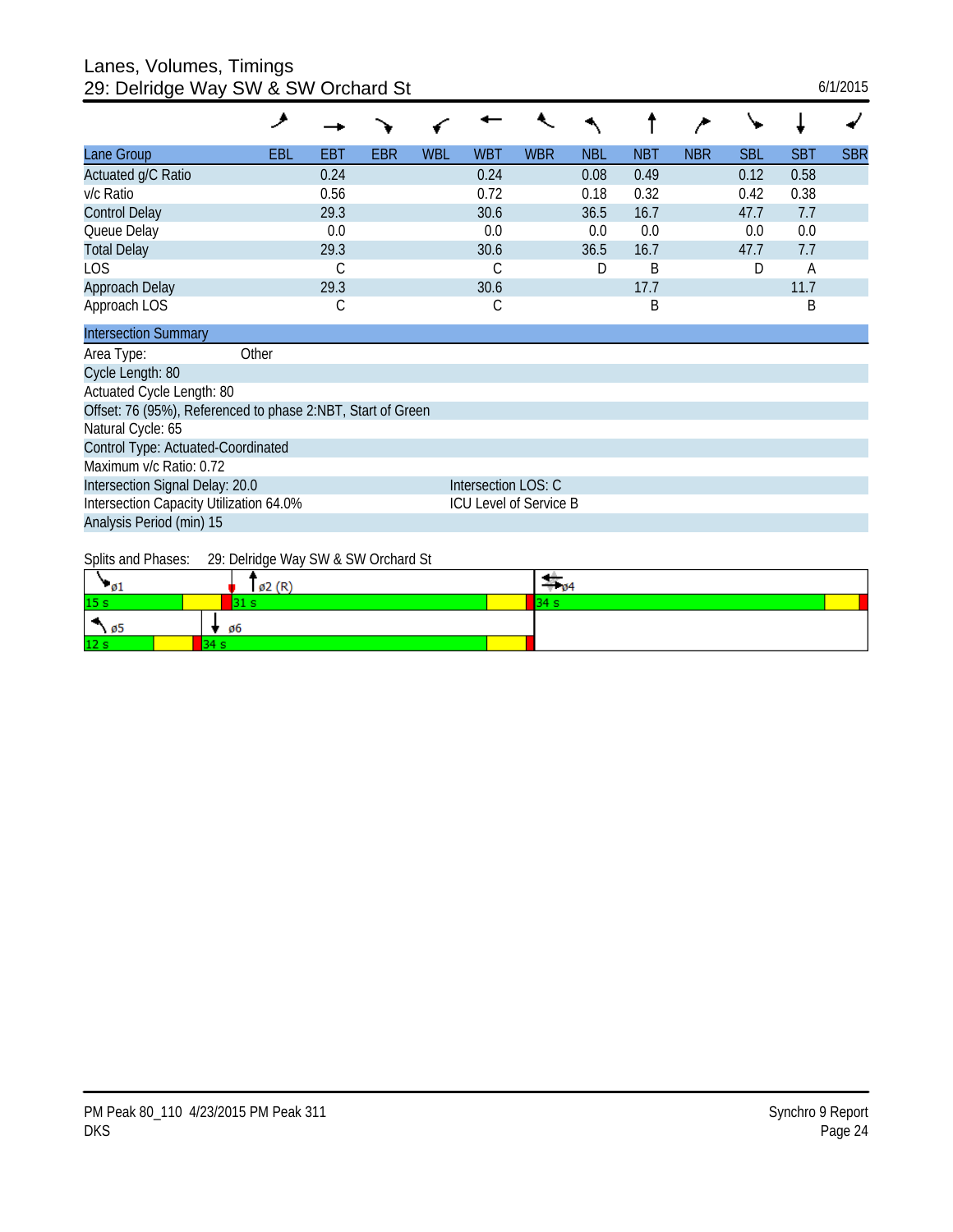# Lanes, Volumes, Timings
## 29: Delridge Way SW & SW Orchard St

6/1/2015

| Lane Group | EBL | EBT | EBR | WBL | WBT | WBR | NBL | NBT | NBR | SBL | SBT | SBR |
|---|---|---|---|---|---|---|---|---|---|---|---|---|
| Actuated g/C Ratio | | 0.24 | | | 0.24 | | 0.08 | 0.49 | | 0.12 | 0.58 | |
| v/c Ratio | | 0.56 | | | 0.72 | | 0.18 | 0.32 | | 0.42 | 0.38 | |
| Control Delay | | 29.3 | | | 30.6 | | 36.5 | 16.7 | | 47.7 | 7.7 | |
| Queue Delay | | 0.0 | | | 0.0 | | 0.0 | 0.0 | | 0.0 | 0.0 | |
| Total Delay | | 29.3 | | | 30.6 | | 36.5 | 16.7 | | 47.7 | 7.7 | |
| LOS | | C | | | C | | D | B | | D | A | |
| Approach Delay | | 29.3 | | | 30.6 | | | 17.7 | | | 11.7 | |
| Approach LOS | | C | | | C | | | B | | | B | |

### Intersection Summary

Area Type: Other

Cycle Length: 80

Actuated Cycle Length: 80

Offset: 76 (95%), Referenced to phase 2:NBT, Start of Green

Natural Cycle: 65

Control Type: Actuated-Coordinated

Maximum v/c Ratio: 0.72

Intersection Signal Delay: 20.0 — Intersection LOS: C

Intersection Capacity Utilization 64.0% — ICU Level of Service B

Analysis Period (min) 15

Splits and Phases: 29: Delridge Way SW & SW Orchard St

| Phase | Split |
|---|---|
| ø1 | 15 s |
| ø2 (R) | 31 s |
| ø4 | 34 s |
| ø5 | 12 s |
| ø6 | 34 s |

PM Peak 80_110 4/23/2015 PM Peak 311
DKS

Synchro 9 Report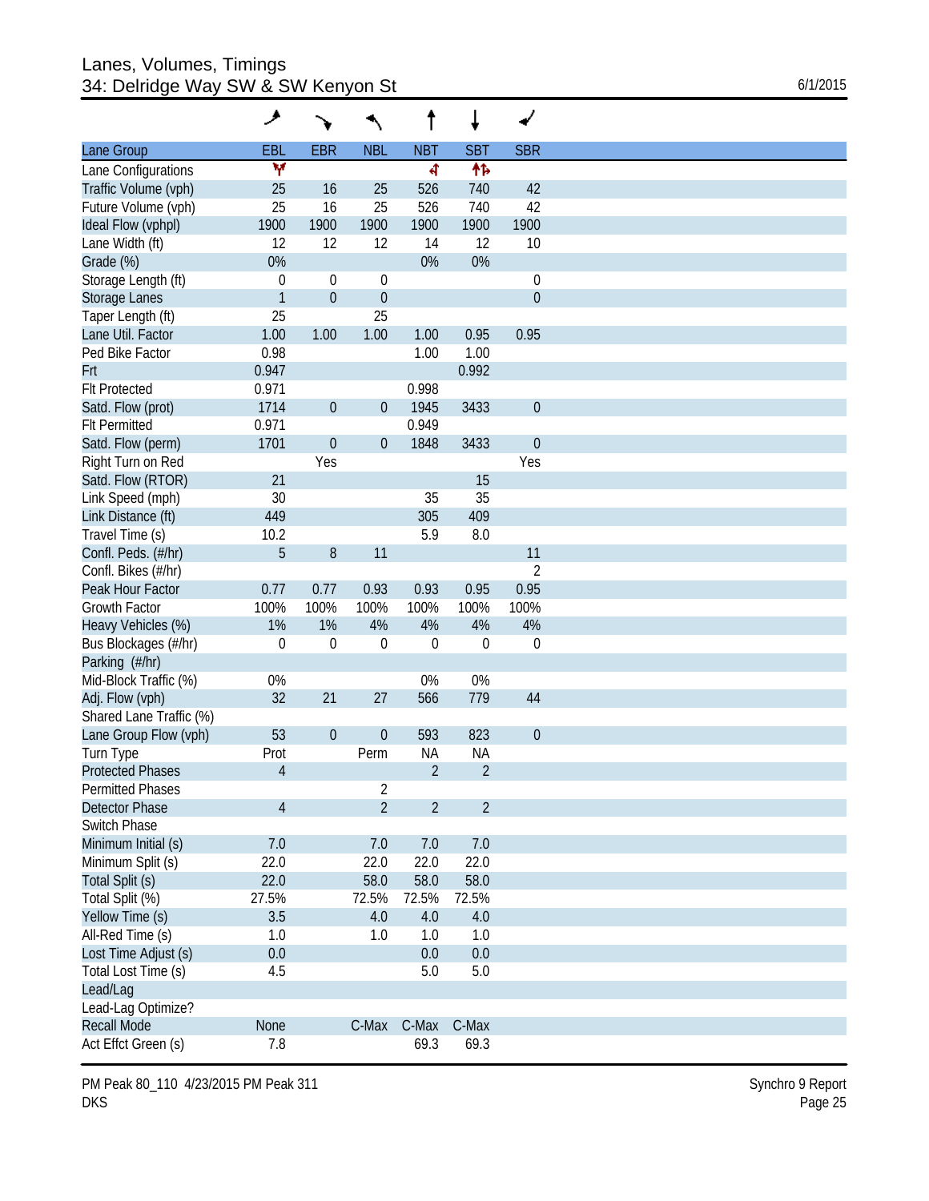# Lanes, Volumes, Timings
## 34: Delridge Way SW & SW Kenyon St

6/1/2015

| Lane Group | EBL | EBR | NBL | NBT | SBT | SBR |
|---|---|---|---|---|---|---|
| Lane Configurations | Y | | | ↰ | ↑↱ | |
| Traffic Volume (vph) | 25 | 16 | 25 | 526 | 740 | 42 |
| Future Volume (vph) | 25 | 16 | 25 | 526 | 740 | 42 |
| Ideal Flow (vphpl) | 1900 | 1900 | 1900 | 1900 | 1900 | 1900 |
| Lane Width (ft) | 12 | 12 | 12 | 14 | 12 | 10 |
| Grade (%) | 0% | | | 0% | 0% | |
| Storage Length (ft) | 0 | 0 | 0 | | | 0 |
| Storage Lanes | 1 | 0 | 0 | | | 0 |
| Taper Length (ft) | 25 | | 25 | | | |
| Lane Util. Factor | 1.00 | 1.00 | 1.00 | 1.00 | 0.95 | 0.95 |
| Ped Bike Factor | 0.98 | | | 1.00 | 1.00 | |
| Frt | 0.947 | | | | 0.992 | |
| Flt Protected | 0.971 | | | 0.998 | | |
| Satd. Flow (prot) | 1714 | 0 | 0 | 1945 | 3433 | 0 |
| Flt Permitted | 0.971 | | | 0.949 | | |
| Satd. Flow (perm) | 1701 | 0 | 0 | 1848 | 3433 | 0 |
| Right Turn on Red | | Yes | | | | Yes |
| Satd. Flow (RTOR) | 21 | | | | 15 | |
| Link Speed (mph) | 30 | | | 35 | 35 | |
| Link Distance (ft) | 449 | | | 305 | 409 | |
| Travel Time (s) | 10.2 | | | 5.9 | 8.0 | |
| Confl. Peds. (#/hr) | 5 | 8 | 11 | | | 11 |
| Confl. Bikes (#/hr) | | | | | | 2 |
| Peak Hour Factor | 0.77 | 0.77 | 0.93 | 0.93 | 0.95 | 0.95 |
| Growth Factor | 100% | 100% | 100% | 100% | 100% | 100% |
| Heavy Vehicles (%) | 1% | 1% | 4% | 4% | 4% | 4% |
| Bus Blockages (#/hr) | 0 | 0 | 0 | 0 | 0 | 0 |
| Parking (#/hr) | | | | | | |
| Mid-Block Traffic (%) | 0% | | | 0% | 0% | |
| Adj. Flow (vph) | 32 | 21 | 27 | 566 | 779 | 44 |
| Shared Lane Traffic (%) | | | | | | |
| Lane Group Flow (vph) | 53 | 0 | 0 | 593 | 823 | 0 |
| Turn Type | Prot | | Perm | NA | NA | |
| Protected Phases | 4 | | | 2 | 2 | |
| Permitted Phases | | | 2 | | | |
| Detector Phase | 4 | | 2 | 2 | 2 | |
| Switch Phase | | | | | | |
| Minimum Initial (s) | 7.0 | | 7.0 | 7.0 | 7.0 | |
| Minimum Split (s) | 22.0 | | 22.0 | 22.0 | 22.0 | |
| Total Split (s) | 22.0 | | 58.0 | 58.0 | 58.0 | |
| Total Split (%) | 27.5% | | 72.5% | 72.5% | 72.5% | |
| Yellow Time (s) | 3.5 | | 4.0 | 4.0 | 4.0 | |
| All-Red Time (s) | 1.0 | | 1.0 | 1.0 | 1.0 | |
| Lost Time Adjust (s) | 0.0 | | | 0.0 | 0.0 | |
| Total Lost Time (s) | 4.5 | | | 5.0 | 5.0 | |
| Lead/Lag | | | | | | |
| Lead-Lag Optimize? | | | | | | |
| Recall Mode | None | | C-Max | C-Max | C-Max | |
| Act Effct Green (s) | 7.8 | | | 69.3 | 69.3 | |

PM Peak 80_110 4/23/2015 PM Peak 311
DKS

Synchro 9 Report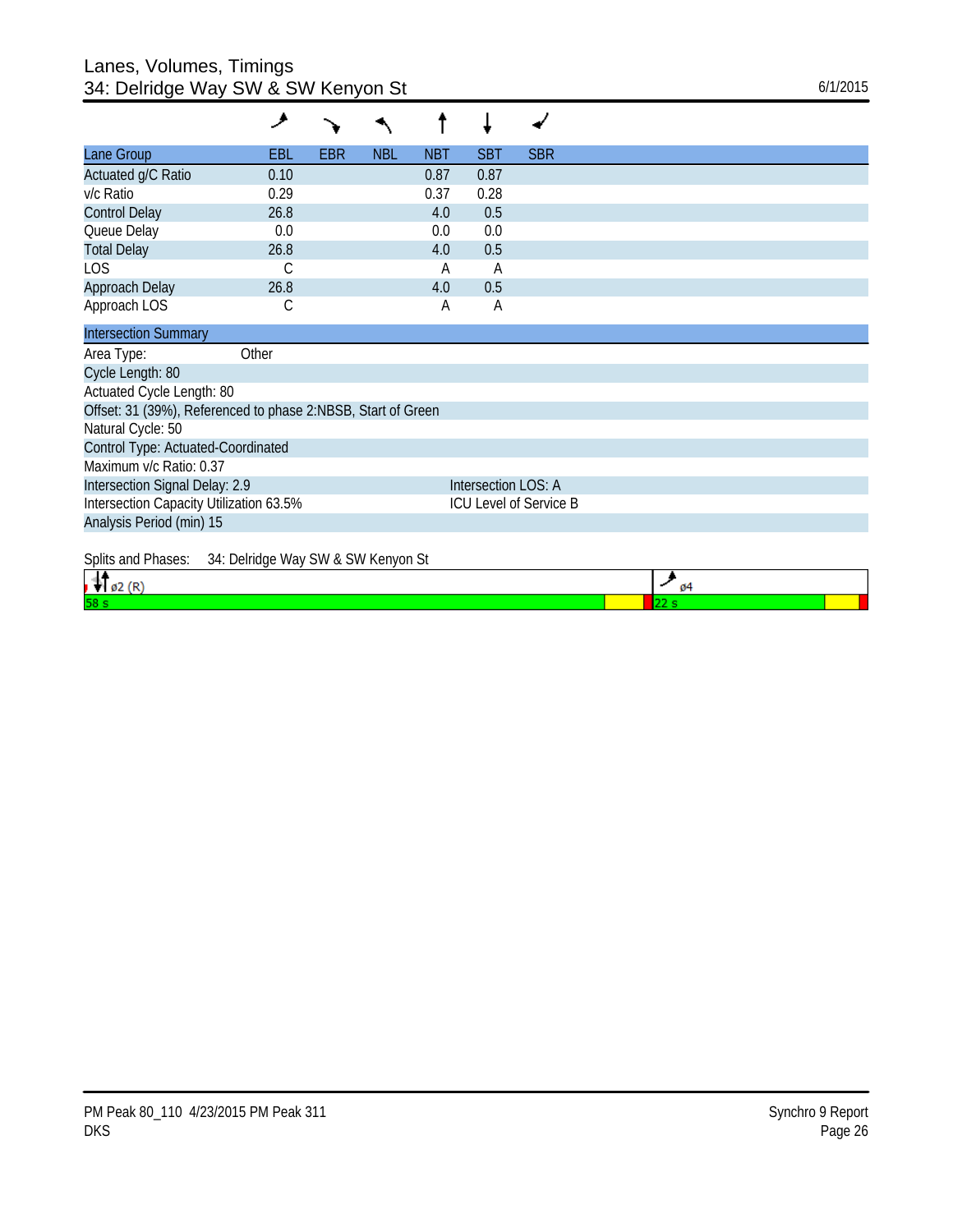# Lanes, Volumes, Timings
## 34: Delridge Way SW & SW Kenyon St

6/1/2015

| Lane Group | EBL | EBR | NBL | NBT | SBT | SBR |
|---|---|---|---|---|---|---|
| Actuated g/C Ratio | 0.10 | | | 0.87 | 0.87 | |
| v/c Ratio | 0.29 | | | 0.37 | 0.28 | |
| Control Delay | 26.8 | | | 4.0 | 0.5 | |
| Queue Delay | 0.0 | | | 0.0 | 0.0 | |
| Total Delay | 26.8 | | | 4.0 | 0.5 | |
| LOS | C | | | A | A | |
| Approach Delay | 26.8 | | | 4.0 | 0.5 | |
| Approach LOS | C | | | A | A | |

| Intersection Summary | |
|---|---|
| Area Type: Other | |
| Cycle Length: 80 | |
| Actuated Cycle Length: 80 | |
| Offset: 31 (39%), Referenced to phase 2:NBSB, Start of Green | |
| Natural Cycle: 50 | |
| Control Type: Actuated-Coordinated | |
| Maximum v/c Ratio: 0.37 | |
| Intersection Signal Delay: 2.9 | Intersection LOS: A |
| Intersection Capacity Utilization 63.5% | ICU Level of Service B |
| Analysis Period (min) 15 | |

Splits and Phases: 34: Delridge Way SW & SW Kenyon St

| ø2 (R) | ø4 |
|---|---|
| 58 s | 22 s |

PM Peak 80_110 4/23/2015 PM Peak 311
DKS

Synchro 9 Report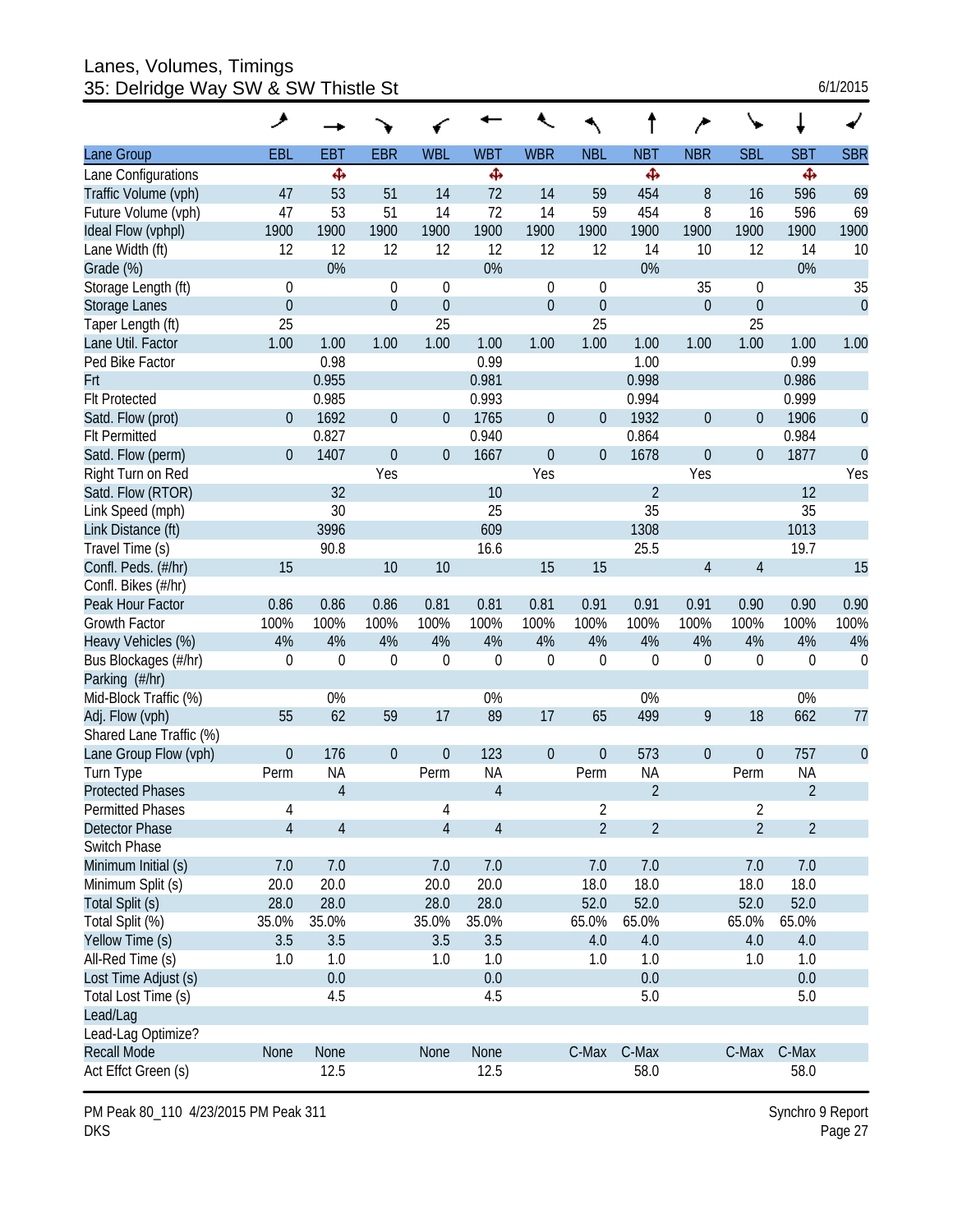# Lanes, Volumes, Timings
## 35: Delridge Way SW & SW Thistle St

6/1/2015

| Lane Group | EBL | EBT | EBR | WBL | WBT | WBR | NBL | NBT | NBR | SBL | SBT | SBR |
|---|---|---|---|---|---|---|---|---|---|---|---|---|
| Lane Configurations | | ✣ | | | ✣ | | | ✣ | | | ✣ | |
| Traffic Volume (vph) | 47 | 53 | 51 | 14 | 72 | 14 | 59 | 454 | 8 | 16 | 596 | 69 |
| Future Volume (vph) | 47 | 53 | 51 | 14 | 72 | 14 | 59 | 454 | 8 | 16 | 596 | 69 |
| Ideal Flow (vphpl) | 1900 | 1900 | 1900 | 1900 | 1900 | 1900 | 1900 | 1900 | 1900 | 1900 | 1900 | 1900 |
| Lane Width (ft) | 12 | 12 | 12 | 12 | 12 | 12 | 12 | 14 | 10 | 12 | 14 | 10 |
| Grade (%) | | 0% | | | 0% | | | 0% | | | 0% | |
| Storage Length (ft) | 0 | | 0 | 0 | | 0 | 0 | | 35 | 0 | | 35 |
| Storage Lanes | 0 | | 0 | 0 | | 0 | 0 | | 0 | 0 | | 0 |
| Taper Length (ft) | 25 | | | 25 | | | 25 | | | 25 | | |
| Lane Util. Factor | 1.00 | 1.00 | 1.00 | 1.00 | 1.00 | 1.00 | 1.00 | 1.00 | 1.00 | 1.00 | 1.00 | 1.00 |
| Ped Bike Factor | | 0.98 | | | 0.99 | | | 1.00 | | | 0.99 | |
| Frt | | 0.955 | | | 0.981 | | | 0.998 | | | 0.986 | |
| Flt Protected | | 0.985 | | | 0.993 | | | 0.994 | | | 0.999 | |
| Satd. Flow (prot) | 0 | 1692 | 0 | 0 | 1765 | 0 | 0 | 1932 | 0 | 0 | 1906 | 0 |
| Flt Permitted | | 0.827 | | | 0.940 | | | 0.864 | | | 0.984 | |
| Satd. Flow (perm) | 0 | 1407 | 0 | 0 | 1667 | 0 | 0 | 1678 | 0 | 0 | 1877 | 0 |
| Right Turn on Red | | | Yes | | | Yes | | | Yes | | | Yes |
| Satd. Flow (RTOR) | | 32 | | | 10 | | | 2 | | | 12 | |
| Link Speed (mph) | | 30 | | | 25 | | | 35 | | | 35 | |
| Link Distance (ft) | | 3996 | | | 609 | | | 1308 | | | 1013 | |
| Travel Time (s) | | 90.8 | | | 16.6 | | | 25.5 | | | 19.7 | |
| Confl. Peds. (#/hr) | 15 | | 10 | 10 | | 15 | 15 | | 4 | 4 | | 15 |
| Confl. Bikes (#/hr) | | | | | | | | | | | | |
| Peak Hour Factor | 0.86 | 0.86 | 0.86 | 0.81 | 0.81 | 0.81 | 0.91 | 0.91 | 0.91 | 0.90 | 0.90 | 0.90 |
| Growth Factor | 100% | 100% | 100% | 100% | 100% | 100% | 100% | 100% | 100% | 100% | 100% | 100% |
| Heavy Vehicles (%) | 4% | 4% | 4% | 4% | 4% | 4% | 4% | 4% | 4% | 4% | 4% | 4% |
| Bus Blockages (#/hr) | 0 | 0 | 0 | 0 | 0 | 0 | 0 | 0 | 0 | 0 | 0 | 0 |
| Parking (#/hr) | | | | | | | | | | | | |
| Mid-Block Traffic (%) | | 0% | | | 0% | | | 0% | | | 0% | |
| Adj. Flow (vph) | 55 | 62 | 59 | 17 | 89 | 17 | 65 | 499 | 9 | 18 | 662 | 77 |
| Shared Lane Traffic (%) | | | | | | | | | | | | |
| Lane Group Flow (vph) | 0 | 176 | 0 | 0 | 123 | 0 | 0 | 573 | 0 | 0 | 757 | 0 |
| Turn Type | Perm | NA | | Perm | NA | | Perm | NA | | Perm | NA | |
| Protected Phases | | 4 | | | 4 | | | 2 | | | 2 | |
| Permitted Phases | 4 | | | 4 | | | 2 | | | 2 | | |
| Detector Phase | 4 | 4 | | 4 | 4 | | 2 | 2 | | 2 | 2 | |
| Switch Phase | | | | | | | | | | | | |
| Minimum Initial (s) | 7.0 | 7.0 | | 7.0 | 7.0 | | 7.0 | 7.0 | | 7.0 | 7.0 | |
| Minimum Split (s) | 20.0 | 20.0 | | 20.0 | 20.0 | | 18.0 | 18.0 | | 18.0 | 18.0 | |
| Total Split (s) | 28.0 | 28.0 | | 28.0 | 28.0 | | 52.0 | 52.0 | | 52.0 | 52.0 | |
| Total Split (%) | 35.0% | 35.0% | | 35.0% | 35.0% | | 65.0% | 65.0% | | 65.0% | 65.0% | |
| Yellow Time (s) | 3.5 | 3.5 | | 3.5 | 3.5 | | 4.0 | 4.0 | | 4.0 | 4.0 | |
| All-Red Time (s) | 1.0 | 1.0 | | 1.0 | 1.0 | | 1.0 | 1.0 | | 1.0 | 1.0 | |
| Lost Time Adjust (s) | | 0.0 | | | 0.0 | | | 0.0 | | | 0.0 | |
| Total Lost Time (s) | | 4.5 | | | 4.5 | | | 5.0 | | | 5.0 | |
| Lead/Lag | | | | | | | | | | | | |
| Lead-Lag Optimize? | | | | | | | | | | | | |
| Recall Mode | None | None | | None | None | | C-Max | C-Max | | C-Max | C-Max | |
| Act Effct Green (s) | | 12.5 | | | 12.5 | | | 58.0 | | | 58.0 | |

PM Peak 80_110 4/23/2015 PM Peak 311
DKS

Synchro 9 Report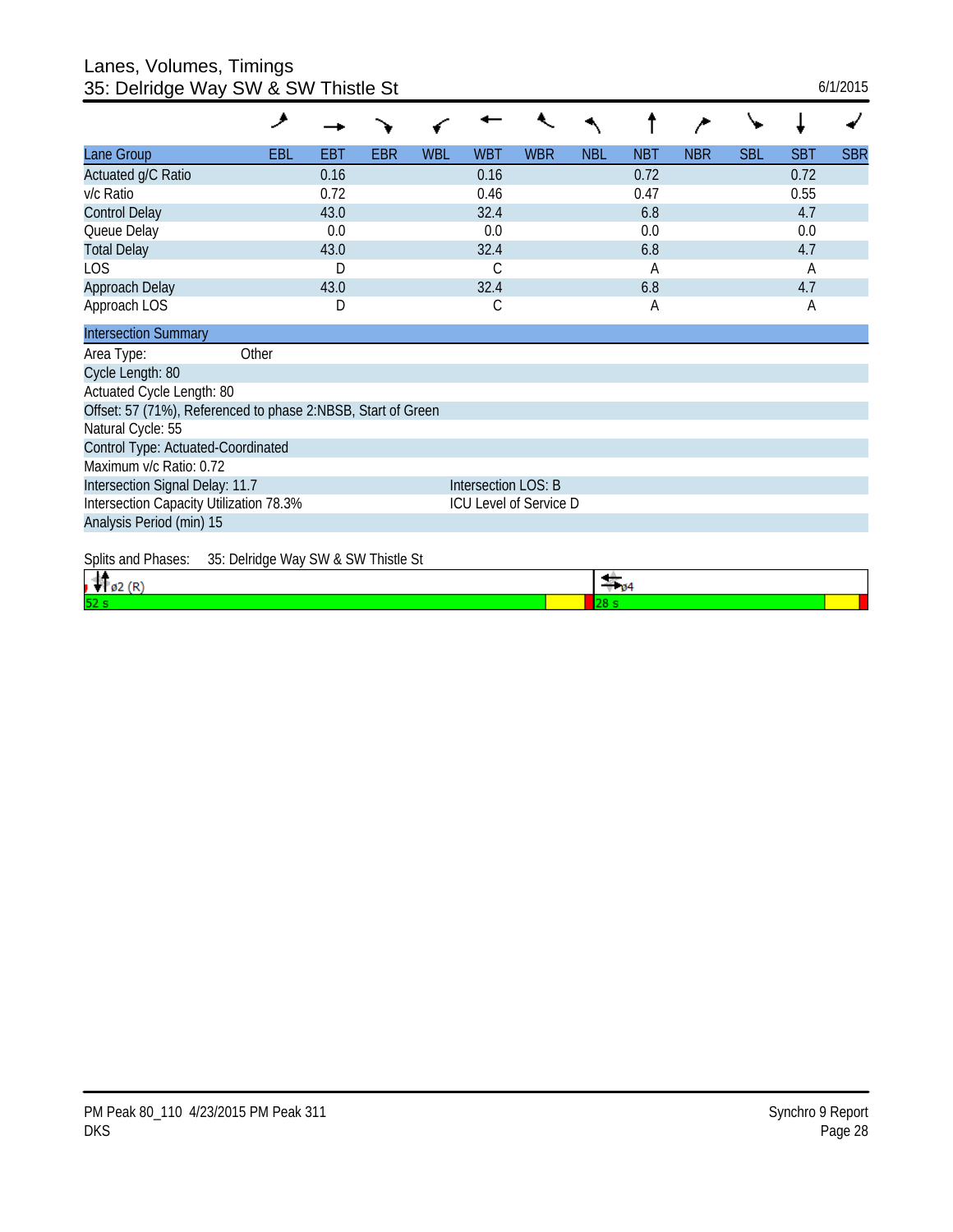# Lanes, Volumes, Timings
## 35: Delridge Way SW & SW Thistle St

6/1/2015

| Lane Group | EBL | EBT | EBR | WBL | WBT | WBR | NBL | NBT | NBR | SBL | SBT | SBR |
|---|---|---|---|---|---|---|---|---|---|---|---|---|
| Actuated g/C Ratio | | 0.16 | | | 0.16 | | | 0.72 | | | 0.72 | |
| v/c Ratio | | 0.72 | | | 0.46 | | | 0.47 | | | 0.55 | |
| Control Delay | | 43.0 | | | 32.4 | | | 6.8 | | | 4.7 | |
| Queue Delay | | 0.0 | | | 0.0 | | | 0.0 | | | 0.0 | |
| Total Delay | | 43.0 | | | 32.4 | | | 6.8 | | | 4.7 | |
| LOS | | D | | | C | | | A | | | A | |
| Approach Delay | | 43.0 | | | 32.4 | | | 6.8 | | | 4.7 | |
| Approach LOS | | D | | | C | | | A | | | A | |

**Intersection Summary**

Area Type: Other

Cycle Length: 80

Actuated Cycle Length: 80

Offset: 57 (71%), Referenced to phase 2:NBSB, Start of Green

Natural Cycle: 55

Control Type: Actuated-Coordinated

Maximum v/c Ratio: 0.72

Intersection Signal Delay: 11.7 — Intersection LOS: B

Intersection Capacity Utilization 78.3% — ICU Level of Service D

Analysis Period (min) 15

Splits and Phases: 35: Delridge Way SW & SW Thistle St

| ø2 (R) | ø4 |
|---|---|
| 52 s | 28 s |

PM Peak 80_110 4/23/2015 PM Peak 311
DKS

Synchro 9 Report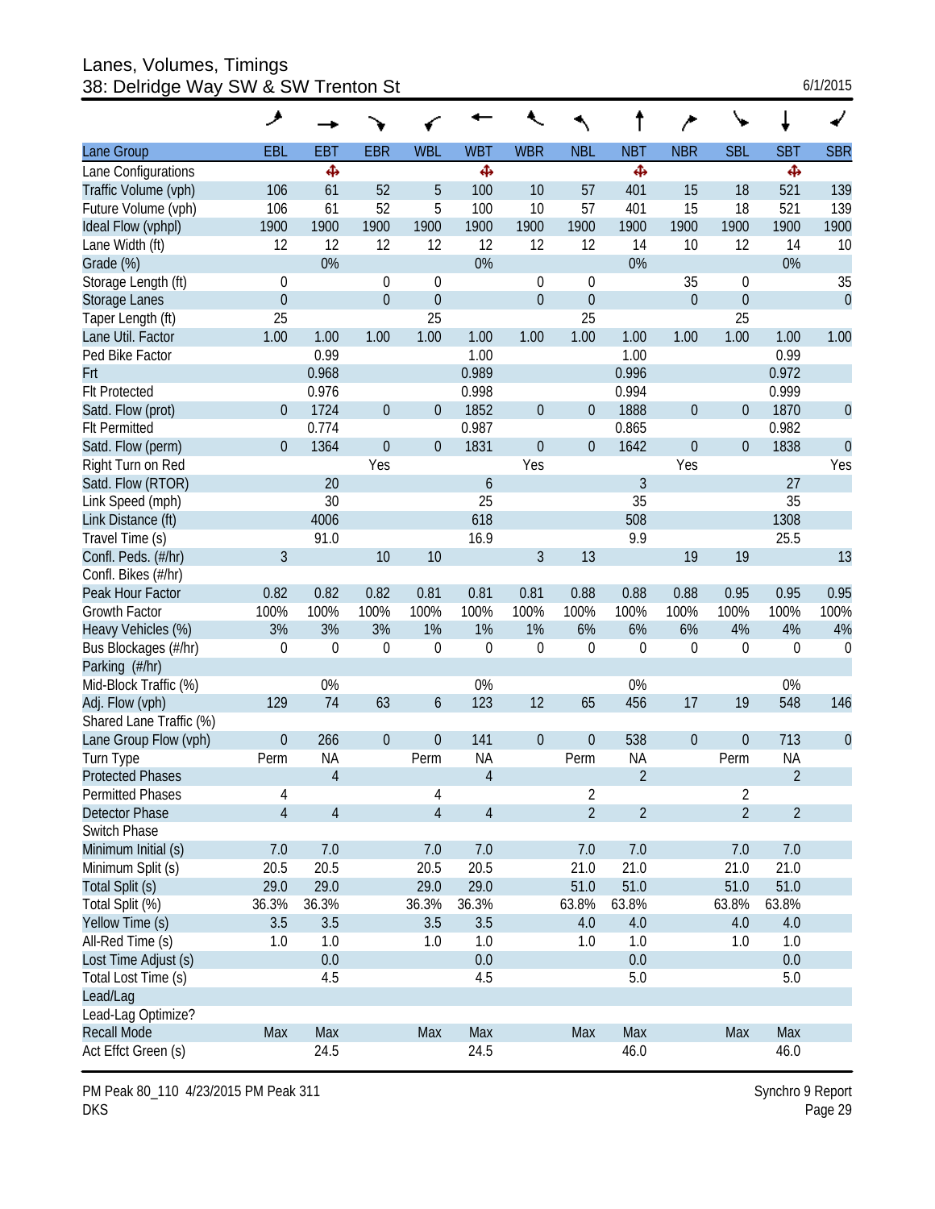# Lanes, Volumes, Timings
## 38: Delridge Way SW & SW Trenton St

6/1/2015

| Lane Group | EBL | EBT | EBR | WBL | WBT | WBR | NBL | NBT | NBR | SBL | SBT | SBR |
|---|---|---|---|---|---|---|---|---|---|---|---|---|
| Lane Configurations | | ✥ | | | ✥ | | | ✥ | | | ✥ | |
| Traffic Volume (vph) | 106 | 61 | 52 | 5 | 100 | 10 | 57 | 401 | 15 | 18 | 521 | 139 |
| Future Volume (vph) | 106 | 61 | 52 | 5 | 100 | 10 | 57 | 401 | 15 | 18 | 521 | 139 |
| Ideal Flow (vphpl) | 1900 | 1900 | 1900 | 1900 | 1900 | 1900 | 1900 | 1900 | 1900 | 1900 | 1900 | 1900 |
| Lane Width (ft) | 12 | 12 | 12 | 12 | 12 | 12 | 12 | 14 | 10 | 12 | 14 | 10 |
| Grade (%) | | 0% | | | 0% | | | 0% | | | 0% | |
| Storage Length (ft) | 0 | | 0 | 0 | | 0 | 0 | | 35 | 0 | | 35 |
| Storage Lanes | 0 | | 0 | 0 | | 0 | 0 | | 0 | 0 | | 0 |
| Taper Length (ft) | 25 | | | 25 | | | 25 | | | 25 | | |
| Lane Util. Factor | 1.00 | 1.00 | 1.00 | 1.00 | 1.00 | 1.00 | 1.00 | 1.00 | 1.00 | 1.00 | 1.00 | 1.00 |
| Ped Bike Factor | | 0.99 | | | 1.00 | | | 1.00 | | | 0.99 | |
| Frt | | 0.968 | | | 0.989 | | | 0.996 | | | 0.972 | |
| Flt Protected | | 0.976 | | | 0.998 | | | 0.994 | | | 0.999 | |
| Satd. Flow (prot) | 0 | 1724 | 0 | 0 | 1852 | 0 | 0 | 1888 | 0 | 0 | 1870 | 0 |
| Flt Permitted | | 0.774 | | | 0.987 | | | 0.865 | | | 0.982 | |
| Satd. Flow (perm) | 0 | 1364 | 0 | 0 | 1831 | 0 | 0 | 1642 | 0 | 0 | 1838 | 0 |
| Right Turn on Red | | | Yes | | | Yes | | | Yes | | | Yes |
| Satd. Flow (RTOR) | | 20 | | | 6 | | | 3 | | | 27 | |
| Link Speed (mph) | | 30 | | | 25 | | | 35 | | | 35 | |
| Link Distance (ft) | | 4006 | | | 618 | | | 508 | | | 1308 | |
| Travel Time (s) | | 91.0 | | | 16.9 | | | 9.9 | | | 25.5 | |
| Confl. Peds. (#/hr) | 3 | | 10 | 10 | | 3 | 13 | | 19 | 19 | | 13 |
| Confl. Bikes (#/hr) | | | | | | | | | | | | |
| Peak Hour Factor | 0.82 | 0.82 | 0.82 | 0.81 | 0.81 | 0.81 | 0.88 | 0.88 | 0.88 | 0.95 | 0.95 | 0.95 |
| Growth Factor | 100% | 100% | 100% | 100% | 100% | 100% | 100% | 100% | 100% | 100% | 100% | 100% |
| Heavy Vehicles (%) | 3% | 3% | 3% | 1% | 1% | 1% | 6% | 6% | 6% | 4% | 4% | 4% |
| Bus Blockages (#/hr) | 0 | 0 | 0 | 0 | 0 | 0 | 0 | 0 | 0 | 0 | 0 | 0 |
| Parking (#/hr) | | | | | | | | | | | | |
| Mid-Block Traffic (%) | | 0% | | | 0% | | | 0% | | | 0% | |
| Adj. Flow (vph) | 129 | 74 | 63 | 6 | 123 | 12 | 65 | 456 | 17 | 19 | 548 | 146 |
| Shared Lane Traffic (%) | | | | | | | | | | | | |
| Lane Group Flow (vph) | 0 | 266 | 0 | 0 | 141 | 0 | 0 | 538 | 0 | 0 | 713 | 0 |
| Turn Type | Perm | NA | | Perm | NA | | Perm | NA | | Perm | NA | |
| Protected Phases | | 4 | | | 4 | | | 2 | | | 2 | |
| Permitted Phases | 4 | | | 4 | | | 2 | | | 2 | | |
| Detector Phase | 4 | 4 | | 4 | 4 | | 2 | 2 | | 2 | 2 | |
| Switch Phase | | | | | | | | | | | | |
| Minimum Initial (s) | 7.0 | 7.0 | | 7.0 | 7.0 | | 7.0 | 7.0 | | 7.0 | 7.0 | |
| Minimum Split (s) | 20.5 | 20.5 | | 20.5 | 20.5 | | 21.0 | 21.0 | | 21.0 | 21.0 | |
| Total Split (s) | 29.0 | 29.0 | | 29.0 | 29.0 | | 51.0 | 51.0 | | 51.0 | 51.0 | |
| Total Split (%) | 36.3% | 36.3% | | 36.3% | 36.3% | | 63.8% | 63.8% | | 63.8% | 63.8% | |
| Yellow Time (s) | 3.5 | 3.5 | | 3.5 | 3.5 | | 4.0 | 4.0 | | 4.0 | 4.0 | |
| All-Red Time (s) | 1.0 | 1.0 | | 1.0 | 1.0 | | 1.0 | 1.0 | | 1.0 | 1.0 | |
| Lost Time Adjust (s) | | 0.0 | | | 0.0 | | | 0.0 | | | 0.0 | |
| Total Lost Time (s) | | 4.5 | | | 4.5 | | | 5.0 | | | 5.0 | |
| Lead/Lag | | | | | | | | | | | | |
| Lead-Lag Optimize? | | | | | | | | | | | | |
| Recall Mode | Max | Max | | Max | Max | | Max | Max | | Max | Max | |
| Act Effct Green (s) | | 24.5 | | | 24.5 | | | 46.0 | | | 46.0 | |

PM Peak 80_110 4/23/2015 PM Peak 311
DKS

Synchro 9 Report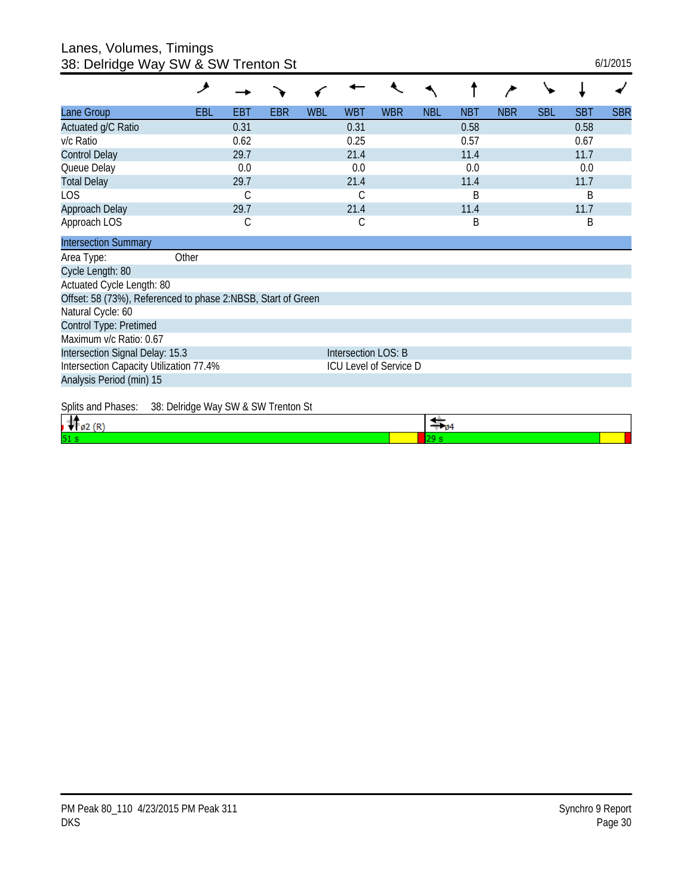# Lanes, Volumes, Timings
## 38: Delridge Way SW & SW Trenton St

6/1/2015

| Lane Group | EBL | EBT | EBR | WBL | WBT | WBR | NBL | NBT | NBR | SBL | SBT | SBR |
|---|---|---|---|---|---|---|---|---|---|---|---|---|
| Actuated g/C Ratio | | 0.31 | | | 0.31 | | | 0.58 | | | 0.58 | |
| v/c Ratio | | 0.62 | | | 0.25 | | | 0.57 | | | 0.67 | |
| Control Delay | | 29.7 | | | 21.4 | | | 11.4 | | | 11.7 | |
| Queue Delay | | 0.0 | | | 0.0 | | | 0.0 | | | 0.0 | |
| Total Delay | | 29.7 | | | 21.4 | | | 11.4 | | | 11.7 | |
| LOS | | C | | | C | | | B | | | B | |
| Approach Delay | | 29.7 | | | 21.4 | | | 11.4 | | | 11.7 | |
| Approach LOS | | C | | | C | | | B | | | B | |

**Intersection Summary**

Area Type: Other
Cycle Length: 80
Actuated Cycle Length: 80
Offset: 58 (73%), Referenced to phase 2:NBSB, Start of Green
Natural Cycle: 60
Control Type: Pretimed
Maximum v/c Ratio: 0.67
Intersection Signal Delay: 15.3 — Intersection LOS: B
Intersection Capacity Utilization 77.4% — ICU Level of Service D
Analysis Period (min) 15

Splits and Phases: 38: Delridge Way SW & SW Trenton St

ø2 (R) 51 s
ø4 29 s

PM Peak 80_110 4/23/2015 PM Peak 311
DKS
Synchro 9 Report